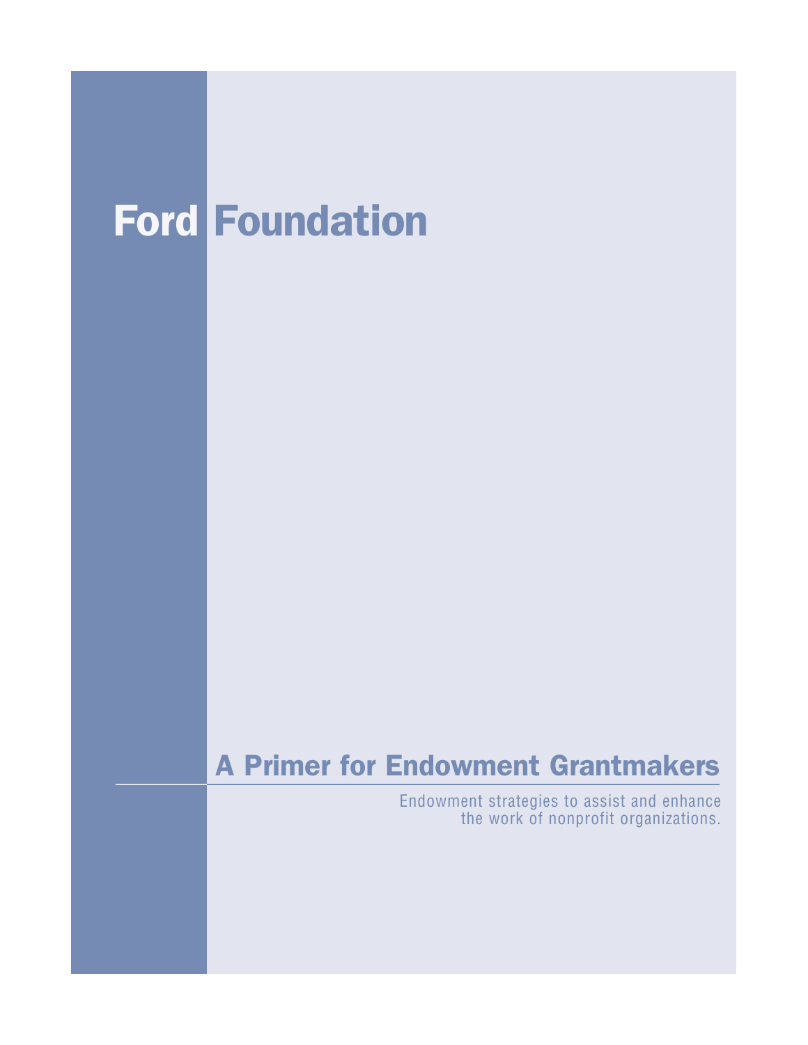# Ford Foundation

## A Primer for Endowment Grantmakers

Endowment strategies to assist and enhance the work of nonprofit organizations.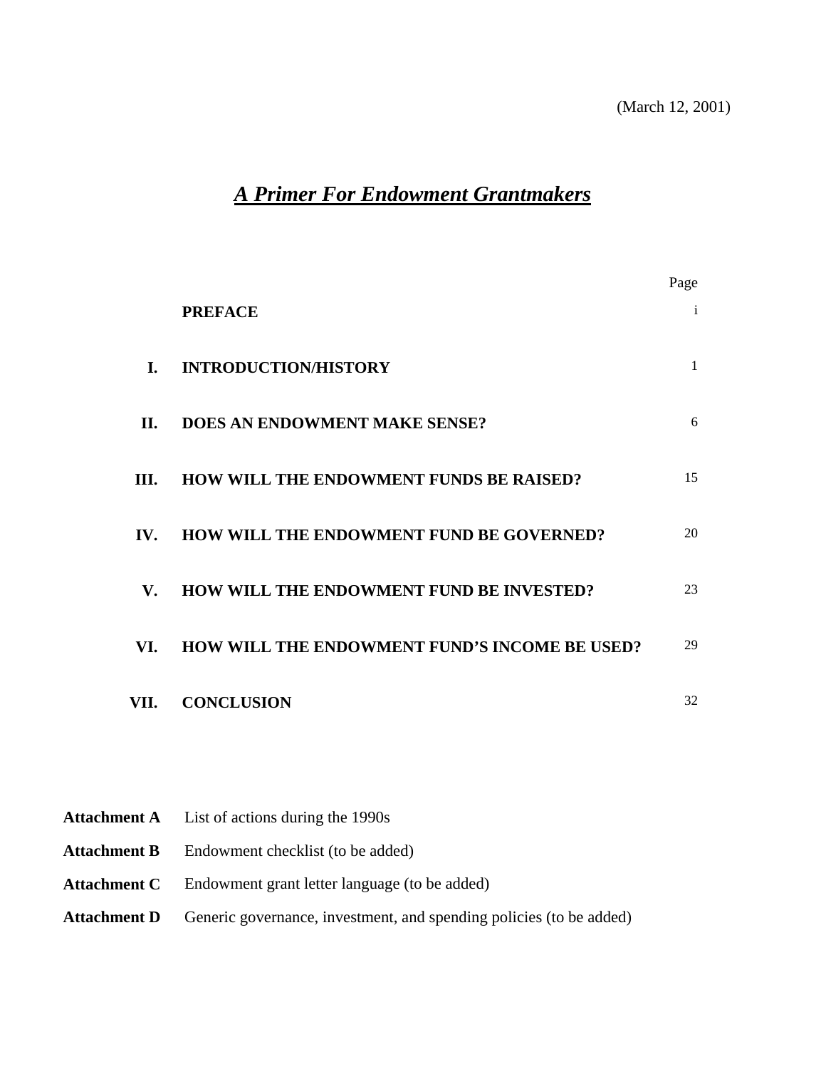(March 12, 2001)

# *A Primer For Endowment Grantmakers*

| | | Page |
|---|---|---|
| | **PREFACE** | i |
| **I.** | **INTRODUCTION/HISTORY** | 1 |
| **II.** | **DOES AN ENDOWMENT MAKE SENSE?** | 6 |
| **III.** | **HOW WILL THE ENDOWMENT FUNDS BE RAISED?** | 15 |
| **IV.** | **HOW WILL THE ENDOWMENT FUND BE GOVERNED?** | 20 |
| **V.** | **HOW WILL THE ENDOWMENT FUND BE INVESTED?** | 23 |
| **VI.** | **HOW WILL THE ENDOWMENT FUND'S INCOME BE USED?** | 29 |
| **VII.** | **CONCLUSION** | 32 |

**Attachment A** List of actions during the 1990s

**Attachment B** Endowment checklist (to be added)

**Attachment C** Endowment grant letter language (to be added)

**Attachment D** Generic governance, investment, and spending policies (to be added)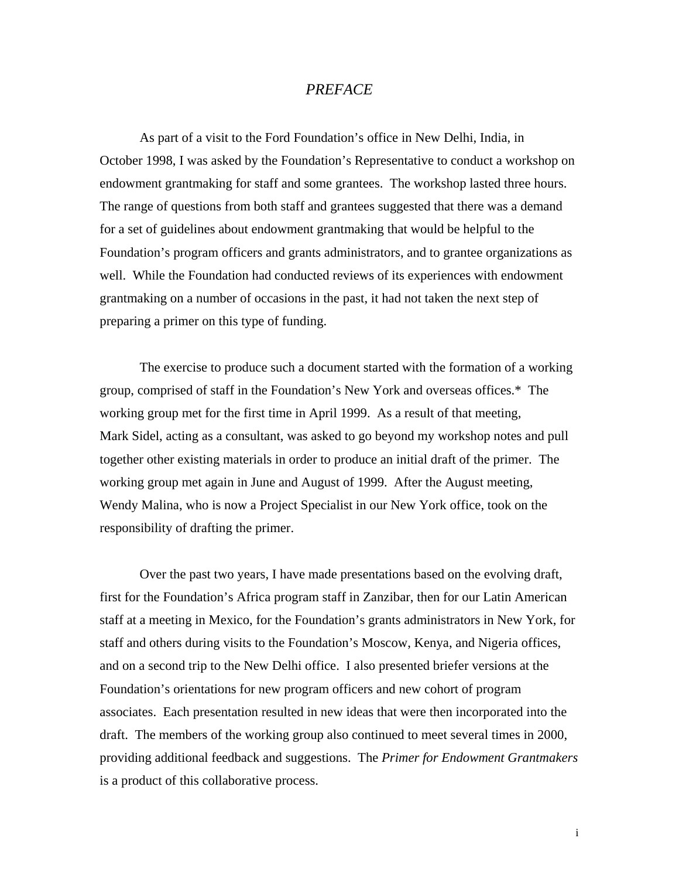# *PREFACE*

As part of a visit to the Ford Foundation's office in New Delhi, India, in October 1998, I was asked by the Foundation's Representative to conduct a workshop on endowment grantmaking for staff and some grantees. The workshop lasted three hours. The range of questions from both staff and grantees suggested that there was a demand for a set of guidelines about endowment grantmaking that would be helpful to the Foundation's program officers and grants administrators, and to grantee organizations as well. While the Foundation had conducted reviews of its experiences with endowment grantmaking on a number of occasions in the past, it had not taken the next step of preparing a primer on this type of funding.

The exercise to produce such a document started with the formation of a working group, comprised of staff in the Foundation's New York and overseas offices.* The working group met for the first time in April 1999. As a result of that meeting, Mark Sidel, acting as a consultant, was asked to go beyond my workshop notes and pull together other existing materials in order to produce an initial draft of the primer. The working group met again in June and August of 1999. After the August meeting, Wendy Malina, who is now a Project Specialist in our New York office, took on the responsibility of drafting the primer.

Over the past two years, I have made presentations based on the evolving draft, first for the Foundation's Africa program staff in Zanzibar, then for our Latin American staff at a meeting in Mexico, for the Foundation's grants administrators in New York, for staff and others during visits to the Foundation's Moscow, Kenya, and Nigeria offices, and on a second trip to the New Delhi office. I also presented briefer versions at the Foundation's orientations for new program officers and new cohort of program associates. Each presentation resulted in new ideas that were then incorporated into the draft. The members of the working group also continued to meet several times in 2000, providing additional feedback and suggestions. The *Primer for Endowment Grantmakers* is a product of this collaborative process.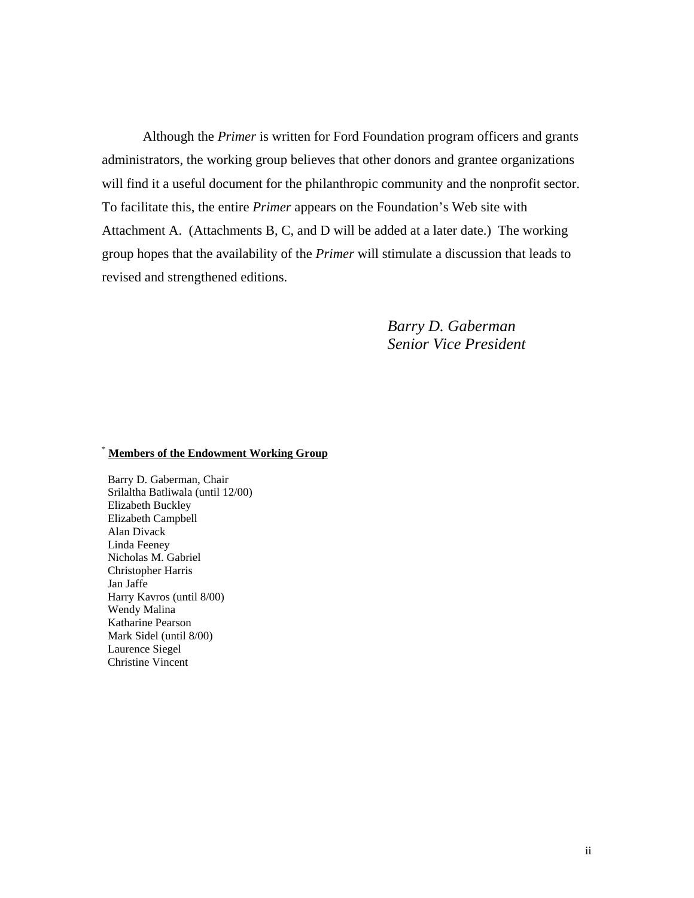Although the *Primer* is written for Ford Foundation program officers and grants administrators, the working group believes that other donors and grantee organizations will find it a useful document for the philanthropic community and the nonprofit sector. To facilitate this, the entire *Primer* appears on the Foundation's Web site with Attachment A. (Attachments B, C, and D will be added at a later date.) The working group hopes that the availability of the *Primer* will stimulate a discussion that leads to revised and strengthened editions.

*Barry D. Gaberman*
*Senior Vice President*

[*] **Members of the Endowment Working Group**

Barry D. Gaberman, Chair
Srilaltha Batliwala (until 12/00)
Elizabeth Buckley
Elizabeth Campbell
Alan Divack
Linda Feeney
Nicholas M. Gabriel
Christopher Harris
Jan Jaffe
Harry Kavros (until 8/00)
Wendy Malina
Katharine Pearson
Mark Sidel (until 8/00)
Laurence Siegel
Christine Vincent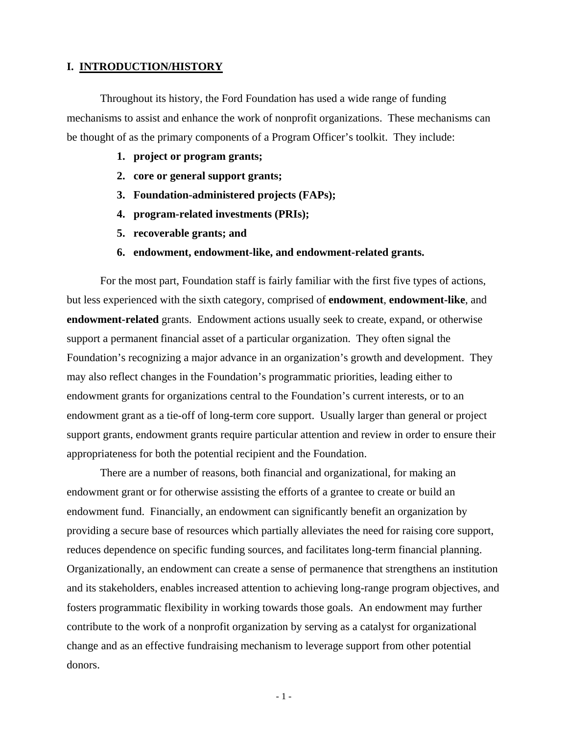# I. <u>INTRODUCTION/HISTORY</u>

Throughout its history, the Ford Foundation has used a wide range of funding mechanisms to assist and enhance the work of nonprofit organizations. These mechanisms can be thought of as the primary components of a Program Officer's toolkit. They include:

1. **project or program grants;**
2. **core or general support grants;**
3. **Foundation-administered projects (FAPs);**
4. **program-related investments (PRIs);**
5. **recoverable grants; and**
6. **endowment, endowment-like, and endowment-related grants.**

For the most part, Foundation staff is fairly familiar with the first five types of actions, but less experienced with the sixth category, comprised of **endowment**, **endowment-like**, and **endowment-related** grants. Endowment actions usually seek to create, expand, or otherwise support a permanent financial asset of a particular organization. They often signal the Foundation's recognizing a major advance in an organization's growth and development. They may also reflect changes in the Foundation's programmatic priorities, leading either to endowment grants for organizations central to the Foundation's current interests, or to an endowment grant as a tie-off of long-term core support. Usually larger than general or project support grants, endowment grants require particular attention and review in order to ensure their appropriateness for both the potential recipient and the Foundation.

There are a number of reasons, both financial and organizational, for making an endowment grant or for otherwise assisting the efforts of a grantee to create or build an endowment fund. Financially, an endowment can significantly benefit an organization by providing a secure base of resources which partially alleviates the need for raising core support, reduces dependence on specific funding sources, and facilitates long-term financial planning. Organizationally, an endowment can create a sense of permanence that strengthens an institution and its stakeholders, enables increased attention to achieving long-range program objectives, and fosters programmatic flexibility in working towards those goals. An endowment may further contribute to the work of a nonprofit organization by serving as a catalyst for organizational change and as an effective fundraising mechanism to leverage support from other potential donors.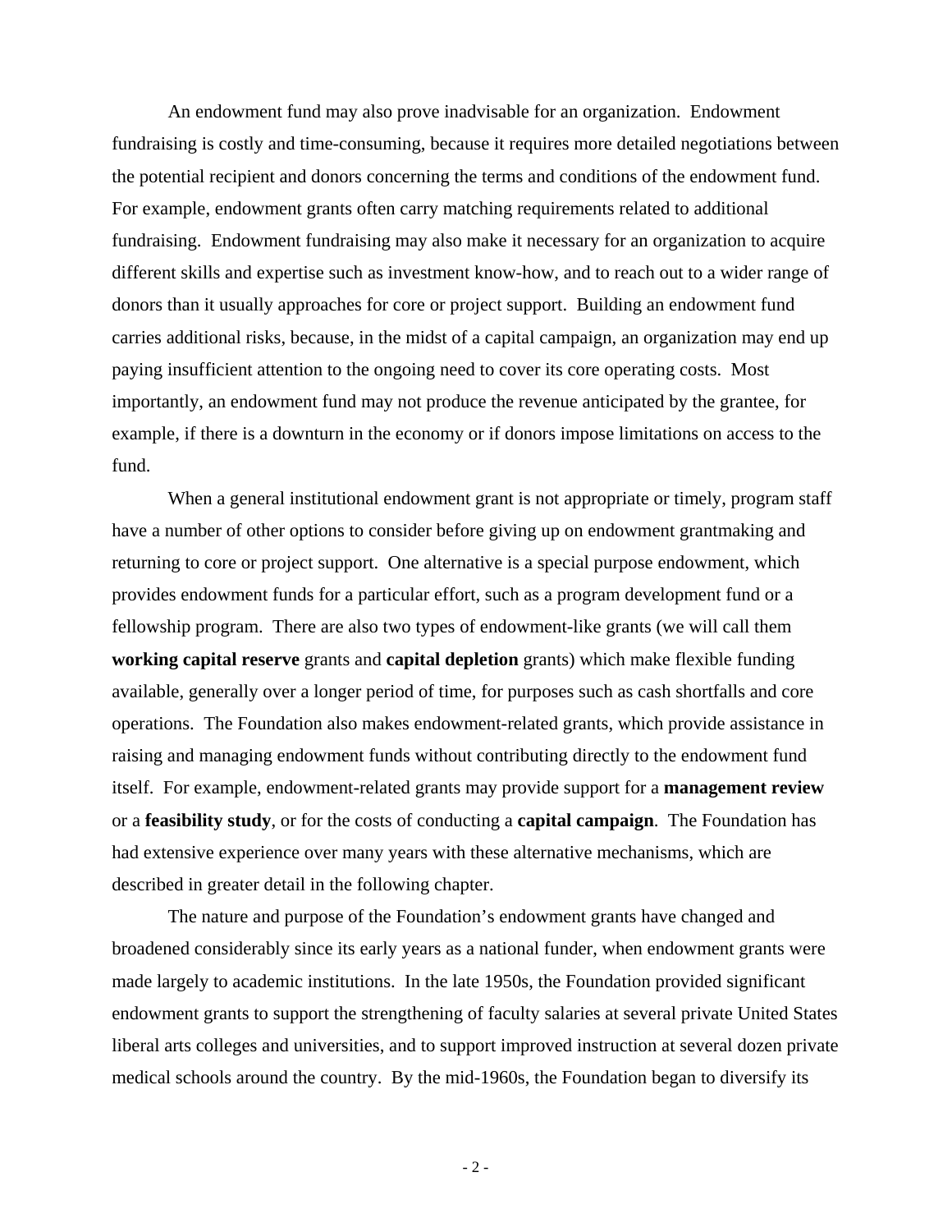An endowment fund may also prove inadvisable for an organization. Endowment fundraising is costly and time-consuming, because it requires more detailed negotiations between the potential recipient and donors concerning the terms and conditions of the endowment fund. For example, endowment grants often carry matching requirements related to additional fundraising. Endowment fundraising may also make it necessary for an organization to acquire different skills and expertise such as investment know-how, and to reach out to a wider range of donors than it usually approaches for core or project support. Building an endowment fund carries additional risks, because, in the midst of a capital campaign, an organization may end up paying insufficient attention to the ongoing need to cover its core operating costs. Most importantly, an endowment fund may not produce the revenue anticipated by the grantee, for example, if there is a downturn in the economy or if donors impose limitations on access to the fund.

When a general institutional endowment grant is not appropriate or timely, program staff have a number of other options to consider before giving up on endowment grantmaking and returning to core or project support. One alternative is a special purpose endowment, which provides endowment funds for a particular effort, such as a program development fund or a fellowship program. There are also two types of endowment-like grants (we will call them **working capital reserve** grants and **capital depletion** grants) which make flexible funding available, generally over a longer period of time, for purposes such as cash shortfalls and core operations. The Foundation also makes endowment-related grants, which provide assistance in raising and managing endowment funds without contributing directly to the endowment fund itself. For example, endowment-related grants may provide support for a **management review** or a **feasibility study**, or for the costs of conducting a **capital campaign**. The Foundation has had extensive experience over many years with these alternative mechanisms, which are described in greater detail in the following chapter.

The nature and purpose of the Foundation's endowment grants have changed and broadened considerably since its early years as a national funder, when endowment grants were made largely to academic institutions. In the late 1950s, the Foundation provided significant endowment grants to support the strengthening of faculty salaries at several private United States liberal arts colleges and universities, and to support improved instruction at several dozen private medical schools around the country. By the mid-1960s, the Foundation began to diversify its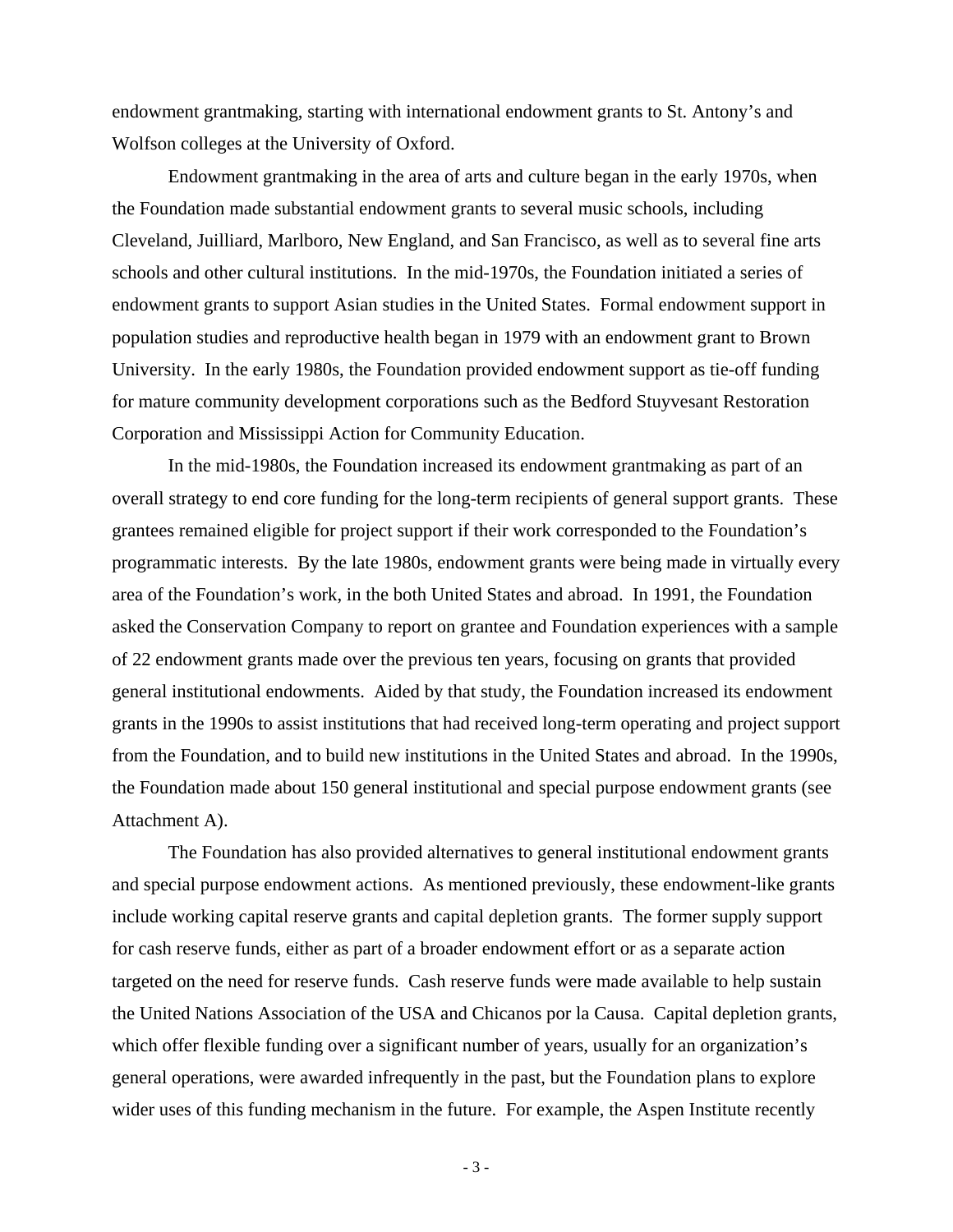endowment grantmaking, starting with international endowment grants to St. Antony's and Wolfson colleges at the University of Oxford.

Endowment grantmaking in the area of arts and culture began in the early 1970s, when the Foundation made substantial endowment grants to several music schools, including Cleveland, Juilliard, Marlboro, New England, and San Francisco, as well as to several fine arts schools and other cultural institutions. In the mid-1970s, the Foundation initiated a series of endowment grants to support Asian studies in the United States. Formal endowment support in population studies and reproductive health began in 1979 with an endowment grant to Brown University. In the early 1980s, the Foundation provided endowment support as tie-off funding for mature community development corporations such as the Bedford Stuyvesant Restoration Corporation and Mississippi Action for Community Education.

In the mid-1980s, the Foundation increased its endowment grantmaking as part of an overall strategy to end core funding for the long-term recipients of general support grants. These grantees remained eligible for project support if their work corresponded to the Foundation's programmatic interests. By the late 1980s, endowment grants were being made in virtually every area of the Foundation's work, in the both United States and abroad. In 1991, the Foundation asked the Conservation Company to report on grantee and Foundation experiences with a sample of 22 endowment grants made over the previous ten years, focusing on grants that provided general institutional endowments. Aided by that study, the Foundation increased its endowment grants in the 1990s to assist institutions that had received long-term operating and project support from the Foundation, and to build new institutions in the United States and abroad. In the 1990s, the Foundation made about 150 general institutional and special purpose endowment grants (see Attachment A).

The Foundation has also provided alternatives to general institutional endowment grants and special purpose endowment actions. As mentioned previously, these endowment-like grants include working capital reserve grants and capital depletion grants. The former supply support for cash reserve funds, either as part of a broader endowment effort or as a separate action targeted on the need for reserve funds. Cash reserve funds were made available to help sustain the United Nations Association of the USA and Chicanos por la Causa. Capital depletion grants, which offer flexible funding over a significant number of years, usually for an organization's general operations, were awarded infrequently in the past, but the Foundation plans to explore wider uses of this funding mechanism in the future. For example, the Aspen Institute recently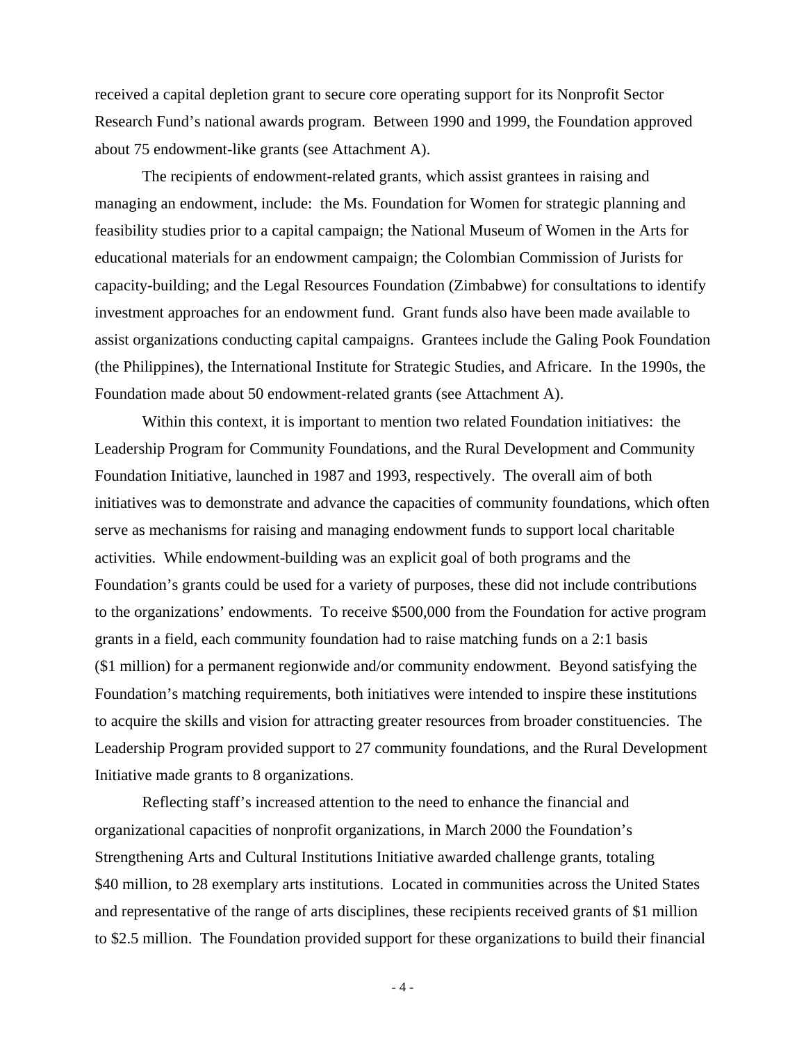received a capital depletion grant to secure core operating support for its Nonprofit Sector Research Fund's national awards program. Between 1990 and 1999, the Foundation approved about 75 endowment-like grants (see Attachment A).

The recipients of endowment-related grants, which assist grantees in raising and managing an endowment, include: the Ms. Foundation for Women for strategic planning and feasibility studies prior to a capital campaign; the National Museum of Women in the Arts for educational materials for an endowment campaign; the Colombian Commission of Jurists for capacity-building; and the Legal Resources Foundation (Zimbabwe) for consultations to identify investment approaches for an endowment fund. Grant funds also have been made available to assist organizations conducting capital campaigns. Grantees include the Galing Pook Foundation (the Philippines), the International Institute for Strategic Studies, and Africare. In the 1990s, the Foundation made about 50 endowment-related grants (see Attachment A).

Within this context, it is important to mention two related Foundation initiatives: the Leadership Program for Community Foundations, and the Rural Development and Community Foundation Initiative, launched in 1987 and 1993, respectively. The overall aim of both initiatives was to demonstrate and advance the capacities of community foundations, which often serve as mechanisms for raising and managing endowment funds to support local charitable activities. While endowment-building was an explicit goal of both programs and the Foundation's grants could be used for a variety of purposes, these did not include contributions to the organizations' endowments. To receive $500,000 from the Foundation for active program grants in a field, each community foundation had to raise matching funds on a 2:1 basis ($1 million) for a permanent regionwide and/or community endowment. Beyond satisfying the Foundation's matching requirements, both initiatives were intended to inspire these institutions to acquire the skills and vision for attracting greater resources from broader constituencies. The Leadership Program provided support to 27 community foundations, and the Rural Development Initiative made grants to 8 organizations.

Reflecting staff's increased attention to the need to enhance the financial and organizational capacities of nonprofit organizations, in March 2000 the Foundation's Strengthening Arts and Cultural Institutions Initiative awarded challenge grants, totaling $40 million, to 28 exemplary arts institutions. Located in communities across the United States and representative of the range of arts disciplines, these recipients received grants of $1 million to $2.5 million. The Foundation provided support for these organizations to build their financial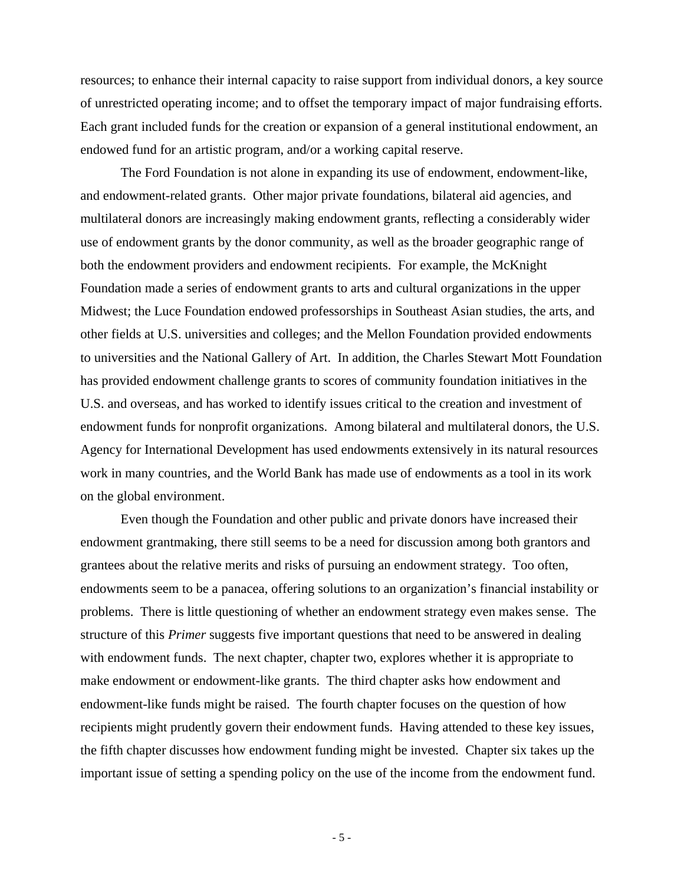resources; to enhance their internal capacity to raise support from individual donors, a key source of unrestricted operating income; and to offset the temporary impact of major fundraising efforts. Each grant included funds for the creation or expansion of a general institutional endowment, an endowed fund for an artistic program, and/or a working capital reserve.

The Ford Foundation is not alone in expanding its use of endowment, endowment-like, and endowment-related grants. Other major private foundations, bilateral aid agencies, and multilateral donors are increasingly making endowment grants, reflecting a considerably wider use of endowment grants by the donor community, as well as the broader geographic range of both the endowment providers and endowment recipients. For example, the McKnight Foundation made a series of endowment grants to arts and cultural organizations in the upper Midwest; the Luce Foundation endowed professorships in Southeast Asian studies, the arts, and other fields at U.S. universities and colleges; and the Mellon Foundation provided endowments to universities and the National Gallery of Art. In addition, the Charles Stewart Mott Foundation has provided endowment challenge grants to scores of community foundation initiatives in the U.S. and overseas, and has worked to identify issues critical to the creation and investment of endowment funds for nonprofit organizations. Among bilateral and multilateral donors, the U.S. Agency for International Development has used endowments extensively in its natural resources work in many countries, and the World Bank has made use of endowments as a tool in its work on the global environment.

Even though the Foundation and other public and private donors have increased their endowment grantmaking, there still seems to be a need for discussion among both grantors and grantees about the relative merits and risks of pursuing an endowment strategy. Too often, endowments seem to be a panacea, offering solutions to an organization's financial instability or problems. There is little questioning of whether an endowment strategy even makes sense. The structure of this *Primer* suggests five important questions that need to be answered in dealing with endowment funds. The next chapter, chapter two, explores whether it is appropriate to make endowment or endowment-like grants. The third chapter asks how endowment and endowment-like funds might be raised. The fourth chapter focuses on the question of how recipients might prudently govern their endowment funds. Having attended to these key issues, the fifth chapter discusses how endowment funding might be invested. Chapter six takes up the important issue of setting a spending policy on the use of the income from the endowment fund.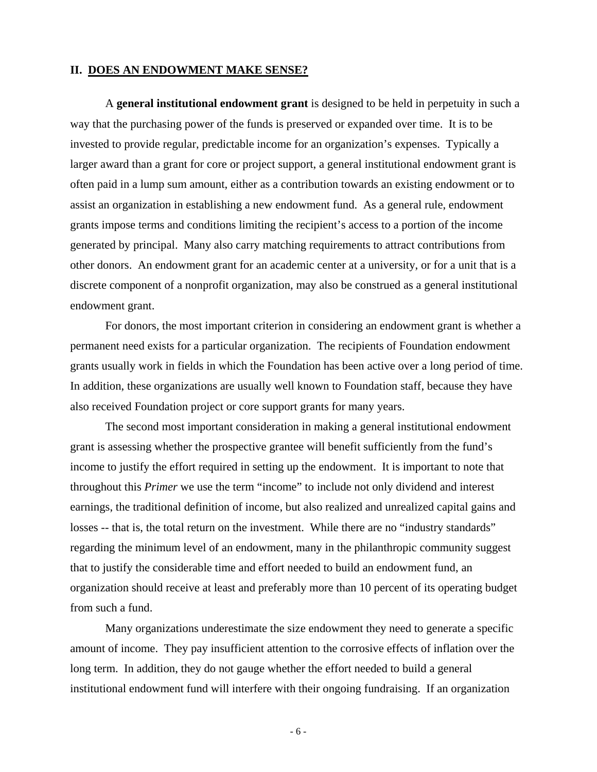## II. DOES AN ENDOWMENT MAKE SENSE?

A **general institutional endowment grant** is designed to be held in perpetuity in such a way that the purchasing power of the funds is preserved or expanded over time. It is to be invested to provide regular, predictable income for an organization's expenses. Typically a larger award than a grant for core or project support, a general institutional endowment grant is often paid in a lump sum amount, either as a contribution towards an existing endowment or to assist an organization in establishing a new endowment fund. As a general rule, endowment grants impose terms and conditions limiting the recipient's access to a portion of the income generated by principal. Many also carry matching requirements to attract contributions from other donors. An endowment grant for an academic center at a university, or for a unit that is a discrete component of a nonprofit organization, may also be construed as a general institutional endowment grant.

For donors, the most important criterion in considering an endowment grant is whether a permanent need exists for a particular organization. The recipients of Foundation endowment grants usually work in fields in which the Foundation has been active over a long period of time. In addition, these organizations are usually well known to Foundation staff, because they have also received Foundation project or core support grants for many years.

The second most important consideration in making a general institutional endowment grant is assessing whether the prospective grantee will benefit sufficiently from the fund's income to justify the effort required in setting up the endowment. It is important to note that throughout this *Primer* we use the term "income" to include not only dividend and interest earnings, the traditional definition of income, but also realized and unrealized capital gains and losses -- that is, the total return on the investment. While there are no "industry standards" regarding the minimum level of an endowment, many in the philanthropic community suggest that to justify the considerable time and effort needed to build an endowment fund, an organization should receive at least and preferably more than 10 percent of its operating budget from such a fund.

Many organizations underestimate the size endowment they need to generate a specific amount of income. They pay insufficient attention to the corrosive effects of inflation over the long term. In addition, they do not gauge whether the effort needed to build a general institutional endowment fund will interfere with their ongoing fundraising. If an organization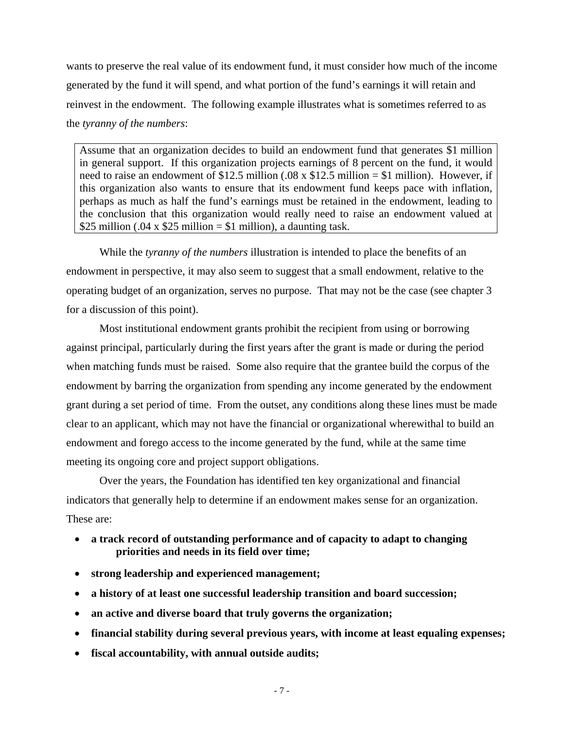wants to preserve the real value of its endowment fund, it must consider how much of the income generated by the fund it will spend, and what portion of the fund's earnings it will retain and reinvest in the endowment. The following example illustrates what is sometimes referred to as the *tyranny of the numbers*:

> Assume that an organization decides to build an endowment fund that generates $1 million in general support. If this organization projects earnings of 8 percent on the fund, it would need to raise an endowment of $12.5 million (.08 x $12.5 million = $1 million). However, if this organization also wants to ensure that its endowment fund keeps pace with inflation, perhaps as much as half the fund's earnings must be retained in the endowment, leading to the conclusion that this organization would really need to raise an endowment valued at $25 million (.04 x $25 million = $1 million), a daunting task.

While the *tyranny of the numbers* illustration is intended to place the benefits of an endowment in perspective, it may also seem to suggest that a small endowment, relative to the operating budget of an organization, serves no purpose. That may not be the case (see chapter 3 for a discussion of this point).

Most institutional endowment grants prohibit the recipient from using or borrowing against principal, particularly during the first years after the grant is made or during the period when matching funds must be raised. Some also require that the grantee build the corpus of the endowment by barring the organization from spending any income generated by the endowment grant during a set period of time. From the outset, any conditions along these lines must be made clear to an applicant, which may not have the financial or organizational wherewithal to build an endowment and forego access to the income generated by the fund, while at the same time meeting its ongoing core and project support obligations.

Over the years, the Foundation has identified ten key organizational and financial indicators that generally help to determine if an endowment makes sense for an organization. These are:

- **a track record of outstanding performance and of capacity to adapt to changing priorities and needs in its field over time;**
- **strong leadership and experienced management;**
- **a history of at least one successful leadership transition and board succession;**
- **an active and diverse board that truly governs the organization;**
- **financial stability during several previous years, with income at least equaling expenses;**
- **fiscal accountability, with annual outside audits;**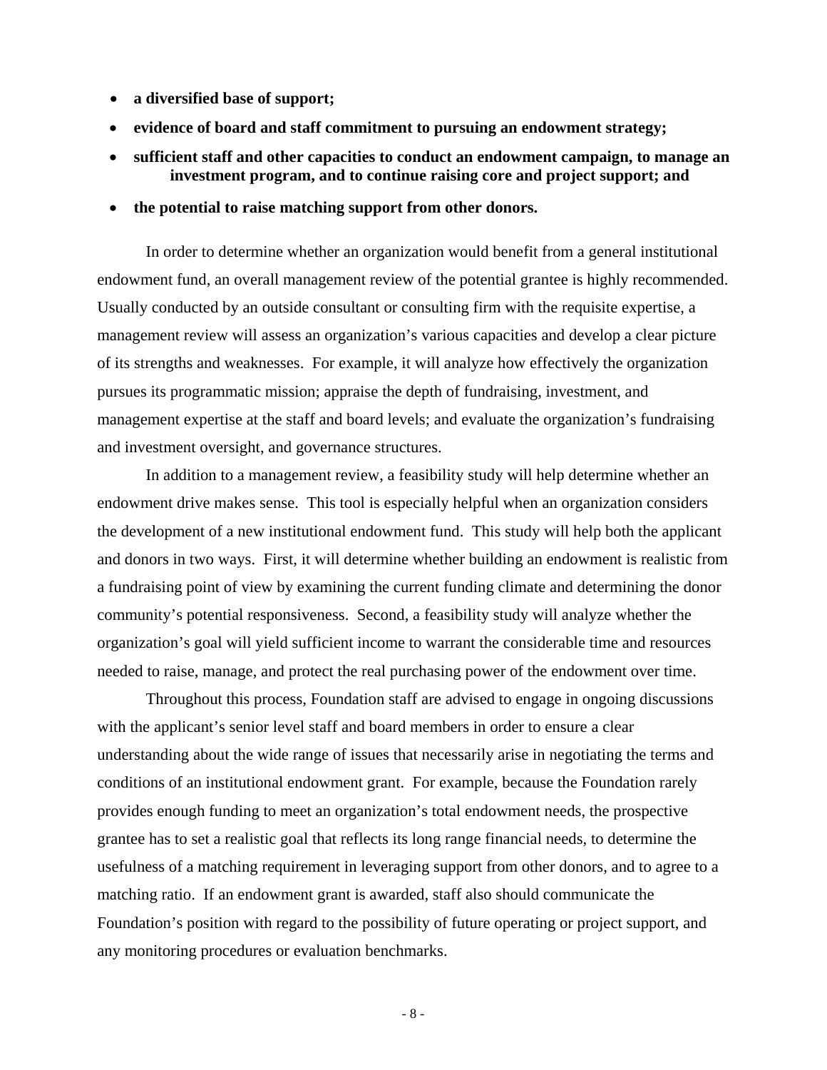- **a diversified base of support;**
- **evidence of board and staff commitment to pursuing an endowment strategy;**
- **sufficient staff and other capacities to conduct an endowment campaign, to manage an investment program, and to continue raising core and project support; and**
- **the potential to raise matching support from other donors.**

In order to determine whether an organization would benefit from a general institutional endowment fund, an overall management review of the potential grantee is highly recommended. Usually conducted by an outside consultant or consulting firm with the requisite expertise, a management review will assess an organization's various capacities and develop a clear picture of its strengths and weaknesses. For example, it will analyze how effectively the organization pursues its programmatic mission; appraise the depth of fundraising, investment, and management expertise at the staff and board levels; and evaluate the organization's fundraising and investment oversight, and governance structures.

In addition to a management review, a feasibility study will help determine whether an endowment drive makes sense. This tool is especially helpful when an organization considers the development of a new institutional endowment fund. This study will help both the applicant and donors in two ways. First, it will determine whether building an endowment is realistic from a fundraising point of view by examining the current funding climate and determining the donor community's potential responsiveness. Second, a feasibility study will analyze whether the organization's goal will yield sufficient income to warrant the considerable time and resources needed to raise, manage, and protect the real purchasing power of the endowment over time.

Throughout this process, Foundation staff are advised to engage in ongoing discussions with the applicant's senior level staff and board members in order to ensure a clear understanding about the wide range of issues that necessarily arise in negotiating the terms and conditions of an institutional endowment grant. For example, because the Foundation rarely provides enough funding to meet an organization's total endowment needs, the prospective grantee has to set a realistic goal that reflects its long range financial needs, to determine the usefulness of a matching requirement in leveraging support from other donors, and to agree to a matching ratio. If an endowment grant is awarded, staff also should communicate the Foundation's position with regard to the possibility of future operating or project support, and any monitoring procedures or evaluation benchmarks.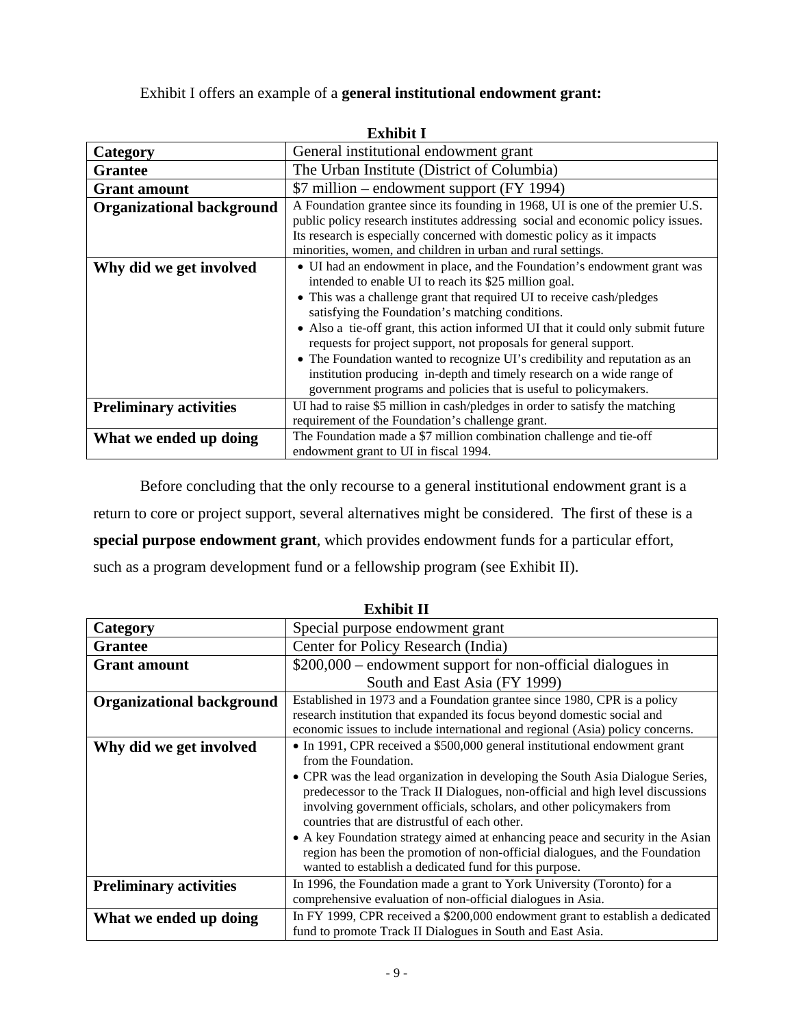Exhibit I offers an example of a **general institutional endowment grant:**

**Exhibit I**

| **Category** | General institutional endowment grant |
|---|---|
| **Grantee** | The Urban Institute (District of Columbia) |
| **Grant amount** | $7 million – endowment support (FY 1994) |
| **Organizational background** | A Foundation grantee since its founding in 1968, UI is one of the premier U.S. public policy research institutes addressing social and economic policy issues. Its research is especially concerned with domestic policy as it impacts minorities, women, and children in urban and rural settings. |
| **Why did we get involved** | • UI had an endowment in place, and the Foundation's endowment grant was intended to enable UI to reach its $25 million goal.<br>• This was a challenge grant that required UI to receive cash/pledges satisfying the Foundation's matching conditions.<br>• Also a tie-off grant, this action informed UI that it could only submit future requests for project support, not proposals for general support.<br>• The Foundation wanted to recognize UI's credibility and reputation as an institution producing in-depth and timely research on a wide range of government programs and policies that is useful to policymakers. |
| **Preliminary activities** | UI had to raise $5 million in cash/pledges in order to satisfy the matching requirement of the Foundation's challenge grant. |
| **What we ended up doing** | The Foundation made a $7 million combination challenge and tie-off endowment grant to UI in fiscal 1994. |

Before concluding that the only recourse to a general institutional endowment grant is a return to core or project support, several alternatives might be considered. The first of these is a **special purpose endowment grant**, which provides endowment funds for a particular effort, such as a program development fund or a fellowship program (see Exhibit II).

**Exhibit II**

| **Category** | Special purpose endowment grant |
|---|---|
| **Grantee** | Center for Policy Research (India) |
| **Grant amount** | $200,000 – endowment support for non-official dialogues in South and East Asia (FY 1999) |
| **Organizational background** | Established in 1973 and a Foundation grantee since 1980, CPR is a policy research institution that expanded its focus beyond domestic social and economic issues to include international and regional (Asia) policy concerns. |
| **Why did we get involved** | • In 1991, CPR received a $500,000 general institutional endowment grant from the Foundation.<br>• CPR was the lead organization in developing the South Asia Dialogue Series, predecessor to the Track II Dialogues, non-official and high level discussions involving government officials, scholars, and other policymakers from countries that are distrustful of each other.<br>• A key Foundation strategy aimed at enhancing peace and security in the Asian region has been the promotion of non-official dialogues, and the Foundation wanted to establish a dedicated fund for this purpose. |
| **Preliminary activities** | In 1996, the Foundation made a grant to York University (Toronto) for a comprehensive evaluation of non-official dialogues in Asia. |
| **What we ended up doing** | In FY 1999, CPR received a $200,000 endowment grant to establish a dedicated fund to promote Track II Dialogues in South and East Asia. |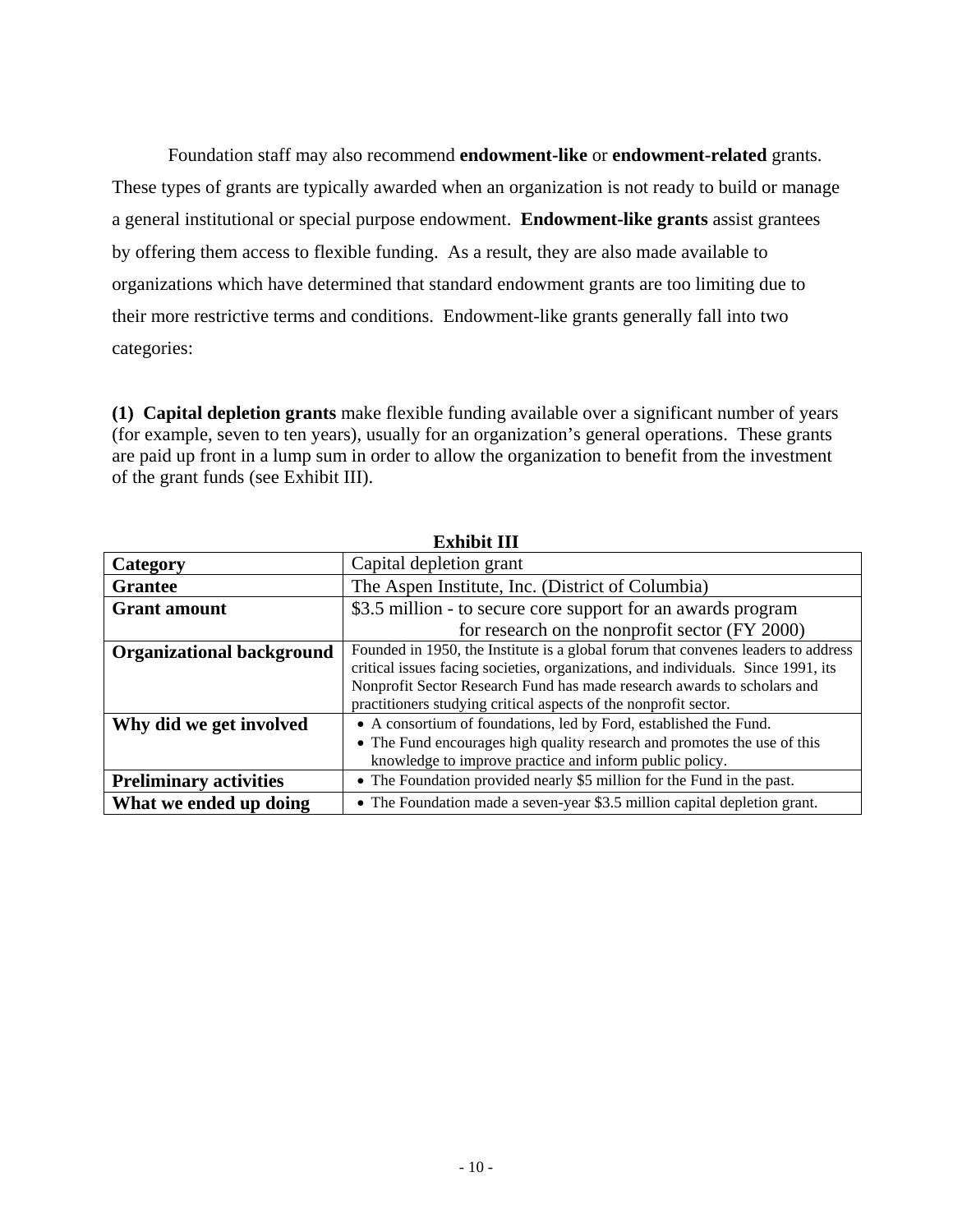Foundation staff may also recommend **endowment-like** or **endowment-related** grants. These types of grants are typically awarded when an organization is not ready to build or manage a general institutional or special purpose endowment. **Endowment-like grants** assist grantees by offering them access to flexible funding. As a result, they are also made available to organizations which have determined that standard endowment grants are too limiting due to their more restrictive terms and conditions. Endowment-like grants generally fall into two categories:

**(1) Capital depletion grants** make flexible funding available over a significant number of years (for example, seven to ten years), usually for an organization's general operations. These grants are paid up front in a lump sum in order to allow the organization to benefit from the investment of the grant funds (see Exhibit III).

**Exhibit III**

| **Category** | Capital depletion grant |
|---|---|
| **Grantee** | The Aspen Institute, Inc. (District of Columbia) |
| **Grant amount** | $3.5 million - to secure core support for an awards program for research on the nonprofit sector (FY 2000) |
| **Organizational background** | Founded in 1950, the Institute is a global forum that convenes leaders to address critical issues facing societies, organizations, and individuals. Since 1991, its Nonprofit Sector Research Fund has made research awards to scholars and practitioners studying critical aspects of the nonprofit sector. |
| **Why did we get involved** | • A consortium of foundations, led by Ford, established the Fund. • The Fund encourages high quality research and promotes the use of this knowledge to improve practice and inform public policy. |
| **Preliminary activities** | • The Foundation provided nearly $5 million for the Fund in the past. |
| **What we ended up doing** | • The Foundation made a seven-year $3.5 million capital depletion grant. |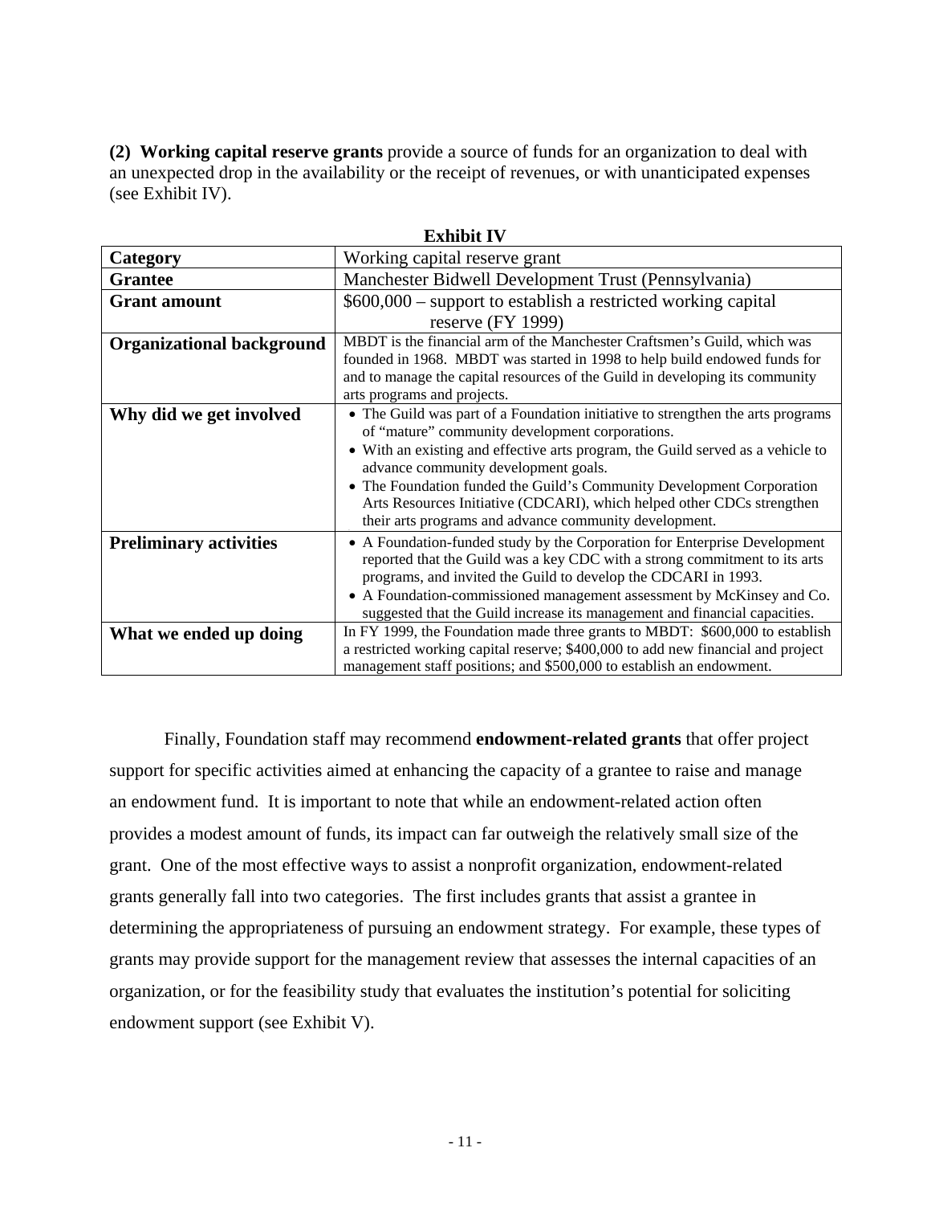**(2) Working capital reserve grants** provide a source of funds for an organization to deal with an unexpected drop in the availability or the receipt of revenues, or with unanticipated expenses (see Exhibit IV).

**Exhibit IV**

| **Category** | Working capital reserve grant |
|---|---|
| **Grantee** | Manchester Bidwell Development Trust (Pennsylvania) |
| **Grant amount** | $600,000 – support to establish a restricted working capital reserve (FY 1999) |
| **Organizational background** | MBDT is the financial arm of the Manchester Craftsmen's Guild, which was founded in 1968. MBDT was started in 1998 to help build endowed funds for and to manage the capital resources of the Guild in developing its community arts programs and projects. |
| **Why did we get involved** | • The Guild was part of a Foundation initiative to strengthen the arts programs of "mature" community development corporations. • With an existing and effective arts program, the Guild served as a vehicle to advance community development goals. • The Foundation funded the Guild's Community Development Corporation Arts Resources Initiative (CDCARI), which helped other CDCs strengthen their arts programs and advance community development. |
| **Preliminary activities** | • A Foundation-funded study by the Corporation for Enterprise Development reported that the Guild was a key CDC with a strong commitment to its arts programs, and invited the Guild to develop the CDCARI in 1993. • A Foundation-commissioned management assessment by McKinsey and Co. suggested that the Guild increase its management and financial capacities. |
| **What we ended up doing** | In FY 1999, the Foundation made three grants to MBDT: $600,000 to establish a restricted working capital reserve; $400,000 to add new financial and project management staff positions; and $500,000 to establish an endowment. |

Finally, Foundation staff may recommend **endowment-related grants** that offer project support for specific activities aimed at enhancing the capacity of a grantee to raise and manage an endowment fund. It is important to note that while an endowment-related action often provides a modest amount of funds, its impact can far outweigh the relatively small size of the grant. One of the most effective ways to assist a nonprofit organization, endowment-related grants generally fall into two categories. The first includes grants that assist a grantee in determining the appropriateness of pursuing an endowment strategy. For example, these types of grants may provide support for the management review that assesses the internal capacities of an organization, or for the feasibility study that evaluates the institution's potential for soliciting endowment support (see Exhibit V).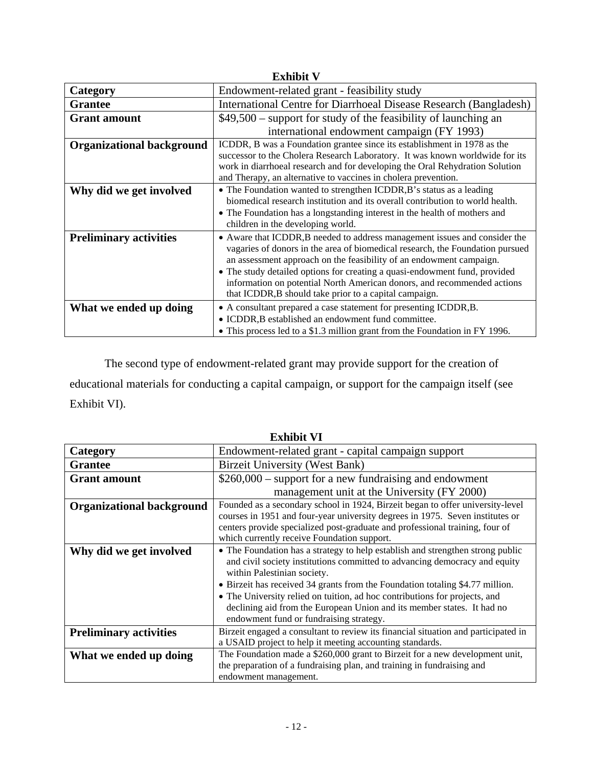**Exhibit V**

| Category | Endowment-related grant - feasibility study |
|---|---|
| **Grantee** | International Centre for Diarrhoeal Disease Research (Bangladesh) |
| **Grant amount** | $49,500 – support for study of the feasibility of launching an international endowment campaign (FY 1993) |
| **Organizational background** | ICDDR, B was a Foundation grantee since its establishment in 1978 as the successor to the Cholera Research Laboratory. It was known worldwide for its work in diarrhoeal research and for developing the Oral Rehydration Solution and Therapy, an alternative to vaccines in cholera prevention. |
| **Why did we get involved** | • The Foundation wanted to strengthen ICDDR,B's status as a leading biomedical research institution and its overall contribution to world health. • The Foundation has a longstanding interest in the health of mothers and children in the developing world. |
| **Preliminary activities** | • Aware that ICDDR,B needed to address management issues and consider the vagaries of donors in the area of biomedical research, the Foundation pursued an assessment approach on the feasibility of an endowment campaign. • The study detailed options for creating a quasi-endowment fund, provided information on potential North American donors, and recommended actions that ICDDR,B should take prior to a capital campaign. |
| **What we ended up doing** | • A consultant prepared a case statement for presenting ICDDR,B. • ICDDR,B established an endowment fund committee. • This process led to a $1.3 million grant from the Foundation in FY 1996. |

The second type of endowment-related grant may provide support for the creation of educational materials for conducting a capital campaign, or support for the campaign itself (see Exhibit VI).

**Exhibit VI**

| Category | Endowment-related grant - capital campaign support |
|---|---|
| **Grantee** | Birzeit University (West Bank) |
| **Grant amount** | $260,000 – support for a new fundraising and endowment management unit at the University (FY 2000) |
| **Organizational background** | Founded as a secondary school in 1924, Birzeit began to offer university-level courses in 1951 and four-year university degrees in 1975. Seven institutes or centers provide specialized post-graduate and professional training, four of which currently receive Foundation support. |
| **Why did we get involved** | • The Foundation has a strategy to help establish and strengthen strong public and civil society institutions committed to advancing democracy and equity within Palestinian society. • Birzeit has received 34 grants from the Foundation totaling $4.77 million. • The University relied on tuition, ad hoc contributions for projects, and declining aid from the European Union and its member states. It had no endowment fund or fundraising strategy. |
| **Preliminary activities** | Birzeit engaged a consultant to review its financial situation and participated in a USAID project to help it meeting accounting standards. |
| **What we ended up doing** | The Foundation made a $260,000 grant to Birzeit for a new development unit, the preparation of a fundraising plan, and training in fundraising and endowment management. |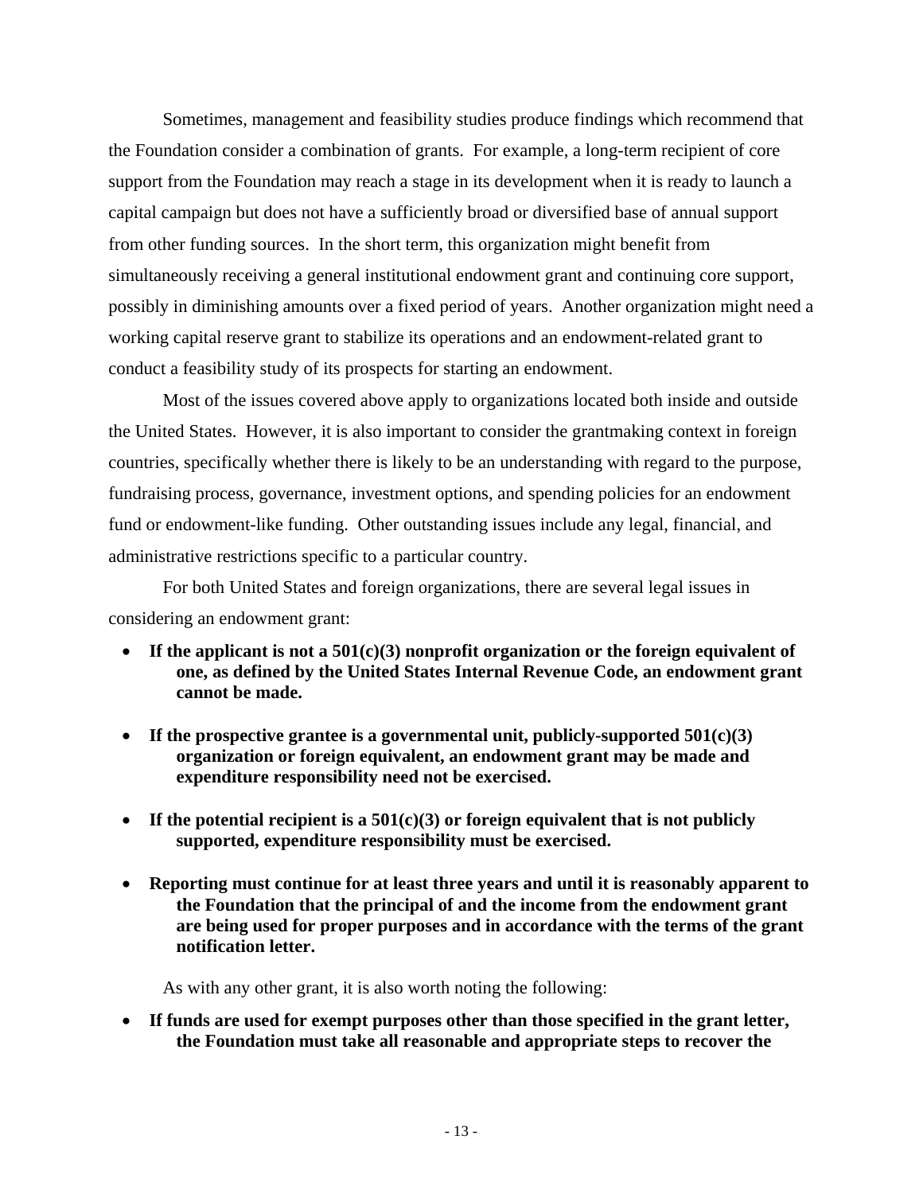Sometimes, management and feasibility studies produce findings which recommend that the Foundation consider a combination of grants. For example, a long-term recipient of core support from the Foundation may reach a stage in its development when it is ready to launch a capital campaign but does not have a sufficiently broad or diversified base of annual support from other funding sources. In the short term, this organization might benefit from simultaneously receiving a general institutional endowment grant and continuing core support, possibly in diminishing amounts over a fixed period of years. Another organization might need a working capital reserve grant to stabilize its operations and an endowment-related grant to conduct a feasibility study of its prospects for starting an endowment.

Most of the issues covered above apply to organizations located both inside and outside the United States. However, it is also important to consider the grantmaking context in foreign countries, specifically whether there is likely to be an understanding with regard to the purpose, fundraising process, governance, investment options, and spending policies for an endowment fund or endowment-like funding. Other outstanding issues include any legal, financial, and administrative restrictions specific to a particular country.

For both United States and foreign organizations, there are several legal issues in considering an endowment grant:

- **If the applicant is not a 501(c)(3) nonprofit organization or the foreign equivalent of one, as defined by the United States Internal Revenue Code, an endowment grant cannot be made.**
- **If the prospective grantee is a governmental unit, publicly-supported 501(c)(3) organization or foreign equivalent, an endowment grant may be made and expenditure responsibility need not be exercised.**
- **If the potential recipient is a 501(c)(3) or foreign equivalent that is not publicly supported, expenditure responsibility must be exercised.**
- **Reporting must continue for at least three years and until it is reasonably apparent to the Foundation that the principal of and the income from the endowment grant are being used for proper purposes and in accordance with the terms of the grant notification letter.**

As with any other grant, it is also worth noting the following:

- **If funds are used for exempt purposes other than those specified in the grant letter, the Foundation must take all reasonable and appropriate steps to recover the**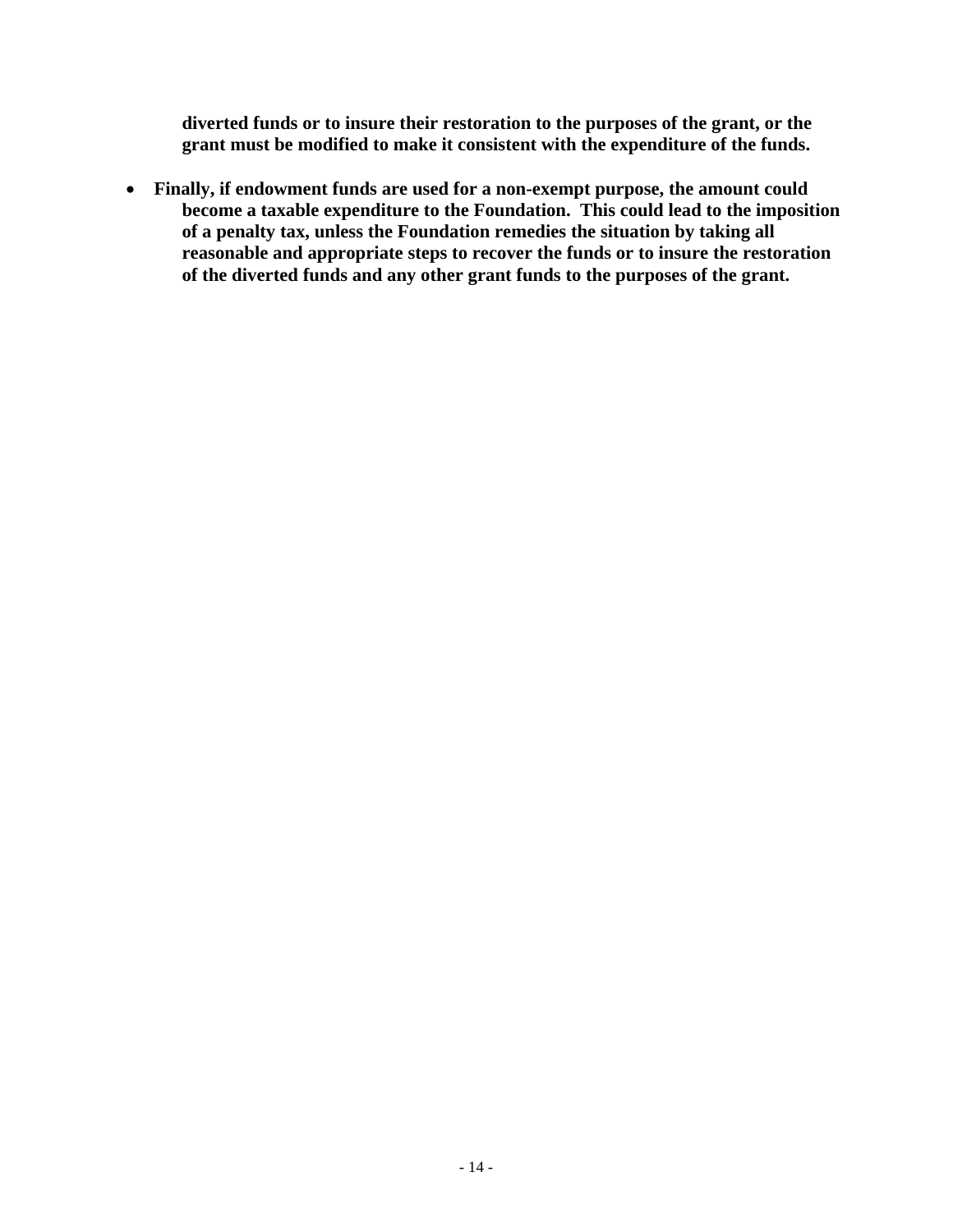**diverted funds or to insure their restoration to the purposes of the grant, or the grant must be modified to make it consistent with the expenditure of the funds.**

- **Finally, if endowment funds are used for a non-exempt purpose, the amount could become a taxable expenditure to the Foundation. This could lead to the imposition of a penalty tax, unless the Foundation remedies the situation by taking all reasonable and appropriate steps to recover the funds or to insure the restoration of the diverted funds and any other grant funds to the purposes of the grant.**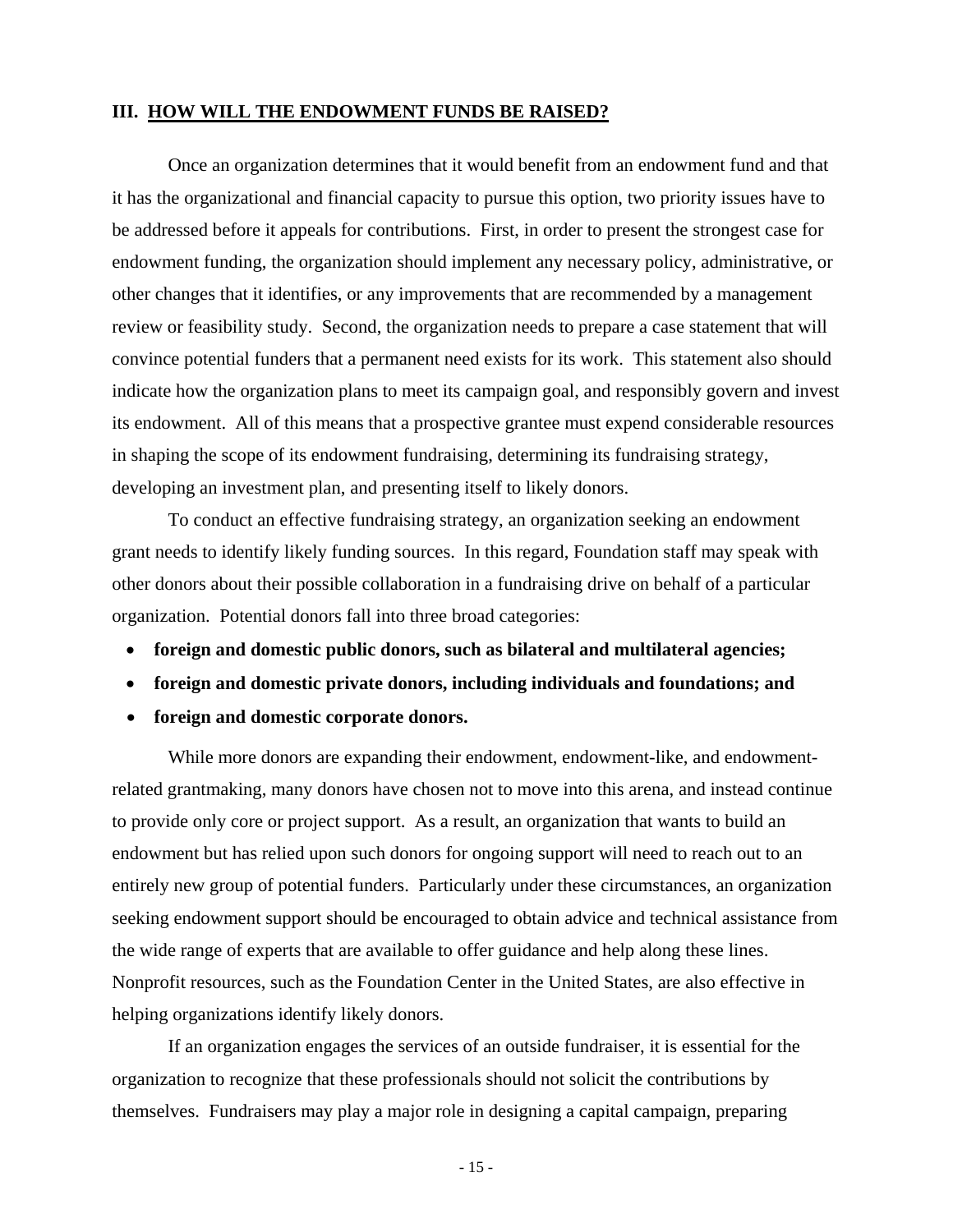## III. HOW WILL THE ENDOWMENT FUNDS BE RAISED?

Once an organization determines that it would benefit from an endowment fund and that it has the organizational and financial capacity to pursue this option, two priority issues have to be addressed before it appeals for contributions. First, in order to present the strongest case for endowment funding, the organization should implement any necessary policy, administrative, or other changes that it identifies, or any improvements that are recommended by a management review or feasibility study. Second, the organization needs to prepare a case statement that will convince potential funders that a permanent need exists for its work. This statement also should indicate how the organization plans to meet its campaign goal, and responsibly govern and invest its endowment. All of this means that a prospective grantee must expend considerable resources in shaping the scope of its endowment fundraising, determining its fundraising strategy, developing an investment plan, and presenting itself to likely donors.

To conduct an effective fundraising strategy, an organization seeking an endowment grant needs to identify likely funding sources. In this regard, Foundation staff may speak with other donors about their possible collaboration in a fundraising drive on behalf of a particular organization. Potential donors fall into three broad categories:

- **foreign and domestic public donors, such as bilateral and multilateral agencies;**
- **foreign and domestic private donors, including individuals and foundations; and**
- **foreign and domestic corporate donors.**

While more donors are expanding their endowment, endowment-like, and endowment-related grantmaking, many donors have chosen not to move into this arena, and instead continue to provide only core or project support. As a result, an organization that wants to build an endowment but has relied upon such donors for ongoing support will need to reach out to an entirely new group of potential funders. Particularly under these circumstances, an organization seeking endowment support should be encouraged to obtain advice and technical assistance from the wide range of experts that are available to offer guidance and help along these lines. Nonprofit resources, such as the Foundation Center in the United States, are also effective in helping organizations identify likely donors.

If an organization engages the services of an outside fundraiser, it is essential for the organization to recognize that these professionals should not solicit the contributions by themselves. Fundraisers may play a major role in designing a capital campaign, preparing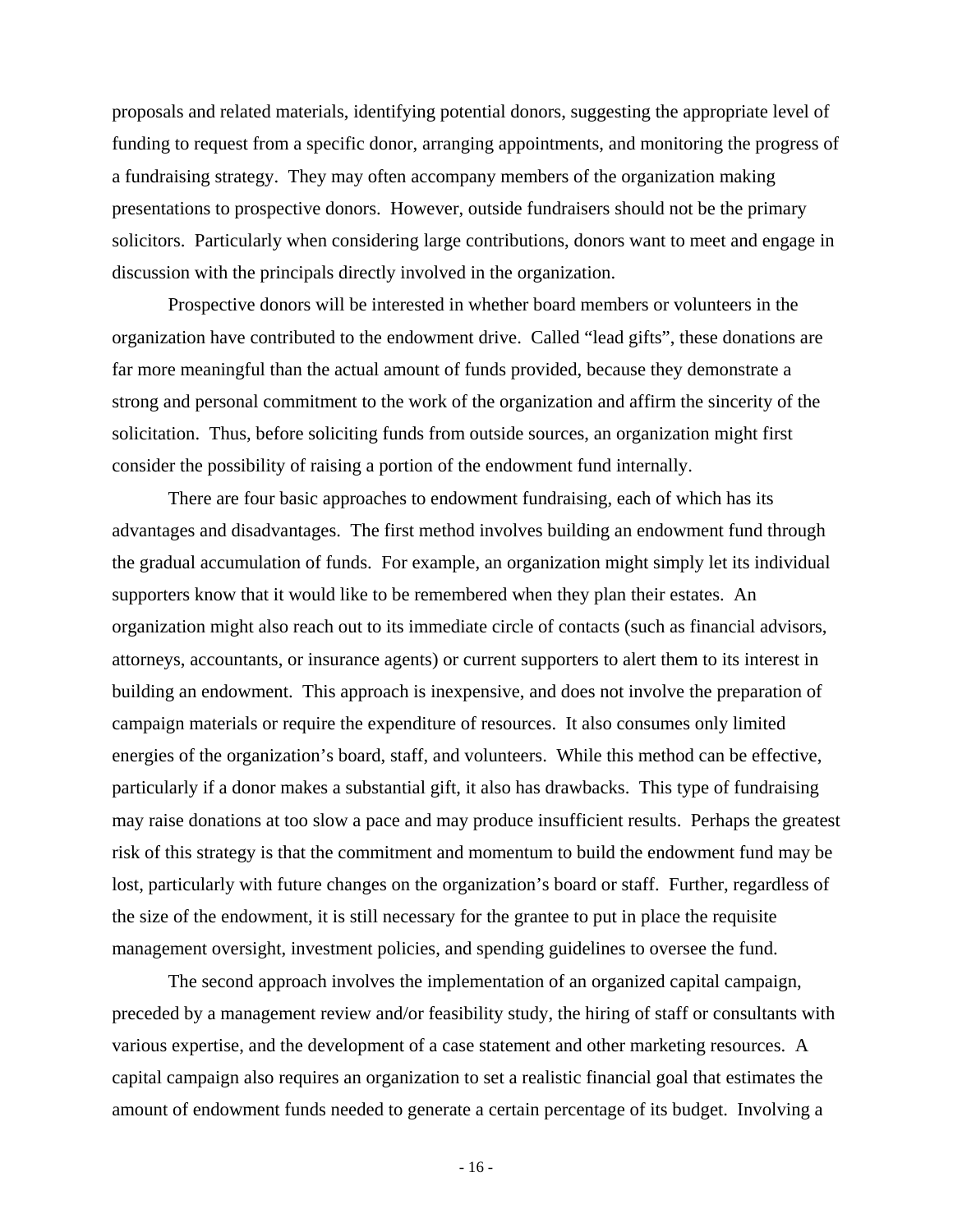proposals and related materials, identifying potential donors, suggesting the appropriate level of funding to request from a specific donor, arranging appointments, and monitoring the progress of a fundraising strategy. They may often accompany members of the organization making presentations to prospective donors. However, outside fundraisers should not be the primary solicitors. Particularly when considering large contributions, donors want to meet and engage in discussion with the principals directly involved in the organization.

Prospective donors will be interested in whether board members or volunteers in the organization have contributed to the endowment drive. Called "lead gifts", these donations are far more meaningful than the actual amount of funds provided, because they demonstrate a strong and personal commitment to the work of the organization and affirm the sincerity of the solicitation. Thus, before soliciting funds from outside sources, an organization might first consider the possibility of raising a portion of the endowment fund internally.

There are four basic approaches to endowment fundraising, each of which has its advantages and disadvantages. The first method involves building an endowment fund through the gradual accumulation of funds. For example, an organization might simply let its individual supporters know that it would like to be remembered when they plan their estates. An organization might also reach out to its immediate circle of contacts (such as financial advisors, attorneys, accountants, or insurance agents) or current supporters to alert them to its interest in building an endowment. This approach is inexpensive, and does not involve the preparation of campaign materials or require the expenditure of resources. It also consumes only limited energies of the organization's board, staff, and volunteers. While this method can be effective, particularly if a donor makes a substantial gift, it also has drawbacks. This type of fundraising may raise donations at too slow a pace and may produce insufficient results. Perhaps the greatest risk of this strategy is that the commitment and momentum to build the endowment fund may be lost, particularly with future changes on the organization's board or staff. Further, regardless of the size of the endowment, it is still necessary for the grantee to put in place the requisite management oversight, investment policies, and spending guidelines to oversee the fund.

The second approach involves the implementation of an organized capital campaign, preceded by a management review and/or feasibility study, the hiring of staff or consultants with various expertise, and the development of a case statement and other marketing resources. A capital campaign also requires an organization to set a realistic financial goal that estimates the amount of endowment funds needed to generate a certain percentage of its budget. Involving a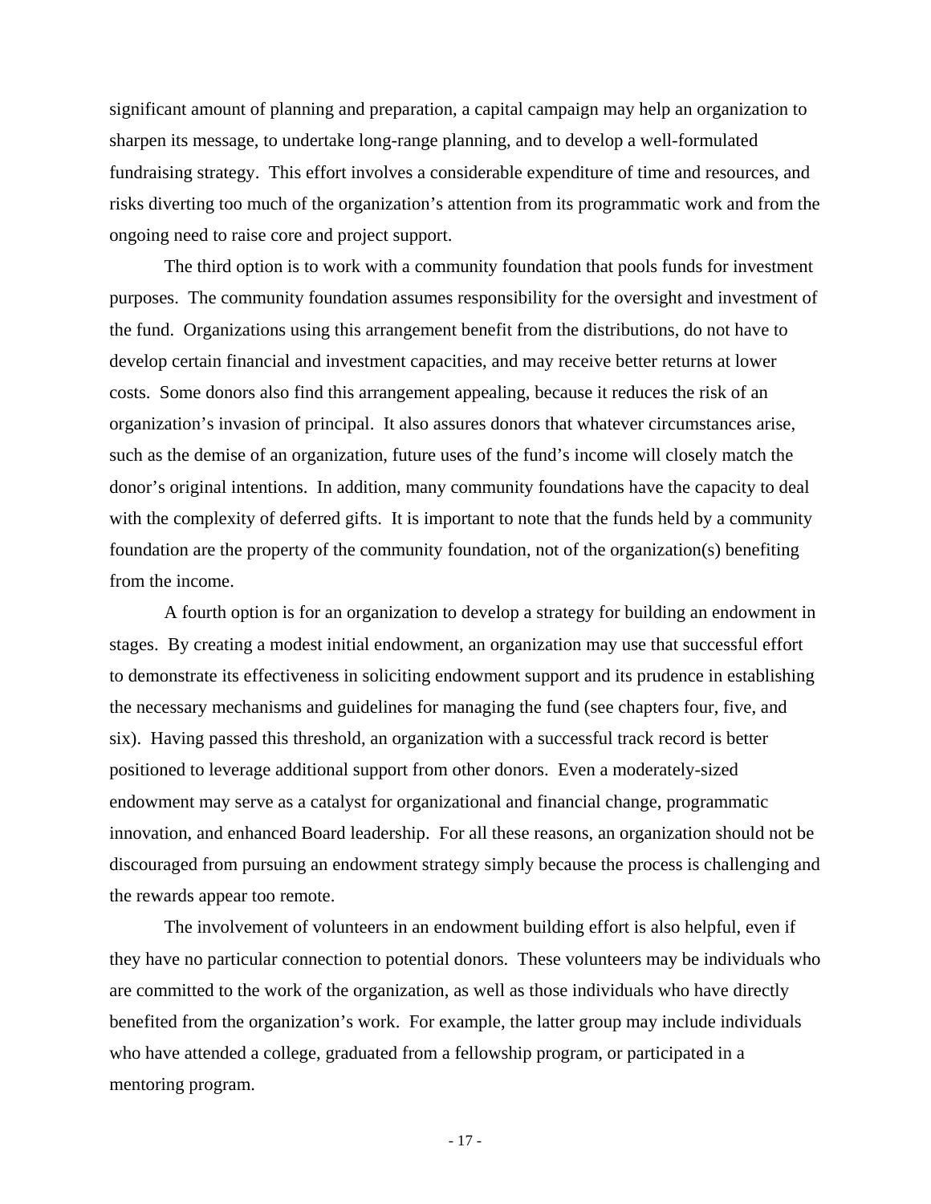significant amount of planning and preparation, a capital campaign may help an organization to sharpen its message, to undertake long-range planning, and to develop a well-formulated fundraising strategy. This effort involves a considerable expenditure of time and resources, and risks diverting too much of the organization's attention from its programmatic work and from the ongoing need to raise core and project support.

The third option is to work with a community foundation that pools funds for investment purposes. The community foundation assumes responsibility for the oversight and investment of the fund. Organizations using this arrangement benefit from the distributions, do not have to develop certain financial and investment capacities, and may receive better returns at lower costs. Some donors also find this arrangement appealing, because it reduces the risk of an organization's invasion of principal. It also assures donors that whatever circumstances arise, such as the demise of an organization, future uses of the fund's income will closely match the donor's original intentions. In addition, many community foundations have the capacity to deal with the complexity of deferred gifts. It is important to note that the funds held by a community foundation are the property of the community foundation, not of the organization(s) benefiting from the income.

A fourth option is for an organization to develop a strategy for building an endowment in stages. By creating a modest initial endowment, an organization may use that successful effort to demonstrate its effectiveness in soliciting endowment support and its prudence in establishing the necessary mechanisms and guidelines for managing the fund (see chapters four, five, and six). Having passed this threshold, an organization with a successful track record is better positioned to leverage additional support from other donors. Even a moderately-sized endowment may serve as a catalyst for organizational and financial change, programmatic innovation, and enhanced Board leadership. For all these reasons, an organization should not be discouraged from pursuing an endowment strategy simply because the process is challenging and the rewards appear too remote.

The involvement of volunteers in an endowment building effort is also helpful, even if they have no particular connection to potential donors. These volunteers may be individuals who are committed to the work of the organization, as well as those individuals who have directly benefited from the organization's work. For example, the latter group may include individuals who have attended a college, graduated from a fellowship program, or participated in a mentoring program.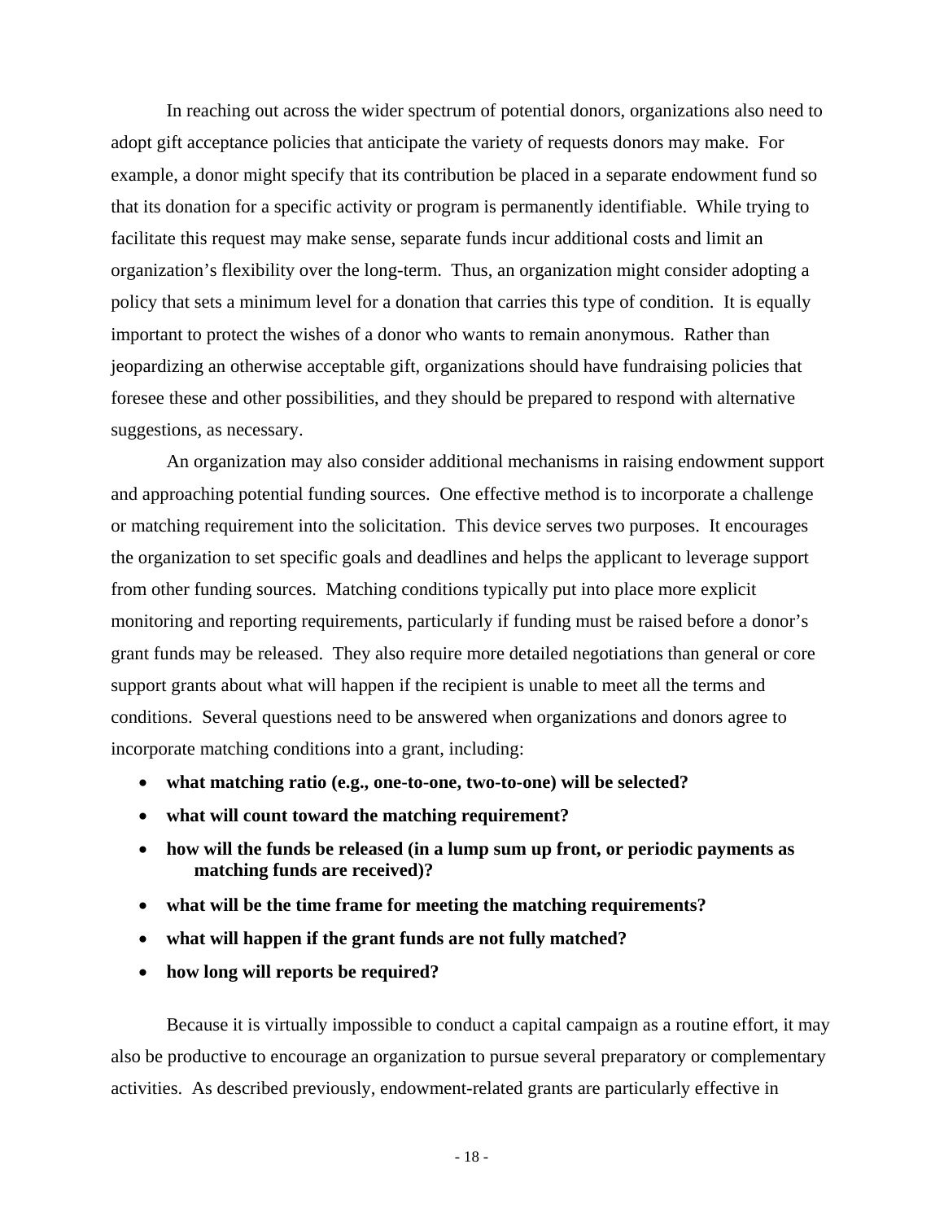In reaching out across the wider spectrum of potential donors, organizations also need to adopt gift acceptance policies that anticipate the variety of requests donors may make. For example, a donor might specify that its contribution be placed in a separate endowment fund so that its donation for a specific activity or program is permanently identifiable. While trying to facilitate this request may make sense, separate funds incur additional costs and limit an organization's flexibility over the long-term. Thus, an organization might consider adopting a policy that sets a minimum level for a donation that carries this type of condition. It is equally important to protect the wishes of a donor who wants to remain anonymous. Rather than jeopardizing an otherwise acceptable gift, organizations should have fundraising policies that foresee these and other possibilities, and they should be prepared to respond with alternative suggestions, as necessary.

An organization may also consider additional mechanisms in raising endowment support and approaching potential funding sources. One effective method is to incorporate a challenge or matching requirement into the solicitation. This device serves two purposes. It encourages the organization to set specific goals and deadlines and helps the applicant to leverage support from other funding sources. Matching conditions typically put into place more explicit monitoring and reporting requirements, particularly if funding must be raised before a donor's grant funds may be released. They also require more detailed negotiations than general or core support grants about what will happen if the recipient is unable to meet all the terms and conditions. Several questions need to be answered when organizations and donors agree to incorporate matching conditions into a grant, including:

- **what matching ratio (e.g., one-to-one, two-to-one) will be selected?**
- **what will count toward the matching requirement?**
- **how will the funds be released (in a lump sum up front, or periodic payments as matching funds are received)?**
- **what will be the time frame for meeting the matching requirements?**
- **what will happen if the grant funds are not fully matched?**
- **how long will reports be required?**

Because it is virtually impossible to conduct a capital campaign as a routine effort, it may also be productive to encourage an organization to pursue several preparatory or complementary activities. As described previously, endowment-related grants are particularly effective in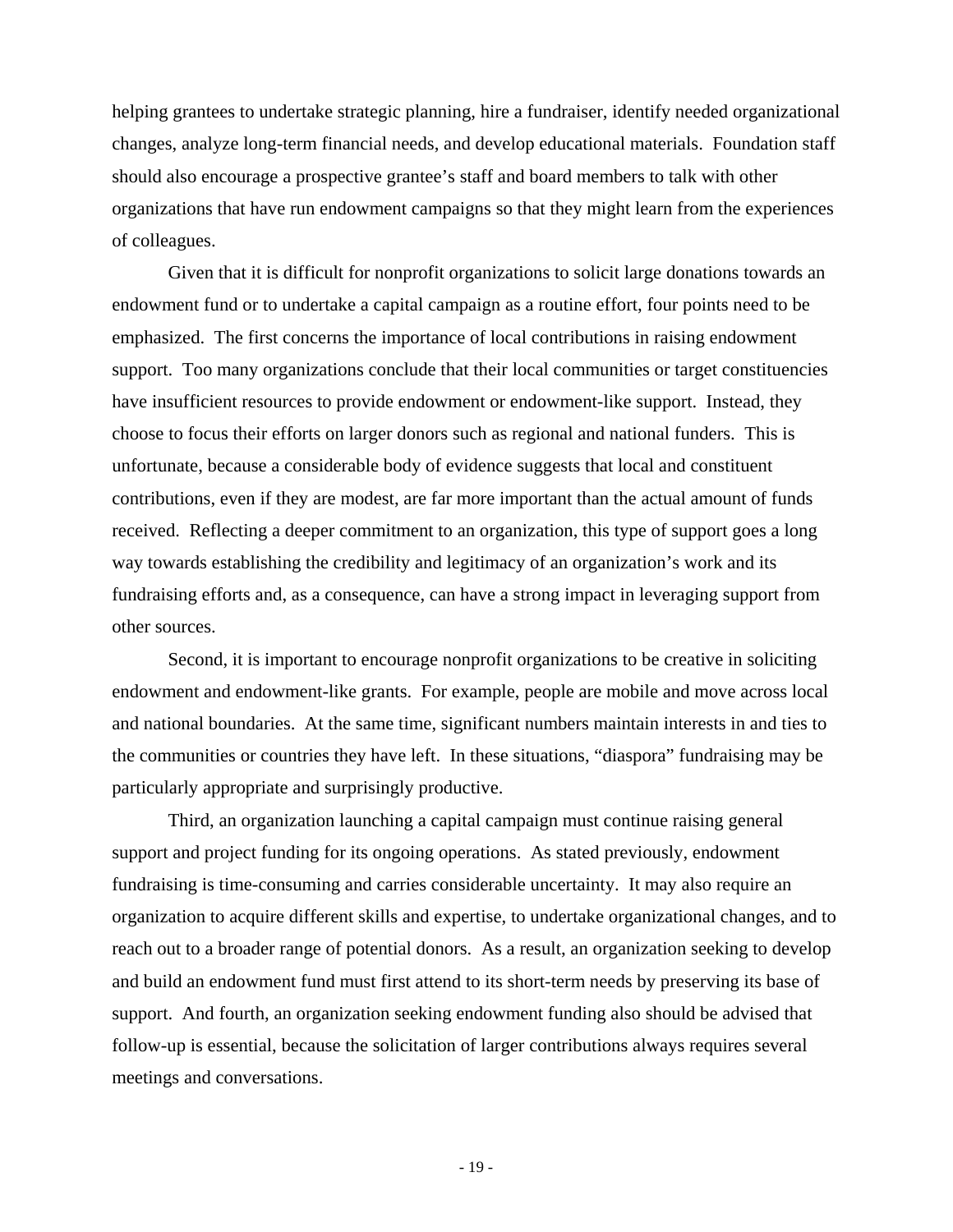helping grantees to undertake strategic planning, hire a fundraiser, identify needed organizational changes, analyze long-term financial needs, and develop educational materials. Foundation staff should also encourage a prospective grantee's staff and board members to talk with other organizations that have run endowment campaigns so that they might learn from the experiences of colleagues.

Given that it is difficult for nonprofit organizations to solicit large donations towards an endowment fund or to undertake a capital campaign as a routine effort, four points need to be emphasized. The first concerns the importance of local contributions in raising endowment support. Too many organizations conclude that their local communities or target constituencies have insufficient resources to provide endowment or endowment-like support. Instead, they choose to focus their efforts on larger donors such as regional and national funders. This is unfortunate, because a considerable body of evidence suggests that local and constituent contributions, even if they are modest, are far more important than the actual amount of funds received. Reflecting a deeper commitment to an organization, this type of support goes a long way towards establishing the credibility and legitimacy of an organization's work and its fundraising efforts and, as a consequence, can have a strong impact in leveraging support from other sources.

Second, it is important to encourage nonprofit organizations to be creative in soliciting endowment and endowment-like grants. For example, people are mobile and move across local and national boundaries. At the same time, significant numbers maintain interests in and ties to the communities or countries they have left. In these situations, "diaspora" fundraising may be particularly appropriate and surprisingly productive.

Third, an organization launching a capital campaign must continue raising general support and project funding for its ongoing operations. As stated previously, endowment fundraising is time-consuming and carries considerable uncertainty. It may also require an organization to acquire different skills and expertise, to undertake organizational changes, and to reach out to a broader range of potential donors. As a result, an organization seeking to develop and build an endowment fund must first attend to its short-term needs by preserving its base of support. And fourth, an organization seeking endowment funding also should be advised that follow-up is essential, because the solicitation of larger contributions always requires several meetings and conversations.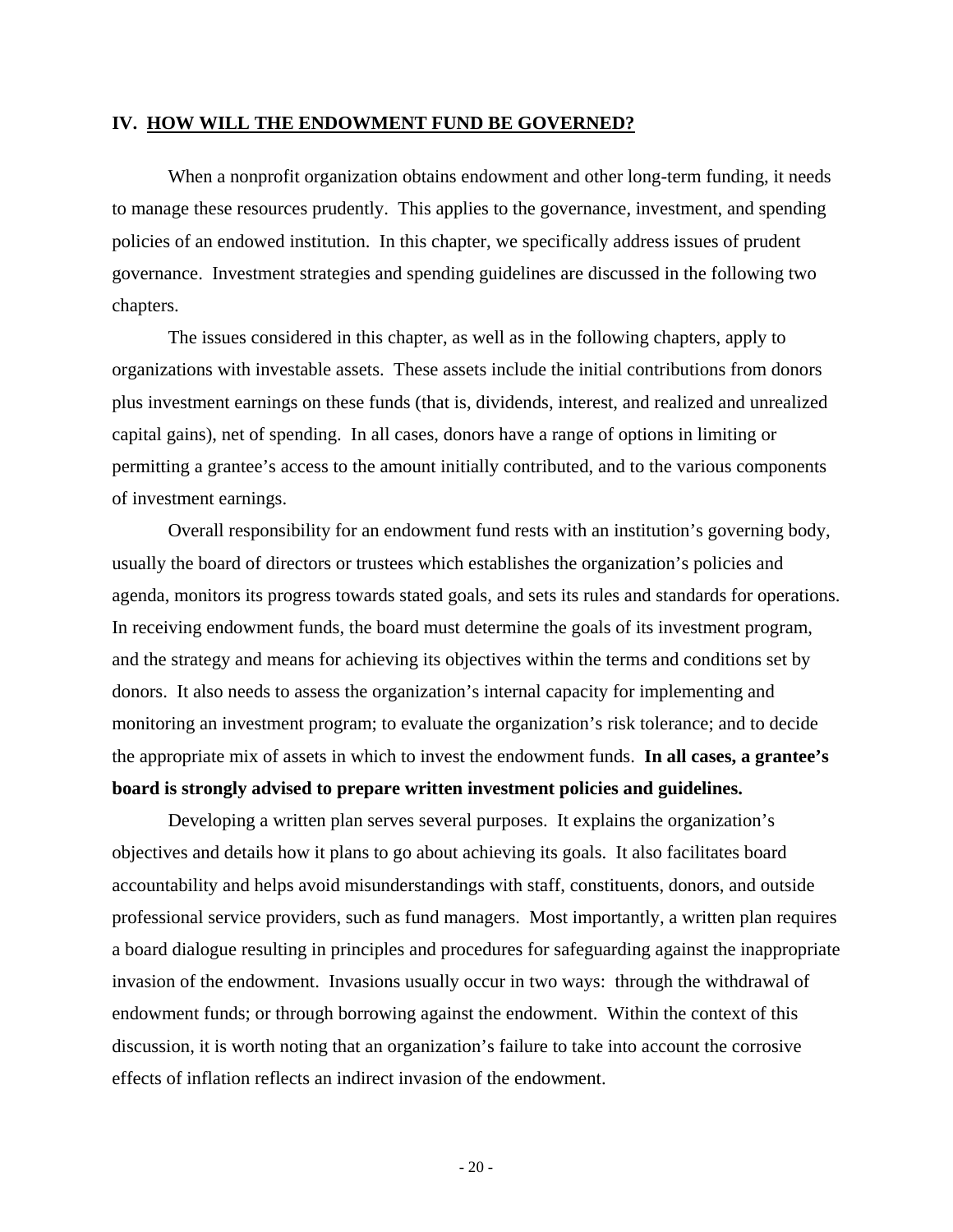## IV. HOW WILL THE ENDOWMENT FUND BE GOVERNED?

When a nonprofit organization obtains endowment and other long-term funding, it needs to manage these resources prudently. This applies to the governance, investment, and spending policies of an endowed institution. In this chapter, we specifically address issues of prudent governance. Investment strategies and spending guidelines are discussed in the following two chapters.

The issues considered in this chapter, as well as in the following chapters, apply to organizations with investable assets. These assets include the initial contributions from donors plus investment earnings on these funds (that is, dividends, interest, and realized and unrealized capital gains), net of spending. In all cases, donors have a range of options in limiting or permitting a grantee's access to the amount initially contributed, and to the various components of investment earnings.

Overall responsibility for an endowment fund rests with an institution's governing body, usually the board of directors or trustees which establishes the organization's policies and agenda, monitors its progress towards stated goals, and sets its rules and standards for operations. In receiving endowment funds, the board must determine the goals of its investment program, and the strategy and means for achieving its objectives within the terms and conditions set by donors. It also needs to assess the organization's internal capacity for implementing and monitoring an investment program; to evaluate the organization's risk tolerance; and to decide the appropriate mix of assets in which to invest the endowment funds. **In all cases, a grantee's board is strongly advised to prepare written investment policies and guidelines.**

Developing a written plan serves several purposes. It explains the organization's objectives and details how it plans to go about achieving its goals. It also facilitates board accountability and helps avoid misunderstandings with staff, constituents, donors, and outside professional service providers, such as fund managers. Most importantly, a written plan requires a board dialogue resulting in principles and procedures for safeguarding against the inappropriate invasion of the endowment. Invasions usually occur in two ways: through the withdrawal of endowment funds; or through borrowing against the endowment. Within the context of this discussion, it is worth noting that an organization's failure to take into account the corrosive effects of inflation reflects an indirect invasion of the endowment.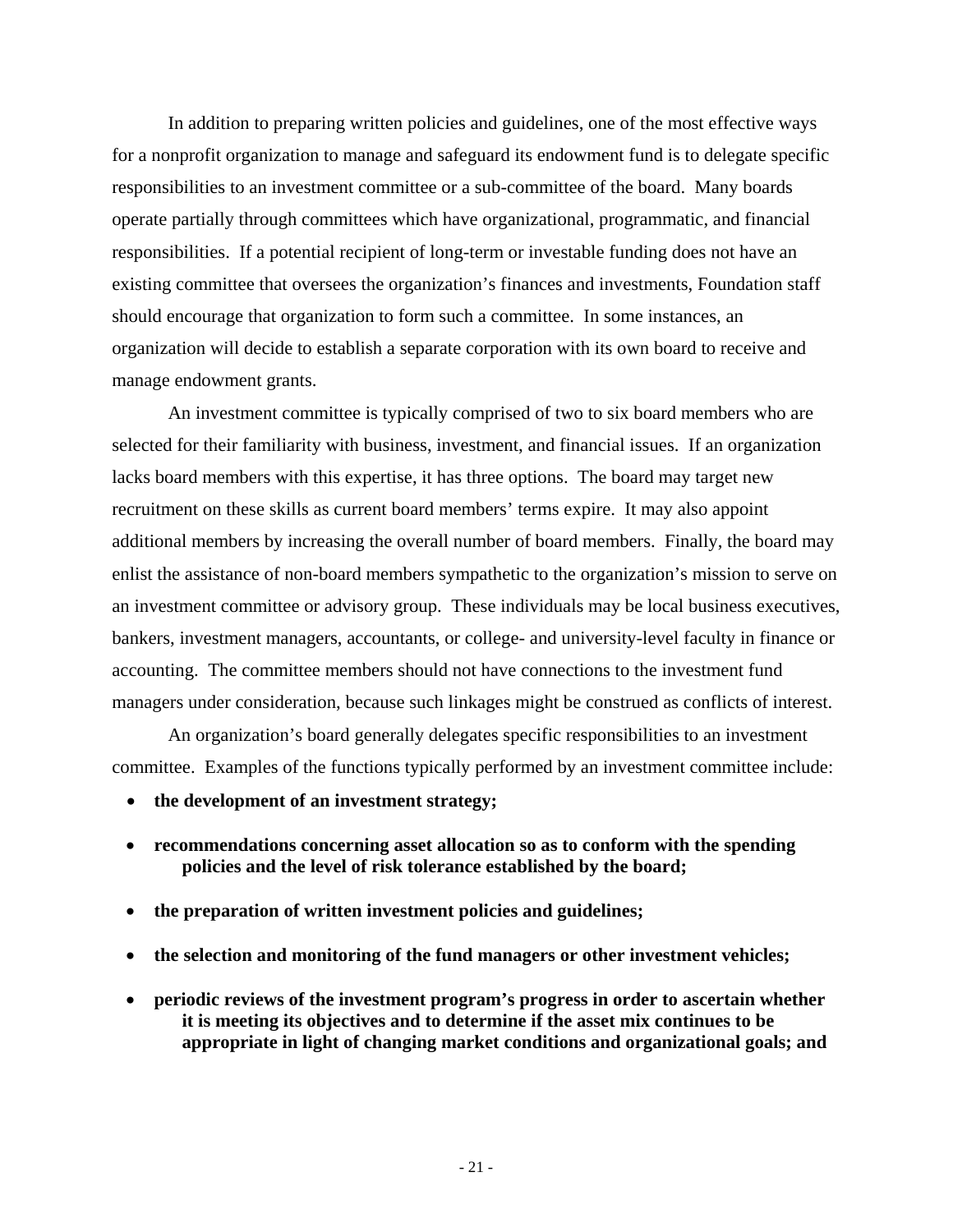In addition to preparing written policies and guidelines, one of the most effective ways for a nonprofit organization to manage and safeguard its endowment fund is to delegate specific responsibilities to an investment committee or a sub-committee of the board. Many boards operate partially through committees which have organizational, programmatic, and financial responsibilities. If a potential recipient of long-term or investable funding does not have an existing committee that oversees the organization's finances and investments, Foundation staff should encourage that organization to form such a committee. In some instances, an organization will decide to establish a separate corporation with its own board to receive and manage endowment grants.

An investment committee is typically comprised of two to six board members who are selected for their familiarity with business, investment, and financial issues. If an organization lacks board members with this expertise, it has three options. The board may target new recruitment on these skills as current board members' terms expire. It may also appoint additional members by increasing the overall number of board members. Finally, the board may enlist the assistance of non-board members sympathetic to the organization's mission to serve on an investment committee or advisory group. These individuals may be local business executives, bankers, investment managers, accountants, or college- and university-level faculty in finance or accounting. The committee members should not have connections to the investment fund managers under consideration, because such linkages might be construed as conflicts of interest.

An organization's board generally delegates specific responsibilities to an investment committee. Examples of the functions typically performed by an investment committee include:

- **the development of an investment strategy;**
- **recommendations concerning asset allocation so as to conform with the spending policies and the level of risk tolerance established by the board;**
- **the preparation of written investment policies and guidelines;**
- **the selection and monitoring of the fund managers or other investment vehicles;**
- **periodic reviews of the investment program's progress in order to ascertain whether it is meeting its objectives and to determine if the asset mix continues to be appropriate in light of changing market conditions and organizational goals; and**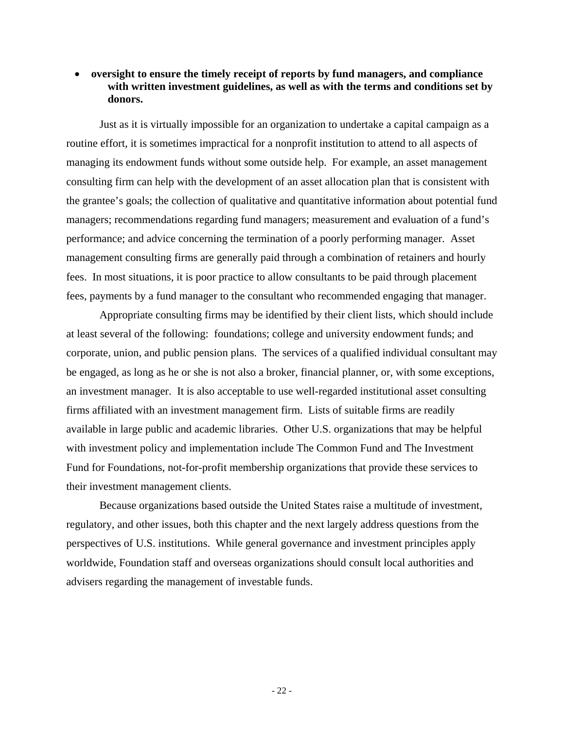- **oversight to ensure the timely receipt of reports by fund managers, and compliance with written investment guidelines, as well as with the terms and conditions set by donors.**

Just as it is virtually impossible for an organization to undertake a capital campaign as a routine effort, it is sometimes impractical for a nonprofit institution to attend to all aspects of managing its endowment funds without some outside help. For example, an asset management consulting firm can help with the development of an asset allocation plan that is consistent with the grantee's goals; the collection of qualitative and quantitative information about potential fund managers; recommendations regarding fund managers; measurement and evaluation of a fund's performance; and advice concerning the termination of a poorly performing manager. Asset management consulting firms are generally paid through a combination of retainers and hourly fees. In most situations, it is poor practice to allow consultants to be paid through placement fees, payments by a fund manager to the consultant who recommended engaging that manager.

Appropriate consulting firms may be identified by their client lists, which should include at least several of the following: foundations; college and university endowment funds; and corporate, union, and public pension plans. The services of a qualified individual consultant may be engaged, as long as he or she is not also a broker, financial planner, or, with some exceptions, an investment manager. It is also acceptable to use well-regarded institutional asset consulting firms affiliated with an investment management firm. Lists of suitable firms are readily available in large public and academic libraries. Other U.S. organizations that may be helpful with investment policy and implementation include The Common Fund and The Investment Fund for Foundations, not-for-profit membership organizations that provide these services to their investment management clients.

Because organizations based outside the United States raise a multitude of investment, regulatory, and other issues, both this chapter and the next largely address questions from the perspectives of U.S. institutions. While general governance and investment principles apply worldwide, Foundation staff and overseas organizations should consult local authorities and advisers regarding the management of investable funds.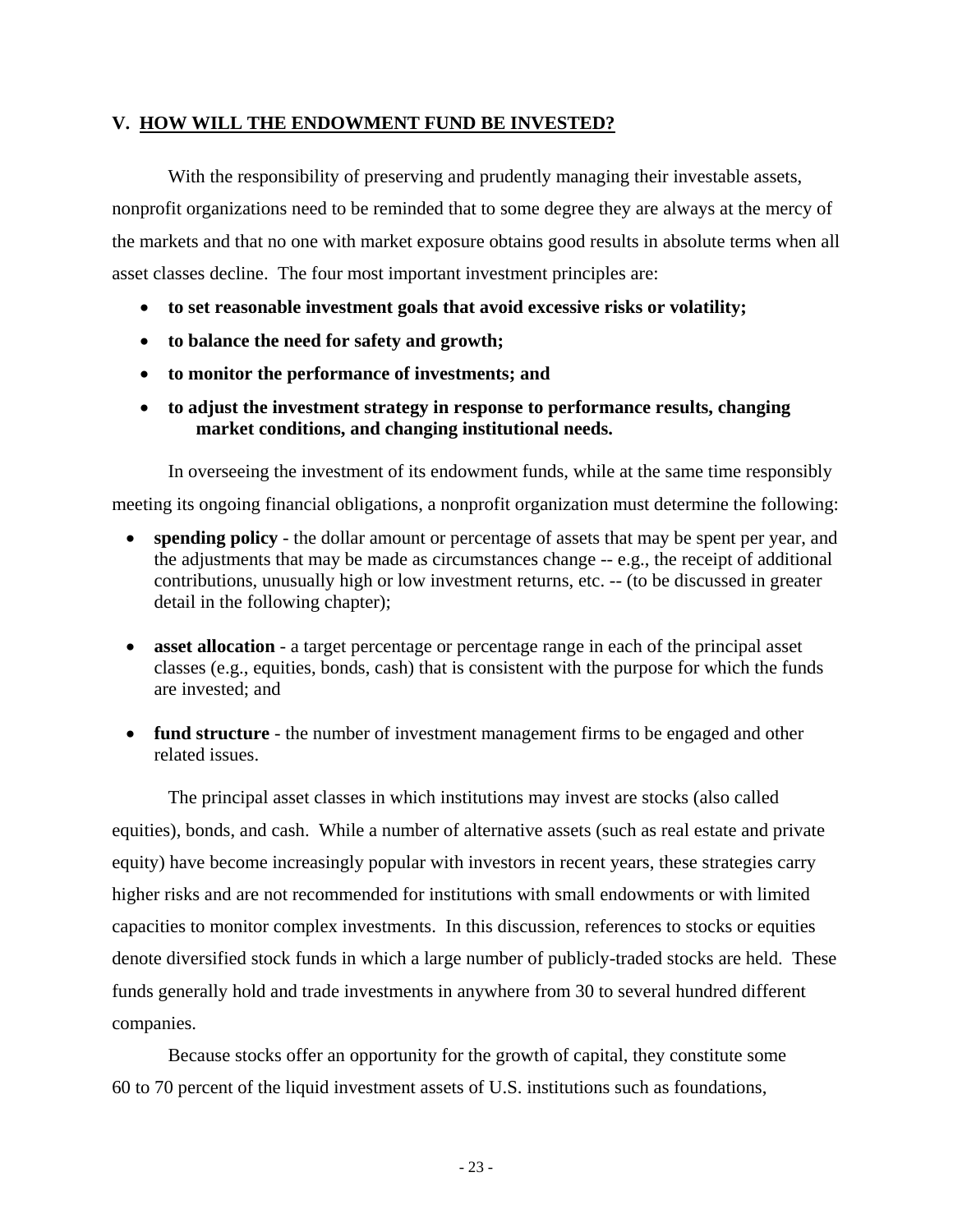## V. HOW WILL THE ENDOWMENT FUND BE INVESTED?

With the responsibility of preserving and prudently managing their investable assets, nonprofit organizations need to be reminded that to some degree they are always at the mercy of the markets and that no one with market exposure obtains good results in absolute terms when all asset classes decline. The four most important investment principles are:

- **to set reasonable investment goals that avoid excessive risks or volatility;**
- **to balance the need for safety and growth;**
- **to monitor the performance of investments; and**
- **to adjust the investment strategy in response to performance results, changing market conditions, and changing institutional needs.**

In overseeing the investment of its endowment funds, while at the same time responsibly meeting its ongoing financial obligations, a nonprofit organization must determine the following:

- **spending policy** - the dollar amount or percentage of assets that may be spent per year, and the adjustments that may be made as circumstances change -- e.g., the receipt of additional contributions, unusually high or low investment returns, etc. -- (to be discussed in greater detail in the following chapter);
- **asset allocation** - a target percentage or percentage range in each of the principal asset classes (e.g., equities, bonds, cash) that is consistent with the purpose for which the funds are invested; and
- **fund structure** - the number of investment management firms to be engaged and other related issues.

The principal asset classes in which institutions may invest are stocks (also called equities), bonds, and cash. While a number of alternative assets (such as real estate and private equity) have become increasingly popular with investors in recent years, these strategies carry higher risks and are not recommended for institutions with small endowments or with limited capacities to monitor complex investments. In this discussion, references to stocks or equities denote diversified stock funds in which a large number of publicly-traded stocks are held. These funds generally hold and trade investments in anywhere from 30 to several hundred different companies.

Because stocks offer an opportunity for the growth of capital, they constitute some 60 to 70 percent of the liquid investment assets of U.S. institutions such as foundations,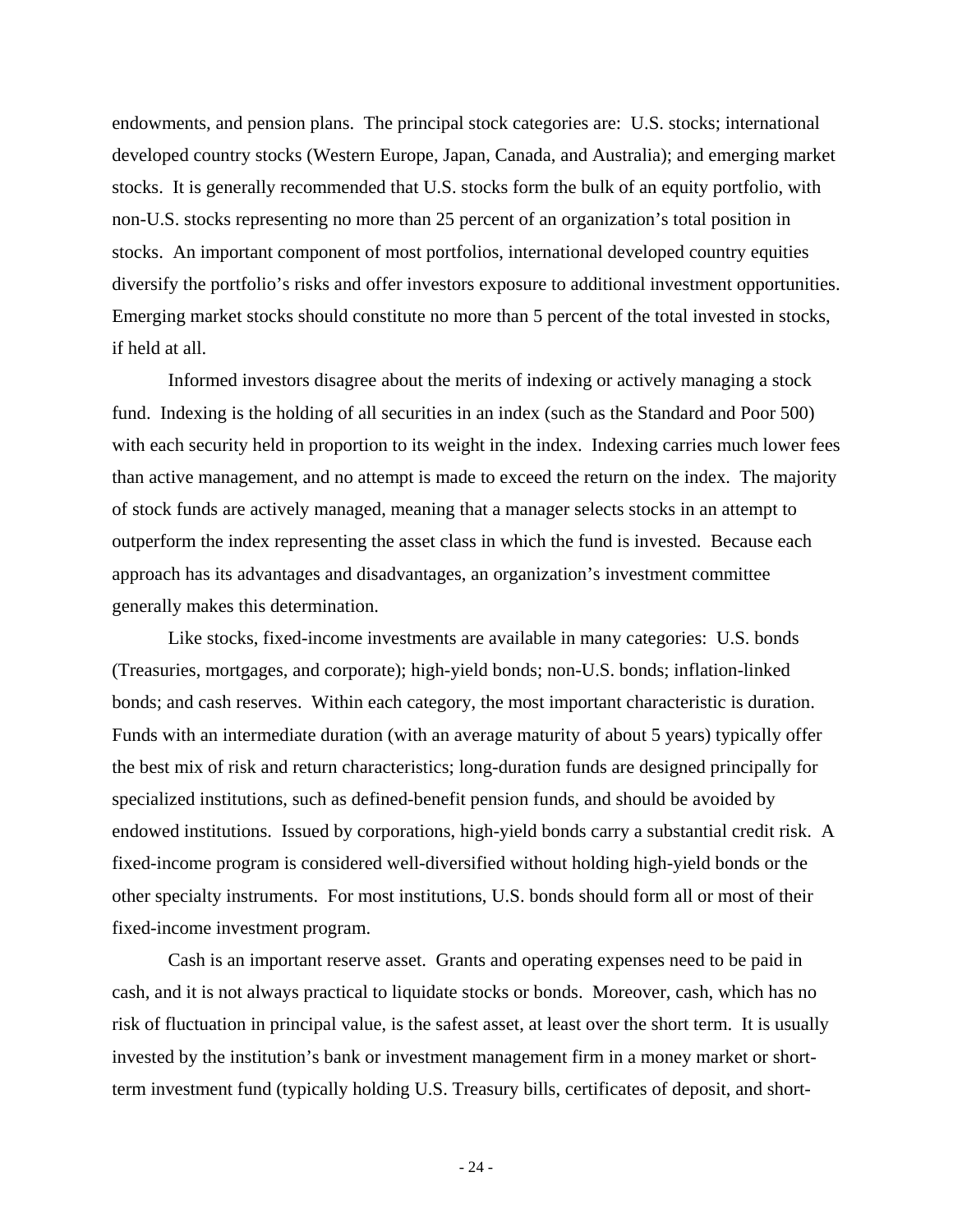endowments, and pension plans. The principal stock categories are: U.S. stocks; international developed country stocks (Western Europe, Japan, Canada, and Australia); and emerging market stocks. It is generally recommended that U.S. stocks form the bulk of an equity portfolio, with non-U.S. stocks representing no more than 25 percent of an organization's total position in stocks. An important component of most portfolios, international developed country equities diversify the portfolio's risks and offer investors exposure to additional investment opportunities. Emerging market stocks should constitute no more than 5 percent of the total invested in stocks, if held at all.

Informed investors disagree about the merits of indexing or actively managing a stock fund. Indexing is the holding of all securities in an index (such as the Standard and Poor 500) with each security held in proportion to its weight in the index. Indexing carries much lower fees than active management, and no attempt is made to exceed the return on the index. The majority of stock funds are actively managed, meaning that a manager selects stocks in an attempt to outperform the index representing the asset class in which the fund is invested. Because each approach has its advantages and disadvantages, an organization's investment committee generally makes this determination.

Like stocks, fixed-income investments are available in many categories: U.S. bonds (Treasuries, mortgages, and corporate); high-yield bonds; non-U.S. bonds; inflation-linked bonds; and cash reserves. Within each category, the most important characteristic is duration. Funds with an intermediate duration (with an average maturity of about 5 years) typically offer the best mix of risk and return characteristics; long-duration funds are designed principally for specialized institutions, such as defined-benefit pension funds, and should be avoided by endowed institutions. Issued by corporations, high-yield bonds carry a substantial credit risk. A fixed-income program is considered well-diversified without holding high-yield bonds or the other specialty instruments. For most institutions, U.S. bonds should form all or most of their fixed-income investment program.

Cash is an important reserve asset. Grants and operating expenses need to be paid in cash, and it is not always practical to liquidate stocks or bonds. Moreover, cash, which has no risk of fluctuation in principal value, is the safest asset, at least over the short term. It is usually invested by the institution's bank or investment management firm in a money market or short-term investment fund (typically holding U.S. Treasury bills, certificates of deposit, and short-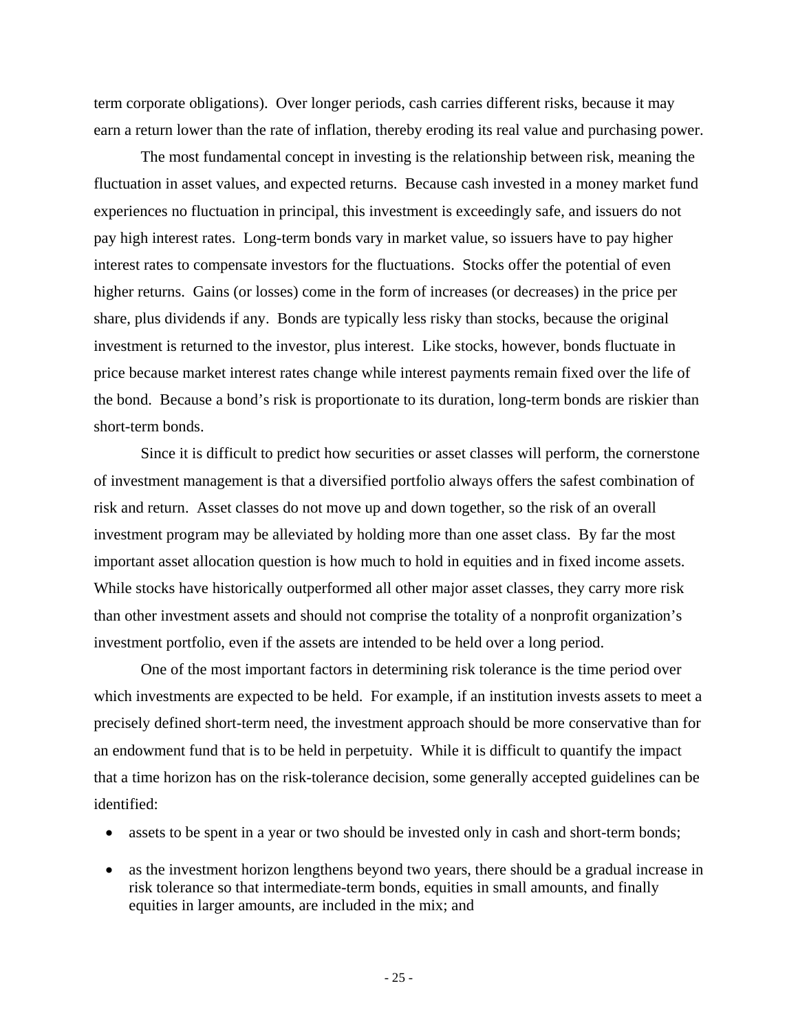term corporate obligations). Over longer periods, cash carries different risks, because it may earn a return lower than the rate of inflation, thereby eroding its real value and purchasing power.

The most fundamental concept in investing is the relationship between risk, meaning the fluctuation in asset values, and expected returns. Because cash invested in a money market fund experiences no fluctuation in principal, this investment is exceedingly safe, and issuers do not pay high interest rates. Long-term bonds vary in market value, so issuers have to pay higher interest rates to compensate investors for the fluctuations. Stocks offer the potential of even higher returns. Gains (or losses) come in the form of increases (or decreases) in the price per share, plus dividends if any. Bonds are typically less risky than stocks, because the original investment is returned to the investor, plus interest. Like stocks, however, bonds fluctuate in price because market interest rates change while interest payments remain fixed over the life of the bond. Because a bond's risk is proportionate to its duration, long-term bonds are riskier than short-term bonds.

Since it is difficult to predict how securities or asset classes will perform, the cornerstone of investment management is that a diversified portfolio always offers the safest combination of risk and return. Asset classes do not move up and down together, so the risk of an overall investment program may be alleviated by holding more than one asset class. By far the most important asset allocation question is how much to hold in equities and in fixed income assets. While stocks have historically outperformed all other major asset classes, they carry more risk than other investment assets and should not comprise the totality of a nonprofit organization's investment portfolio, even if the assets are intended to be held over a long period.

One of the most important factors in determining risk tolerance is the time period over which investments are expected to be held. For example, if an institution invests assets to meet a precisely defined short-term need, the investment approach should be more conservative than for an endowment fund that is to be held in perpetuity. While it is difficult to quantify the impact that a time horizon has on the risk-tolerance decision, some generally accepted guidelines can be identified:

- assets to be spent in a year or two should be invested only in cash and short-term bonds;
- as the investment horizon lengthens beyond two years, there should be a gradual increase in risk tolerance so that intermediate-term bonds, equities in small amounts, and finally equities in larger amounts, are included in the mix; and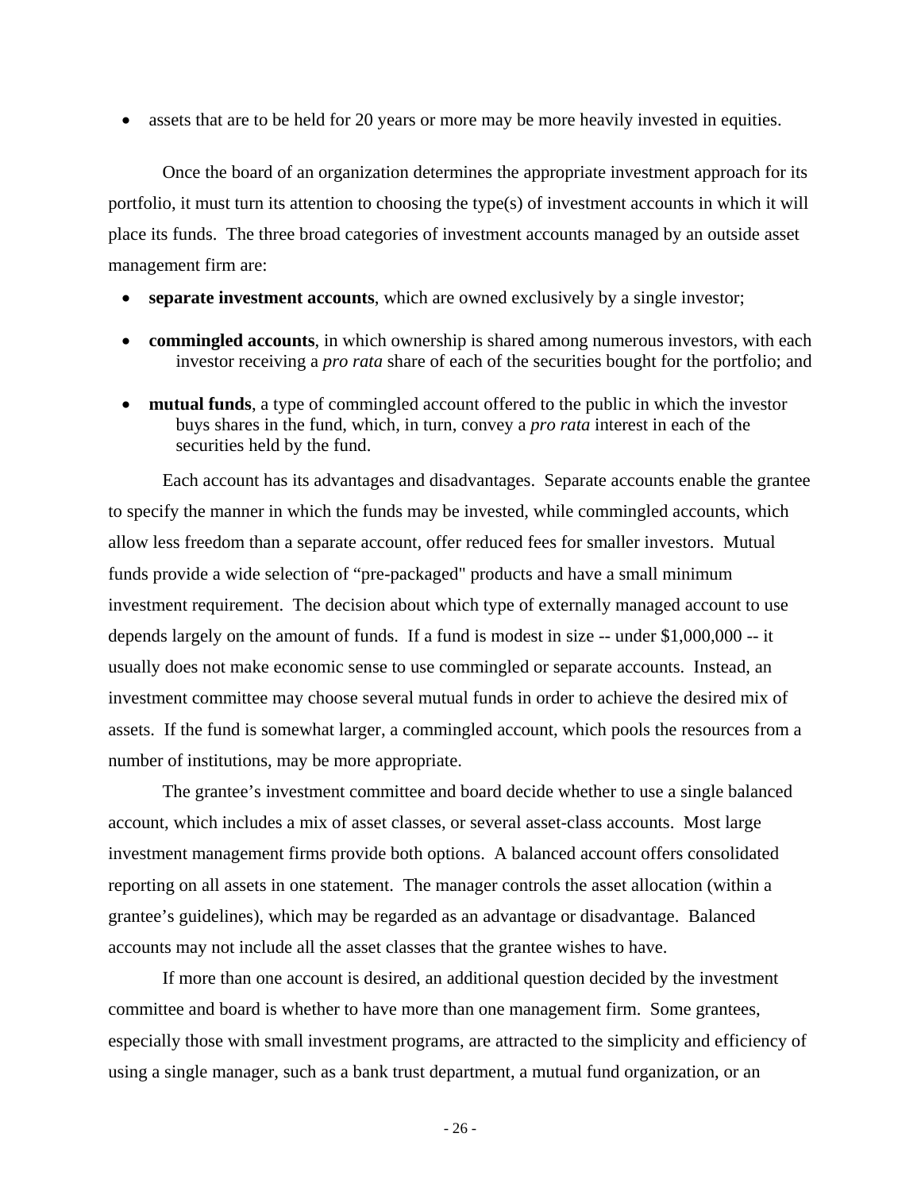- assets that are to be held for 20 years or more may be more heavily invested in equities.

Once the board of an organization determines the appropriate investment approach for its portfolio, it must turn its attention to choosing the type(s) of investment accounts in which it will place its funds. The three broad categories of investment accounts managed by an outside asset management firm are:

- **separate investment accounts**, which are owned exclusively by a single investor;
- **commingled accounts**, in which ownership is shared among numerous investors, with each investor receiving a *pro rata* share of each of the securities bought for the portfolio; and
- **mutual funds**, a type of commingled account offered to the public in which the investor buys shares in the fund, which, in turn, convey a *pro rata* interest in each of the securities held by the fund.

Each account has its advantages and disadvantages. Separate accounts enable the grantee to specify the manner in which the funds may be invested, while commingled accounts, which allow less freedom than a separate account, offer reduced fees for smaller investors. Mutual funds provide a wide selection of "pre-packaged" products and have a small minimum investment requirement. The decision about which type of externally managed account to use depends largely on the amount of funds. If a fund is modest in size -- under $1,000,000 -- it usually does not make economic sense to use commingled or separate accounts. Instead, an investment committee may choose several mutual funds in order to achieve the desired mix of assets. If the fund is somewhat larger, a commingled account, which pools the resources from a number of institutions, may be more appropriate.

The grantee's investment committee and board decide whether to use a single balanced account, which includes a mix of asset classes, or several asset-class accounts. Most large investment management firms provide both options. A balanced account offers consolidated reporting on all assets in one statement. The manager controls the asset allocation (within a grantee's guidelines), which may be regarded as an advantage or disadvantage. Balanced accounts may not include all the asset classes that the grantee wishes to have.

If more than one account is desired, an additional question decided by the investment committee and board is whether to have more than one management firm. Some grantees, especially those with small investment programs, are attracted to the simplicity and efficiency of using a single manager, such as a bank trust department, a mutual fund organization, or an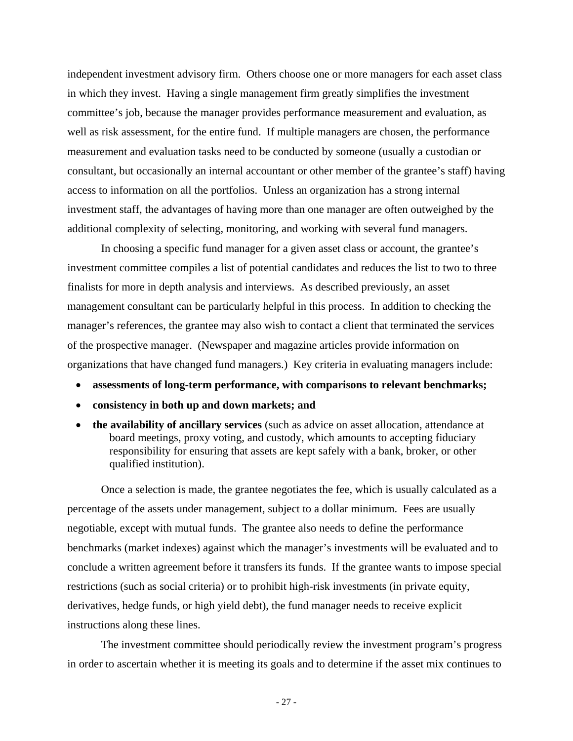independent investment advisory firm. Others choose one or more managers for each asset class in which they invest. Having a single management firm greatly simplifies the investment committee's job, because the manager provides performance measurement and evaluation, as well as risk assessment, for the entire fund. If multiple managers are chosen, the performance measurement and evaluation tasks need to be conducted by someone (usually a custodian or consultant, but occasionally an internal accountant or other member of the grantee's staff) having access to information on all the portfolios. Unless an organization has a strong internal investment staff, the advantages of having more than one manager are often outweighed by the additional complexity of selecting, monitoring, and working with several fund managers.

In choosing a specific fund manager for a given asset class or account, the grantee's investment committee compiles a list of potential candidates and reduces the list to two to three finalists for more in depth analysis and interviews. As described previously, an asset management consultant can be particularly helpful in this process. In addition to checking the manager's references, the grantee may also wish to contact a client that terminated the services of the prospective manager. (Newspaper and magazine articles provide information on organizations that have changed fund managers.) Key criteria in evaluating managers include:

- **assessments of long-term performance, with comparisons to relevant benchmarks;**
- **consistency in both up and down markets; and**
- **the availability of ancillary services** (such as advice on asset allocation, attendance at board meetings, proxy voting, and custody, which amounts to accepting fiduciary responsibility for ensuring that assets are kept safely with a bank, broker, or other qualified institution).

Once a selection is made, the grantee negotiates the fee, which is usually calculated as a percentage of the assets under management, subject to a dollar minimum. Fees are usually negotiable, except with mutual funds. The grantee also needs to define the performance benchmarks (market indexes) against which the manager's investments will be evaluated and to conclude a written agreement before it transfers its funds. If the grantee wants to impose special restrictions (such as social criteria) or to prohibit high-risk investments (in private equity, derivatives, hedge funds, or high yield debt), the fund manager needs to receive explicit instructions along these lines.

The investment committee should periodically review the investment program's progress in order to ascertain whether it is meeting its goals and to determine if the asset mix continues to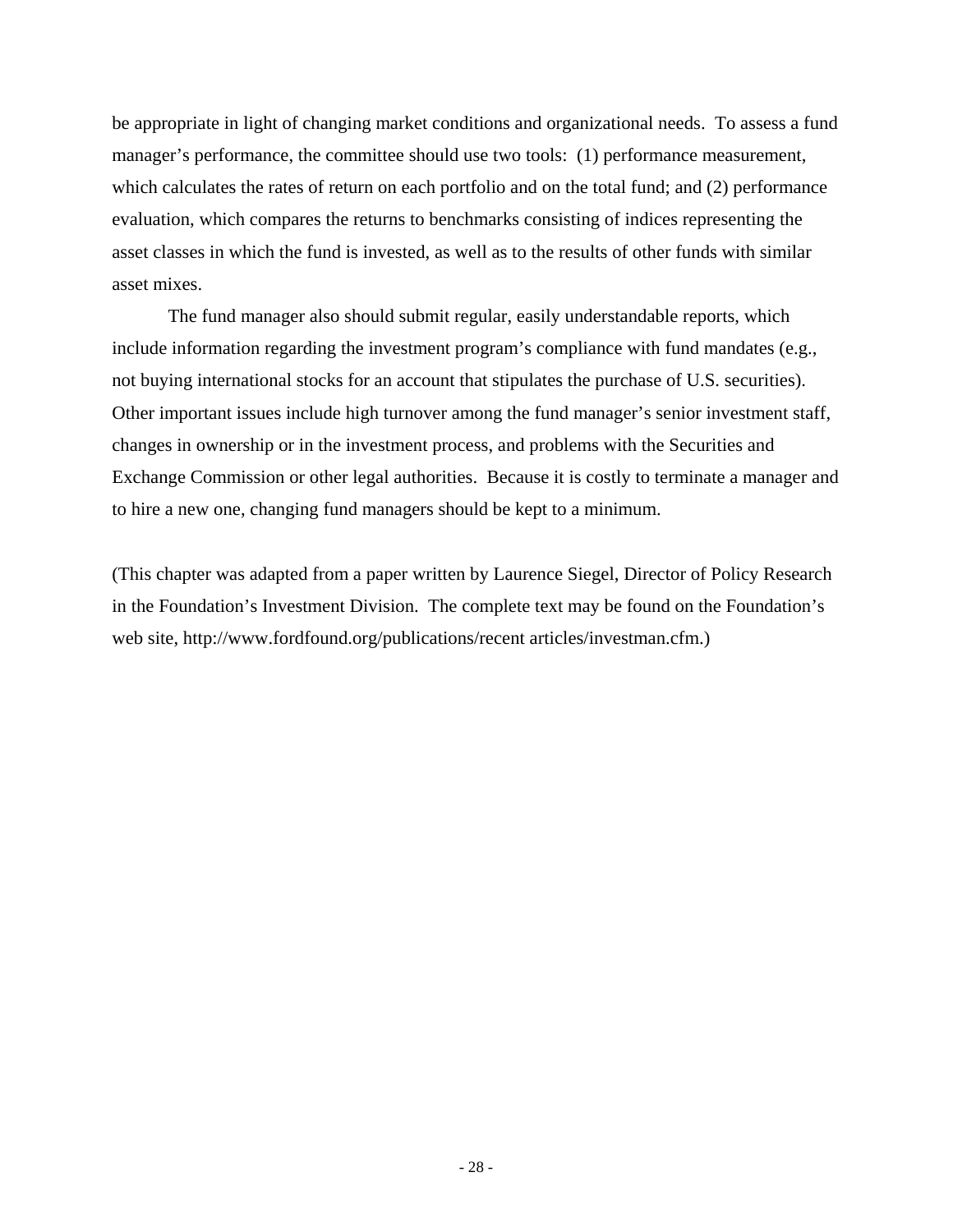be appropriate in light of changing market conditions and organizational needs. To assess a fund manager's performance, the committee should use two tools: (1) performance measurement, which calculates the rates of return on each portfolio and on the total fund; and (2) performance evaluation, which compares the returns to benchmarks consisting of indices representing the asset classes in which the fund is invested, as well as to the results of other funds with similar asset mixes.

The fund manager also should submit regular, easily understandable reports, which include information regarding the investment program's compliance with fund mandates (e.g., not buying international stocks for an account that stipulates the purchase of U.S. securities). Other important issues include high turnover among the fund manager's senior investment staff, changes in ownership or in the investment process, and problems with the Securities and Exchange Commission or other legal authorities. Because it is costly to terminate a manager and to hire a new one, changing fund managers should be kept to a minimum.

(This chapter was adapted from a paper written by Laurence Siegel, Director of Policy Research in the Foundation's Investment Division. The complete text may be found on the Foundation's web site, http://www.fordfound.org/publications/recent articles/investman.cfm.)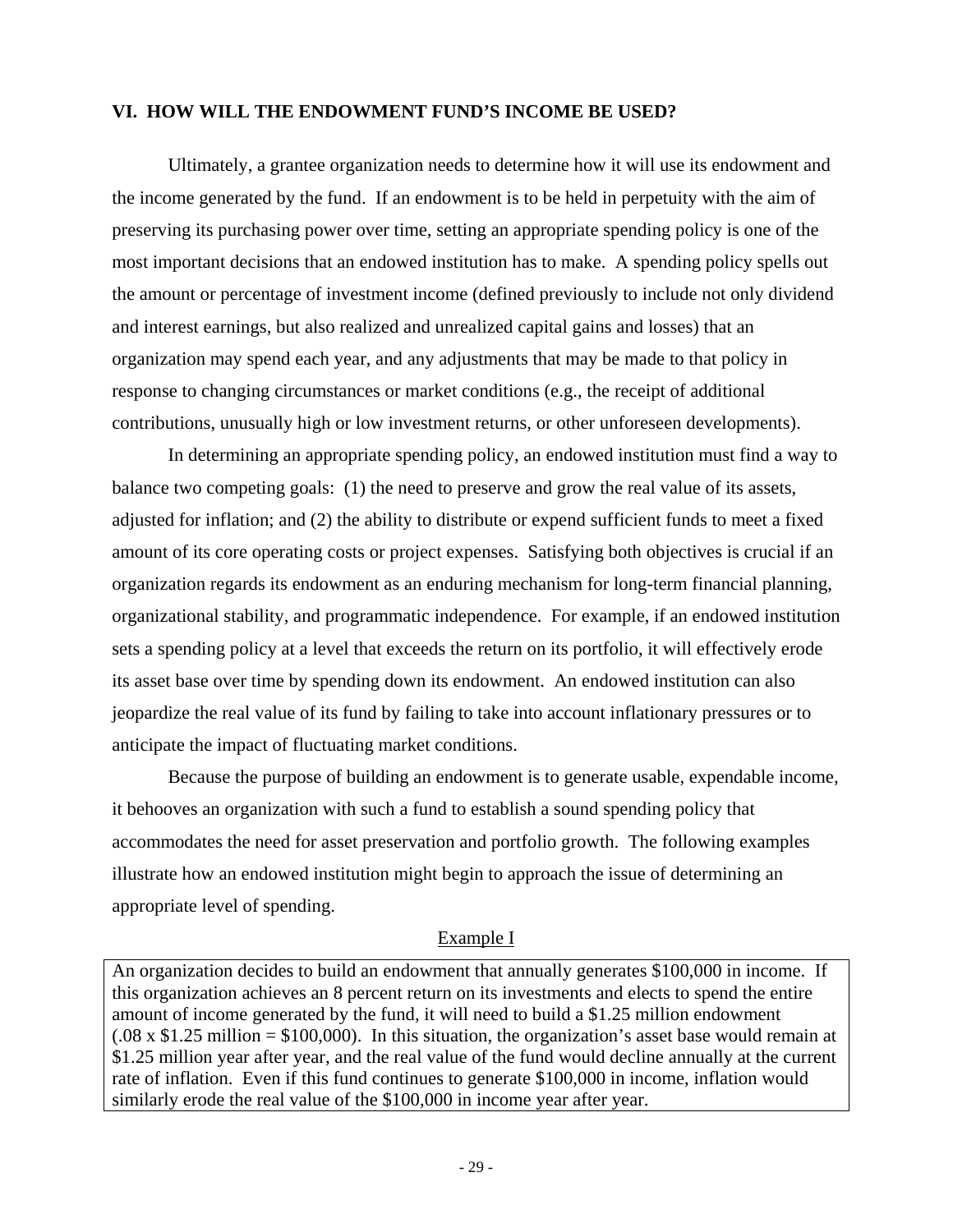## VI. HOW WILL THE ENDOWMENT FUND'S INCOME BE USED?

Ultimately, a grantee organization needs to determine how it will use its endowment and the income generated by the fund. If an endowment is to be held in perpetuity with the aim of preserving its purchasing power over time, setting an appropriate spending policy is one of the most important decisions that an endowed institution has to make. A spending policy spells out the amount or percentage of investment income (defined previously to include not only dividend and interest earnings, but also realized and unrealized capital gains and losses) that an organization may spend each year, and any adjustments that may be made to that policy in response to changing circumstances or market conditions (e.g., the receipt of additional contributions, unusually high or low investment returns, or other unforeseen developments).

In determining an appropriate spending policy, an endowed institution must find a way to balance two competing goals: (1) the need to preserve and grow the real value of its assets, adjusted for inflation; and (2) the ability to distribute or expend sufficient funds to meet a fixed amount of its core operating costs or project expenses. Satisfying both objectives is crucial if an organization regards its endowment as an enduring mechanism for long-term financial planning, organizational stability, and programmatic independence. For example, if an endowed institution sets a spending policy at a level that exceeds the return on its portfolio, it will effectively erode its asset base over time by spending down its endowment. An endowed institution can also jeopardize the real value of its fund by failing to take into account inflationary pressures or to anticipate the impact of fluctuating market conditions.

Because the purpose of building an endowment is to generate usable, expendable income, it behooves an organization with such a fund to establish a sound spending policy that accommodates the need for asset preservation and portfolio growth. The following examples illustrate how an endowed institution might begin to approach the issue of determining an appropriate level of spending.

<u>Example I</u>

An organization decides to build an endowment that annually generates $100,000 in income. If this organization achieves an 8 percent return on its investments and elects to spend the entire amount of income generated by the fund, it will need to build a $1.25 million endowment (.08 x $1.25 million = $100,000). In this situation, the organization's asset base would remain at $1.25 million year after year, and the real value of the fund would decline annually at the current rate of inflation. Even if this fund continues to generate $100,000 in income, inflation would similarly erode the real value of the $100,000 in income year after year.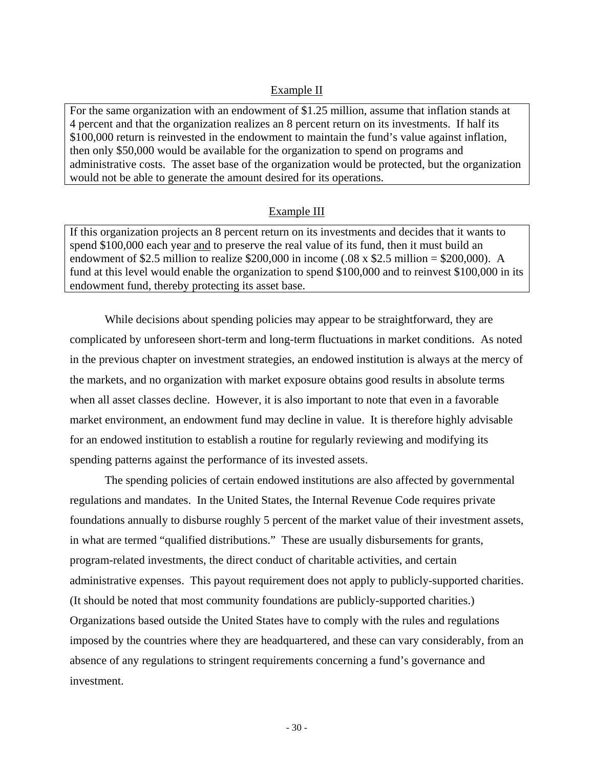Example II

For the same organization with an endowment of $1.25 million, assume that inflation stands at 4 percent and that the organization realizes an 8 percent return on its investments. If half its $100,000 return is reinvested in the endowment to maintain the fund's value against inflation, then only $50,000 would be available for the organization to spend on programs and administrative costs. The asset base of the organization would be protected, but the organization would not be able to generate the amount desired for its operations.

Example III

If this organization projects an 8 percent return on its investments and decides that it wants to spend $100,000 each year and to preserve the real value of its fund, then it must build an endowment of $2.5 million to realize $200,000 in income (.08 x $2.5 million = $200,000). A fund at this level would enable the organization to spend $100,000 and to reinvest $100,000 in its endowment fund, thereby protecting its asset base.

While decisions about spending policies may appear to be straightforward, they are complicated by unforeseen short-term and long-term fluctuations in market conditions. As noted in the previous chapter on investment strategies, an endowed institution is always at the mercy of the markets, and no organization with market exposure obtains good results in absolute terms when all asset classes decline. However, it is also important to note that even in a favorable market environment, an endowment fund may decline in value. It is therefore highly advisable for an endowed institution to establish a routine for regularly reviewing and modifying its spending patterns against the performance of its invested assets.

The spending policies of certain endowed institutions are also affected by governmental regulations and mandates. In the United States, the Internal Revenue Code requires private foundations annually to disburse roughly 5 percent of the market value of their investment assets, in what are termed "qualified distributions." These are usually disbursements for grants, program-related investments, the direct conduct of charitable activities, and certain administrative expenses. This payout requirement does not apply to publicly-supported charities. (It should be noted that most community foundations are publicly-supported charities.) Organizations based outside the United States have to comply with the rules and regulations imposed by the countries where they are headquartered, and these can vary considerably, from an absence of any regulations to stringent requirements concerning a fund's governance and investment.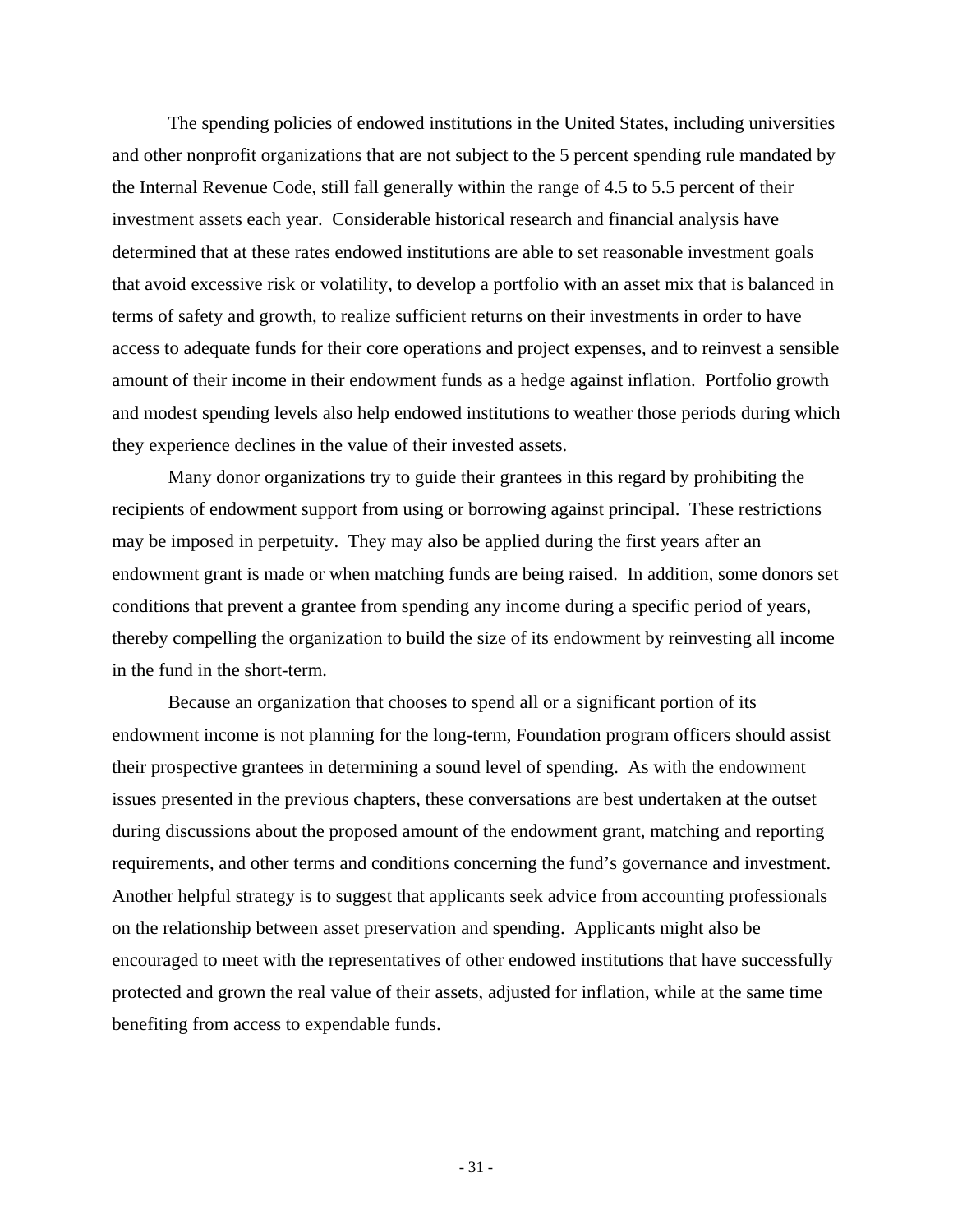The spending policies of endowed institutions in the United States, including universities and other nonprofit organizations that are not subject to the 5 percent spending rule mandated by the Internal Revenue Code, still fall generally within the range of 4.5 to 5.5 percent of their investment assets each year. Considerable historical research and financial analysis have determined that at these rates endowed institutions are able to set reasonable investment goals that avoid excessive risk or volatility, to develop a portfolio with an asset mix that is balanced in terms of safety and growth, to realize sufficient returns on their investments in order to have access to adequate funds for their core operations and project expenses, and to reinvest a sensible amount of their income in their endowment funds as a hedge against inflation. Portfolio growth and modest spending levels also help endowed institutions to weather those periods during which they experience declines in the value of their invested assets.

Many donor organizations try to guide their grantees in this regard by prohibiting the recipients of endowment support from using or borrowing against principal. These restrictions may be imposed in perpetuity. They may also be applied during the first years after an endowment grant is made or when matching funds are being raised. In addition, some donors set conditions that prevent a grantee from spending any income during a specific period of years, thereby compelling the organization to build the size of its endowment by reinvesting all income in the fund in the short-term.

Because an organization that chooses to spend all or a significant portion of its endowment income is not planning for the long-term, Foundation program officers should assist their prospective grantees in determining a sound level of spending. As with the endowment issues presented in the previous chapters, these conversations are best undertaken at the outset during discussions about the proposed amount of the endowment grant, matching and reporting requirements, and other terms and conditions concerning the fund's governance and investment. Another helpful strategy is to suggest that applicants seek advice from accounting professionals on the relationship between asset preservation and spending. Applicants might also be encouraged to meet with the representatives of other endowed institutions that have successfully protected and grown the real value of their assets, adjusted for inflation, while at the same time benefiting from access to expendable funds.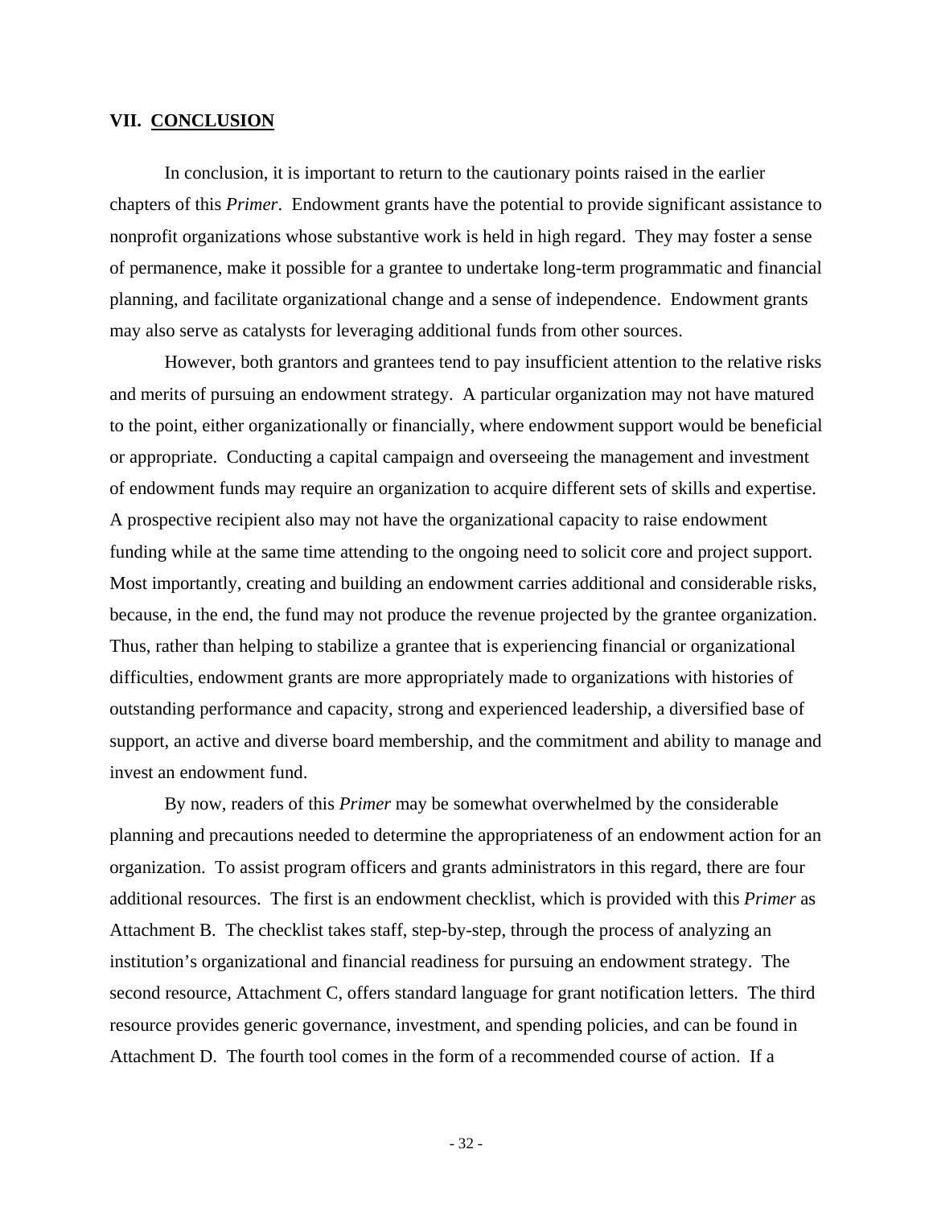## VII. <u>CONCLUSION</u>

In conclusion, it is important to return to the cautionary points raised in the earlier chapters of this *Primer*. Endowment grants have the potential to provide significant assistance to nonprofit organizations whose substantive work is held in high regard. They may foster a sense of permanence, make it possible for a grantee to undertake long-term programmatic and financial planning, and facilitate organizational change and a sense of independence. Endowment grants may also serve as catalysts for leveraging additional funds from other sources.

However, both grantors and grantees tend to pay insufficient attention to the relative risks and merits of pursuing an endowment strategy. A particular organization may not have matured to the point, either organizationally or financially, where endowment support would be beneficial or appropriate. Conducting a capital campaign and overseeing the management and investment of endowment funds may require an organization to acquire different sets of skills and expertise. A prospective recipient also may not have the organizational capacity to raise endowment funding while at the same time attending to the ongoing need to solicit core and project support. Most importantly, creating and building an endowment carries additional and considerable risks, because, in the end, the fund may not produce the revenue projected by the grantee organization. Thus, rather than helping to stabilize a grantee that is experiencing financial or organizational difficulties, endowment grants are more appropriately made to organizations with histories of outstanding performance and capacity, strong and experienced leadership, a diversified base of support, an active and diverse board membership, and the commitment and ability to manage and invest an endowment fund.

By now, readers of this *Primer* may be somewhat overwhelmed by the considerable planning and precautions needed to determine the appropriateness of an endowment action for an organization. To assist program officers and grants administrators in this regard, there are four additional resources. The first is an endowment checklist, which is provided with this *Primer* as Attachment B. The checklist takes staff, step-by-step, through the process of analyzing an institution's organizational and financial readiness for pursuing an endowment strategy. The second resource, Attachment C, offers standard language for grant notification letters. The third resource provides generic governance, investment, and spending policies, and can be found in Attachment D. The fourth tool comes in the form of a recommended course of action. If a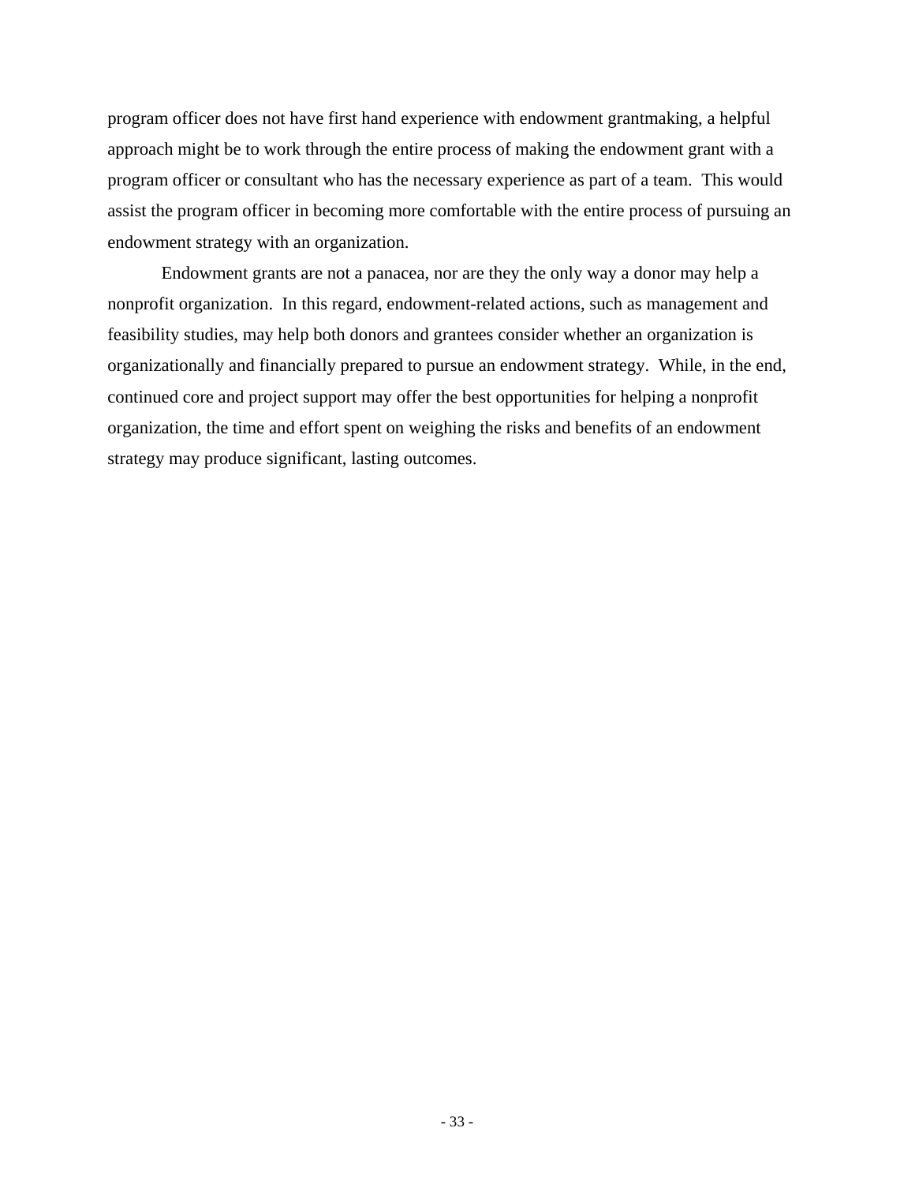program officer does not have first hand experience with endowment grantmaking, a helpful approach might be to work through the entire process of making the endowment grant with a program officer or consultant who has the necessary experience as part of a team. This would assist the program officer in becoming more comfortable with the entire process of pursuing an endowment strategy with an organization.

Endowment grants are not a panacea, nor are they the only way a donor may help a nonprofit organization. In this regard, endowment-related actions, such as management and feasibility studies, may help both donors and grantees consider whether an organization is organizationally and financially prepared to pursue an endowment strategy. While, in the end, continued core and project support may offer the best opportunities for helping a nonprofit organization, the time and effort spent on weighing the risks and benefits of an endowment strategy may produce significant, lasting outcomes.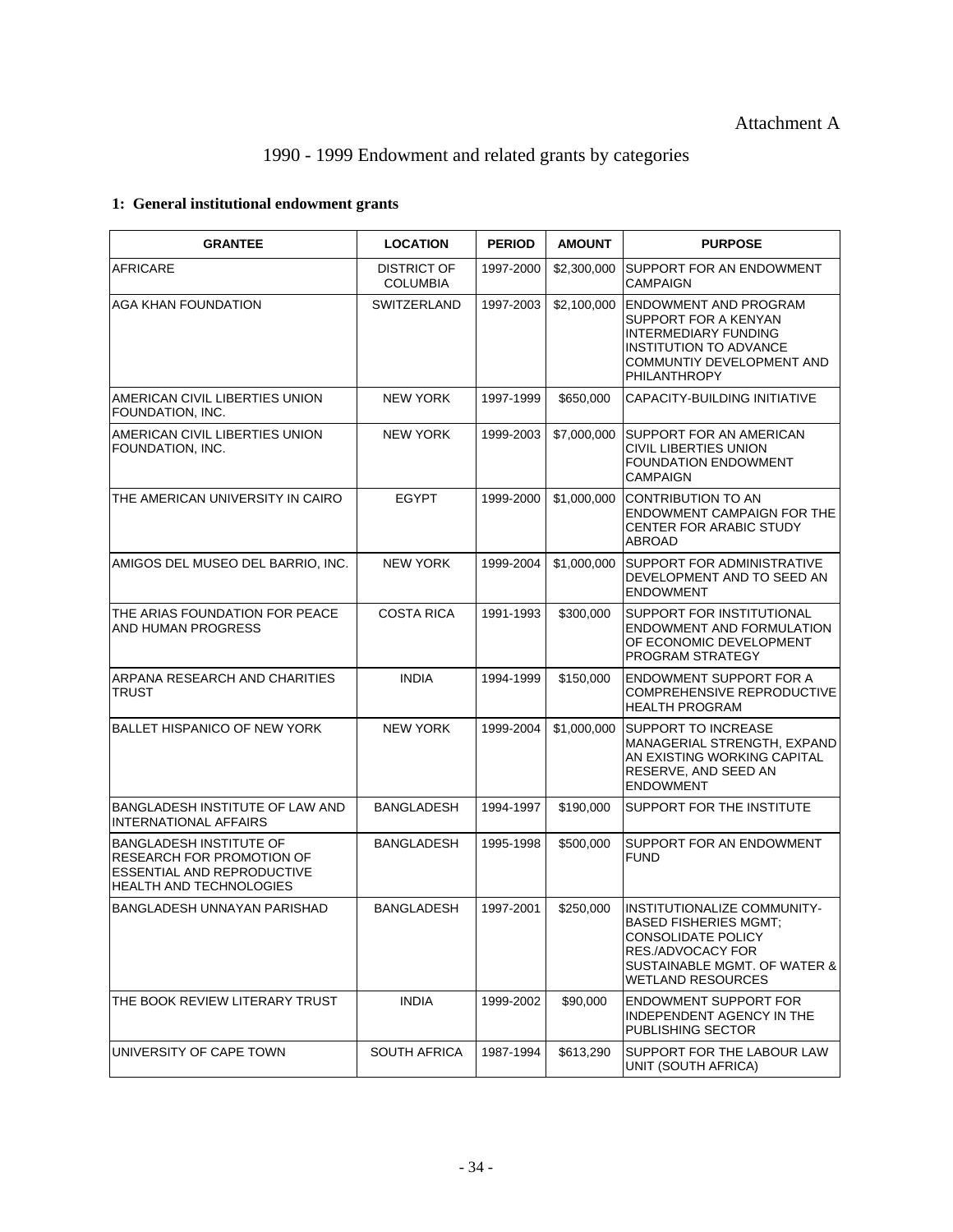Attachment A

# 1990 - 1999 Endowment and related grants by categories

## 1: General institutional endowment grants

| GRANTEE | LOCATION | PERIOD | AMOUNT | PURPOSE |
|---|---|---|---|---|
| AFRICARE | DISTRICT OF COLUMBIA | 1997-2000 | $2,300,000 | SUPPORT FOR AN ENDOWMENT CAMPAIGN |
| AGA KHAN FOUNDATION | SWITZERLAND | 1997-2003 | $2,100,000 | ENDOWMENT AND PROGRAM SUPPORT FOR A KENYAN INTERMEDIARY FUNDING INSTITUTION TO ADVANCE COMMUNTIY DEVELOPMENT AND PHILANTHROPY |
| AMERICAN CIVIL LIBERTIES UNION FOUNDATION, INC. | NEW YORK | 1997-1999 | $650,000 | CAPACITY-BUILDING INITIATIVE |
| AMERICAN CIVIL LIBERTIES UNION FOUNDATION, INC. | NEW YORK | 1999-2003 | $7,000,000 | SUPPORT FOR AN AMERICAN CIVIL LIBERTIES UNION FOUNDATION ENDOWMENT CAMPAIGN |
| THE AMERICAN UNIVERSITY IN CAIRO | EGYPT | 1999-2000 | $1,000,000 | CONTRIBUTION TO AN ENDOWMENT CAMPAIGN FOR THE CENTER FOR ARABIC STUDY ABROAD |
| AMIGOS DEL MUSEO DEL BARRIO, INC. | NEW YORK | 1999-2004 | $1,000,000 | SUPPORT FOR ADMINISTRATIVE DEVELOPMENT AND TO SEED AN ENDOWMENT |
| THE ARIAS FOUNDATION FOR PEACE AND HUMAN PROGRESS | COSTA RICA | 1991-1993 | $300,000 | SUPPORT FOR INSTITUTIONAL ENDOWMENT AND FORMULATION OF ECONOMIC DEVELOPMENT PROGRAM STRATEGY |
| ARPANA RESEARCH AND CHARITIES TRUST | INDIA | 1994-1999 | $150,000 | ENDOWMENT SUPPORT FOR A COMPREHENSIVE REPRODUCTIVE HEALTH PROGRAM |
| BALLET HISPANICO OF NEW YORK | NEW YORK | 1999-2004 | $1,000,000 | SUPPORT TO INCREASE MANAGERIAL STRENGTH, EXPAND AN EXISTING WORKING CAPITAL RESERVE, AND SEED AN ENDOWMENT |
| BANGLADESH INSTITUTE OF LAW AND INTERNATIONAL AFFAIRS | BANGLADESH | 1994-1997 | $190,000 | SUPPORT FOR THE INSTITUTE |
| BANGLADESH INSTITUTE OF RESEARCH FOR PROMOTION OF ESSENTIAL AND REPRODUCTIVE HEALTH AND TECHNOLOGIES | BANGLADESH | 1995-1998 | $500,000 | SUPPORT FOR AN ENDOWMENT FUND |
| BANGLADESH UNNAYAN PARISHAD | BANGLADESH | 1997-2001 | $250,000 | INSTITUTIONALIZE COMMUNITY-BASED FISHERIES MGMT; CONSOLIDATE POLICY RES./ADVOCACY FOR SUSTAINABLE MGMT. OF WATER & WETLAND RESOURCES |
| THE BOOK REVIEW LITERARY TRUST | INDIA | 1999-2002 | $90,000 | ENDOWMENT SUPPORT FOR INDEPENDENT AGENCY IN THE PUBLISHING SECTOR |
| UNIVERSITY OF CAPE TOWN | SOUTH AFRICA | 1987-1994 | $613,290 | SUPPORT FOR THE LABOUR LAW UNIT (SOUTH AFRICA) |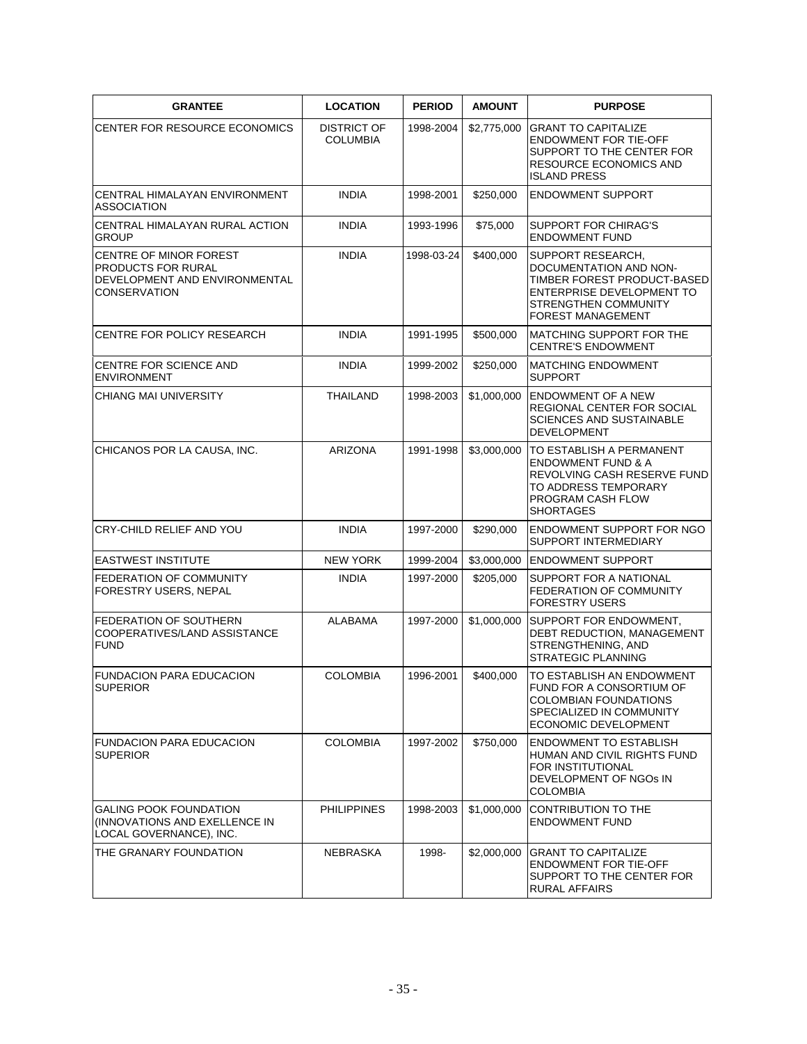| GRANTEE | LOCATION | PERIOD | AMOUNT | PURPOSE |
|---|---|---|---|---|
| CENTER FOR RESOURCE ECONOMICS | DISTRICT OF COLUMBIA | 1998-2004 | $2,775,000 | GRANT TO CAPITALIZE ENDOWMENT FOR TIE-OFF SUPPORT TO THE CENTER FOR RESOURCE ECONOMICS AND ISLAND PRESS |
| CENTRAL HIMALAYAN ENVIRONMENT ASSOCIATION | INDIA | 1998-2001 | $250,000 | ENDOWMENT SUPPORT |
| CENTRAL HIMALAYAN RURAL ACTION GROUP | INDIA | 1993-1996 | $75,000 | SUPPORT FOR CHIRAG'S ENDOWMENT FUND |
| CENTRE OF MINOR FOREST PRODUCTS FOR RURAL DEVELOPMENT AND ENVIRONMENTAL CONSERVATION | INDIA | 1998-03-24 | $400,000 | SUPPORT RESEARCH, DOCUMENTATION AND NON-TIMBER FOREST PRODUCT-BASED ENTERPRISE DEVELOPMENT TO STRENGTHEN COMMUNITY FOREST MANAGEMENT |
| CENTRE FOR POLICY RESEARCH | INDIA | 1991-1995 | $500,000 | MATCHING SUPPORT FOR THE CENTRE'S ENDOWMENT |
| CENTRE FOR SCIENCE AND ENVIRONMENT | INDIA | 1999-2002 | $250,000 | MATCHING ENDOWMENT SUPPORT |
| CHIANG MAI UNIVERSITY | THAILAND | 1998-2003 | $1,000,000 | ENDOWMENT OF A NEW REGIONAL CENTER FOR SOCIAL SCIENCES AND SUSTAINABLE DEVELOPMENT |
| CHICANOS POR LA CAUSA, INC. | ARIZONA | 1991-1998 | $3,000,000 | TO ESTABLISH A PERMANENT ENDOWMENT FUND & A REVOLVING CASH RESERVE FUND TO ADDRESS TEMPORARY PROGRAM CASH FLOW SHORTAGES |
| CRY-CHILD RELIEF AND YOU | INDIA | 1997-2000 | $290,000 | ENDOWMENT SUPPORT FOR NGO SUPPORT INTERMEDIARY |
| EASTWEST INSTITUTE | NEW YORK | 1999-2004 | $3,000,000 | ENDOWMENT SUPPORT |
| FEDERATION OF COMMUNITY FORESTRY USERS, NEPAL | INDIA | 1997-2000 | $205,000 | SUPPORT FOR A NATIONAL FEDERATION OF COMMUNITY FORESTRY USERS |
| FEDERATION OF SOUTHERN COOPERATIVES/LAND ASSISTANCE FUND | ALABAMA | 1997-2000 | $1,000,000 | SUPPORT FOR ENDOWMENT, DEBT REDUCTION, MANAGEMENT STRENGTHENING, AND STRATEGIC PLANNING |
| FUNDACION PARA EDUCACION SUPERIOR | COLOMBIA | 1996-2001 | $400,000 | TO ESTABLISH AN ENDOWMENT FUND FOR A CONSORTIUM OF COLOMBIAN FOUNDATIONS SPECIALIZED IN COMMUNITY ECONOMIC DEVELOPMENT |
| FUNDACION PARA EDUCACION SUPERIOR | COLOMBIA | 1997-2002 | $750,000 | ENDOWMENT TO ESTABLISH HUMAN AND CIVIL RIGHTS FUND FOR INSTITUTIONAL DEVELOPMENT OF NGOs IN COLOMBIA |
| GALING POOK FOUNDATION (INNOVATIONS AND EXELLENCE IN LOCAL GOVERNANCE), INC. | PHILIPPINES | 1998-2003 | $1,000,000 | CONTRIBUTION TO THE ENDOWMENT FUND |
| THE GRANARY FOUNDATION | NEBRASKA | 1998- | $2,000,000 | GRANT TO CAPITALIZE ENDOWMENT FOR TIE-OFF SUPPORT TO THE CENTER FOR RURAL AFFAIRS |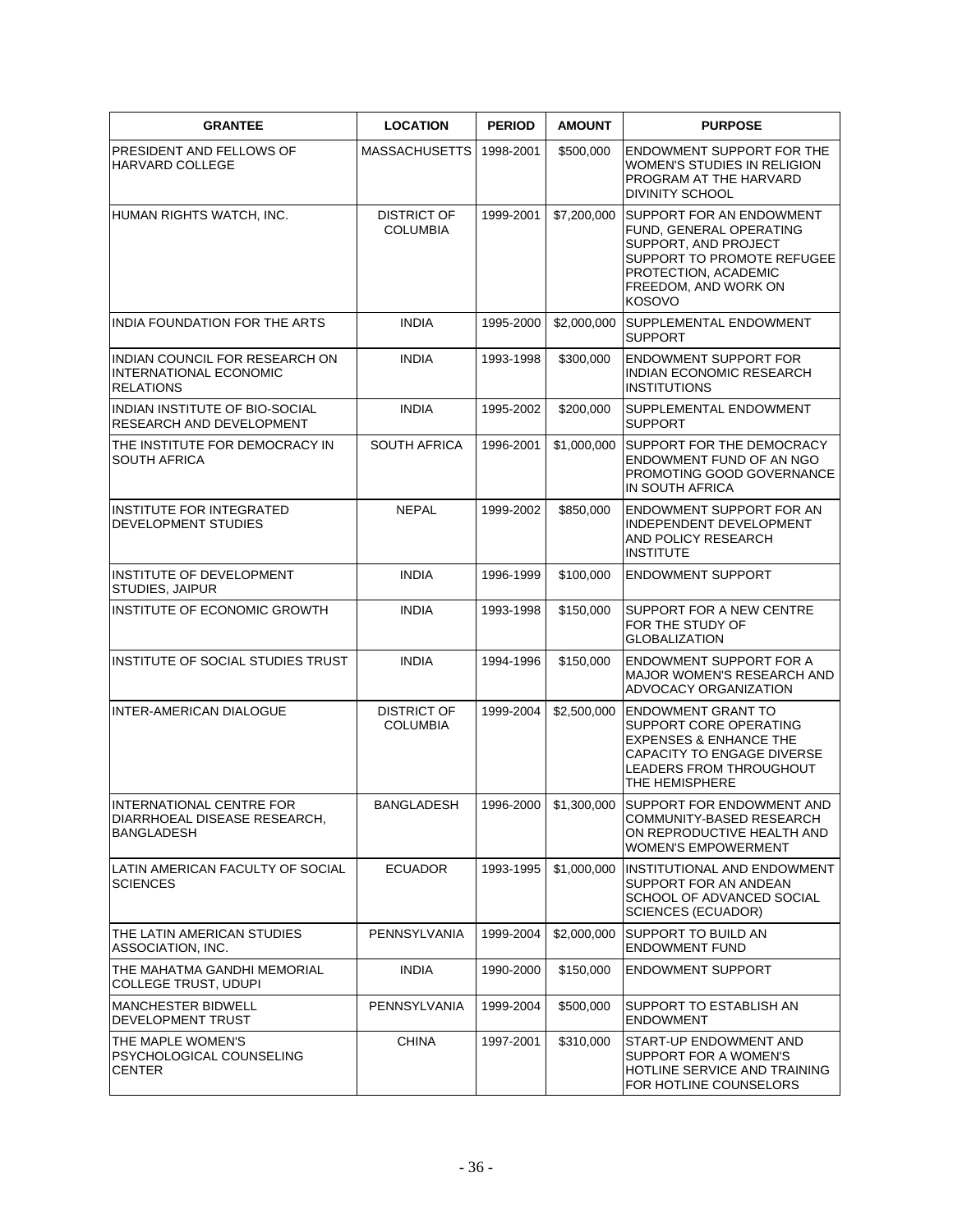| GRANTEE | LOCATION | PERIOD | AMOUNT | PURPOSE |
|---|---|---|---|---|
| PRESIDENT AND FELLOWS OF HARVARD COLLEGE | MASSACHUSETTS | 1998-2001 | \$500,000 | ENDOWMENT SUPPORT FOR THE WOMEN'S STUDIES IN RELIGION PROGRAM AT THE HARVARD DIVINITY SCHOOL |
| HUMAN RIGHTS WATCH, INC. | DISTRICT OF COLUMBIA | 1999-2001 | \$7,200,000 | SUPPORT FOR AN ENDOWMENT FUND, GENERAL OPERATING SUPPORT, AND PROJECT SUPPORT TO PROMOTE REFUGEE PROTECTION, ACADEMIC FREEDOM, AND WORK ON KOSOVO |
| INDIA FOUNDATION FOR THE ARTS | INDIA | 1995-2000 | \$2,000,000 | SUPPLEMENTAL ENDOWMENT SUPPORT |
| INDIAN COUNCIL FOR RESEARCH ON INTERNATIONAL ECONOMIC RELATIONS | INDIA | 1993-1998 | \$300,000 | ENDOWMENT SUPPORT FOR INDIAN ECONOMIC RESEARCH INSTITUTIONS |
| INDIAN INSTITUTE OF BIO-SOCIAL RESEARCH AND DEVELOPMENT | INDIA | 1995-2002 | \$200,000 | SUPPLEMENTAL ENDOWMENT SUPPORT |
| THE INSTITUTE FOR DEMOCRACY IN SOUTH AFRICA | SOUTH AFRICA | 1996-2001 | \$1,000,000 | SUPPORT FOR THE DEMOCRACY ENDOWMENT FUND OF AN NGO PROMOTING GOOD GOVERNANCE IN SOUTH AFRICA |
| INSTITUTE FOR INTEGRATED DEVELOPMENT STUDIES | NEPAL | 1999-2002 | \$850,000 | ENDOWMENT SUPPORT FOR AN INDEPENDENT DEVELOPMENT AND POLICY RESEARCH INSTITUTE |
| INSTITUTE OF DEVELOPMENT STUDIES, JAIPUR | INDIA | 1996-1999 | \$100,000 | ENDOWMENT SUPPORT |
| INSTITUTE OF ECONOMIC GROWTH | INDIA | 1993-1998 | \$150,000 | SUPPORT FOR A NEW CENTRE FOR THE STUDY OF GLOBALIZATION |
| INSTITUTE OF SOCIAL STUDIES TRUST | INDIA | 1994-1996 | \$150,000 | ENDOWMENT SUPPORT FOR A MAJOR WOMEN'S RESEARCH AND ADVOCACY ORGANIZATION |
| INTER-AMERICAN DIALOGUE | DISTRICT OF COLUMBIA | 1999-2004 | \$2,500,000 | ENDOWMENT GRANT TO SUPPORT CORE OPERATING EXPENSES & ENHANCE THE CAPACITY TO ENGAGE DIVERSE LEADERS FROM THROUGHOUT THE HEMISPHERE |
| INTERNATIONAL CENTRE FOR DIARRHOEAL DISEASE RESEARCH, BANGLADESH | BANGLADESH | 1996-2000 | \$1,300,000 | SUPPORT FOR ENDOWMENT AND COMMUNITY-BASED RESEARCH ON REPRODUCTIVE HEALTH AND WOMEN'S EMPOWERMENT |
| LATIN AMERICAN FACULTY OF SOCIAL SCIENCES | ECUADOR | 1993-1995 | \$1,000,000 | INSTITUTIONAL AND ENDOWMENT SUPPORT FOR AN ANDEAN SCHOOL OF ADVANCED SOCIAL SCIENCES (ECUADOR) |
| THE LATIN AMERICAN STUDIES ASSOCIATION, INC. | PENNSYLVANIA | 1999-2004 | \$2,000,000 | SUPPORT TO BUILD AN ENDOWMENT FUND |
| THE MAHATMA GANDHI MEMORIAL COLLEGE TRUST, UDUPI | INDIA | 1990-2000 | \$150,000 | ENDOWMENT SUPPORT |
| MANCHESTER BIDWELL DEVELOPMENT TRUST | PENNSYLVANIA | 1999-2004 | \$500,000 | SUPPORT TO ESTABLISH AN ENDOWMENT |
| THE MAPLE WOMEN'S PSYCHOLOGICAL COUNSELING CENTER | CHINA | 1997-2001 | \$310,000 | START-UP ENDOWMENT AND SUPPORT FOR A WOMEN'S HOTLINE SERVICE AND TRAINING FOR HOTLINE COUNSELORS |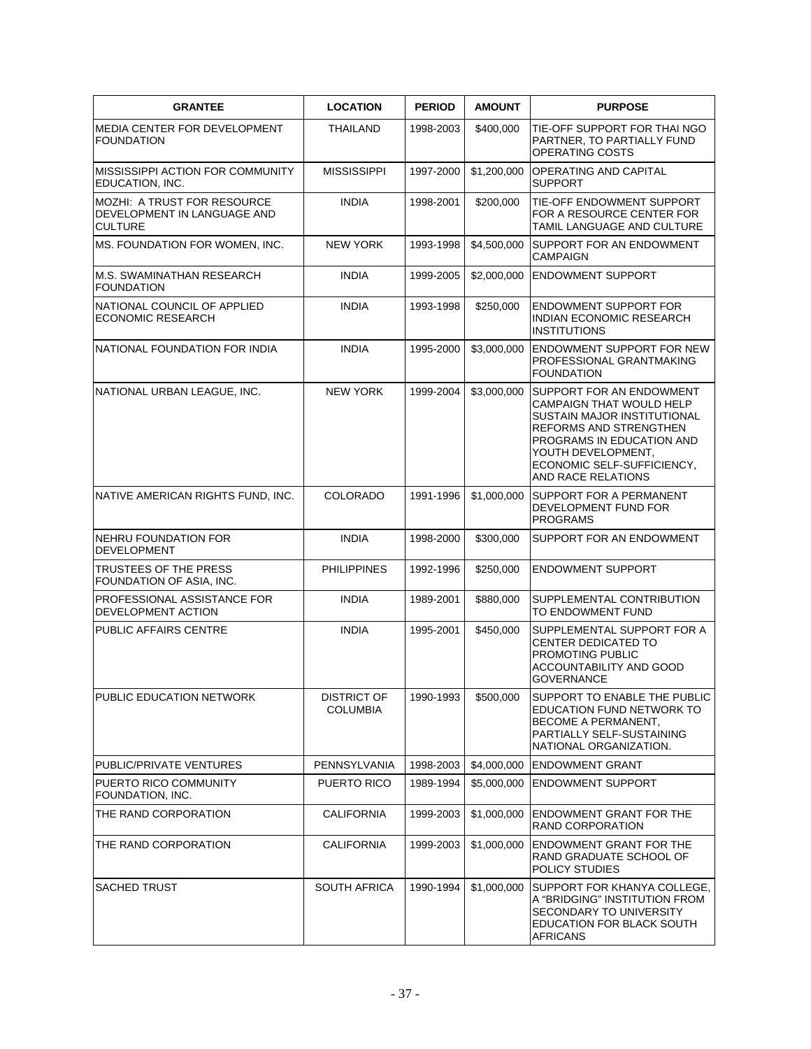| GRANTEE | LOCATION | PERIOD | AMOUNT | PURPOSE |
|---|---|---|---|---|
| MEDIA CENTER FOR DEVELOPMENT FOUNDATION | THAILAND | 1998-2003 | $400,000 | TIE-OFF SUPPORT FOR THAI NGO PARTNER, TO PARTIALLY FUND OPERATING COSTS |
| MISSISSIPPI ACTION FOR COMMUNITY EDUCATION, INC. | MISSISSIPPI | 1997-2000 | $1,200,000 | OPERATING AND CAPITAL SUPPORT |
| MOZHI: A TRUST FOR RESOURCE DEVELOPMENT IN LANGUAGE AND CULTURE | INDIA | 1998-2001 | $200,000 | TIE-OFF ENDOWMENT SUPPORT FOR A RESOURCE CENTER FOR TAMIL LANGUAGE AND CULTURE |
| MS. FOUNDATION FOR WOMEN, INC. | NEW YORK | 1993-1998 | $4,500,000 | SUPPORT FOR AN ENDOWMENT CAMPAIGN |
| M.S. SWAMINATHAN RESEARCH FOUNDATION | INDIA | 1999-2005 | $2,000,000 | ENDOWMENT SUPPORT |
| NATIONAL COUNCIL OF APPLIED ECONOMIC RESEARCH | INDIA | 1993-1998 | $250,000 | ENDOWMENT SUPPORT FOR INDIAN ECONOMIC RESEARCH INSTITUTIONS |
| NATIONAL FOUNDATION FOR INDIA | INDIA | 1995-2000 | $3,000,000 | ENDOWMENT SUPPORT FOR NEW PROFESSIONAL GRANTMAKING FOUNDATION |
| NATIONAL URBAN LEAGUE, INC. | NEW YORK | 1999-2004 | $3,000,000 | SUPPORT FOR AN ENDOWMENT CAMPAIGN THAT WOULD HELP SUSTAIN MAJOR INSTITUTIONAL REFORMS AND STRENGTHEN PROGRAMS IN EDUCATION AND YOUTH DEVELOPMENT, ECONOMIC SELF-SUFFICIENCY, AND RACE RELATIONS |
| NATIVE AMERICAN RIGHTS FUND, INC. | COLORADO | 1991-1996 | $1,000,000 | SUPPORT FOR A PERMANENT DEVELOPMENT FUND FOR PROGRAMS |
| NEHRU FOUNDATION FOR DEVELOPMENT | INDIA | 1998-2000 | $300,000 | SUPPORT FOR AN ENDOWMENT |
| TRUSTEES OF THE PRESS FOUNDATION OF ASIA, INC. | PHILIPPINES | 1992-1996 | $250,000 | ENDOWMENT SUPPORT |
| PROFESSIONAL ASSISTANCE FOR DEVELOPMENT ACTION | INDIA | 1989-2001 | $880,000 | SUPPLEMENTAL CONTRIBUTION TO ENDOWMENT FUND |
| PUBLIC AFFAIRS CENTRE | INDIA | 1995-2001 | $450,000 | SUPPLEMENTAL SUPPORT FOR A CENTER DEDICATED TO PROMOTING PUBLIC ACCOUNTABILITY AND GOOD GOVERNANCE |
| PUBLIC EDUCATION NETWORK | DISTRICT OF COLUMBIA | 1990-1993 | $500,000 | SUPPORT TO ENABLE THE PUBLIC EDUCATION FUND NETWORK TO BECOME A PERMANENT, PARTIALLY SELF-SUSTAINING NATIONAL ORGANIZATION. |
| PUBLIC/PRIVATE VENTURES | PENNSYLVANIA | 1998-2003 | $4,000,000 | ENDOWMENT GRANT |
| PUERTO RICO COMMUNITY FOUNDATION, INC. | PUERTO RICO | 1989-1994 | $5,000,000 | ENDOWMENT SUPPORT |
| THE RAND CORPORATION | CALIFORNIA | 1999-2003 | $1,000,000 | ENDOWMENT GRANT FOR THE RAND CORPORATION |
| THE RAND CORPORATION | CALIFORNIA | 1999-2003 | $1,000,000 | ENDOWMENT GRANT FOR THE RAND GRADUATE SCHOOL OF POLICY STUDIES |
| SACHED TRUST | SOUTH AFRICA | 1990-1994 | $1,000,000 | SUPPORT FOR KHANYA COLLEGE, A "BRIDGING" INSTITUTION FROM SECONDARY TO UNIVERSITY EDUCATION FOR BLACK SOUTH AFRICANS |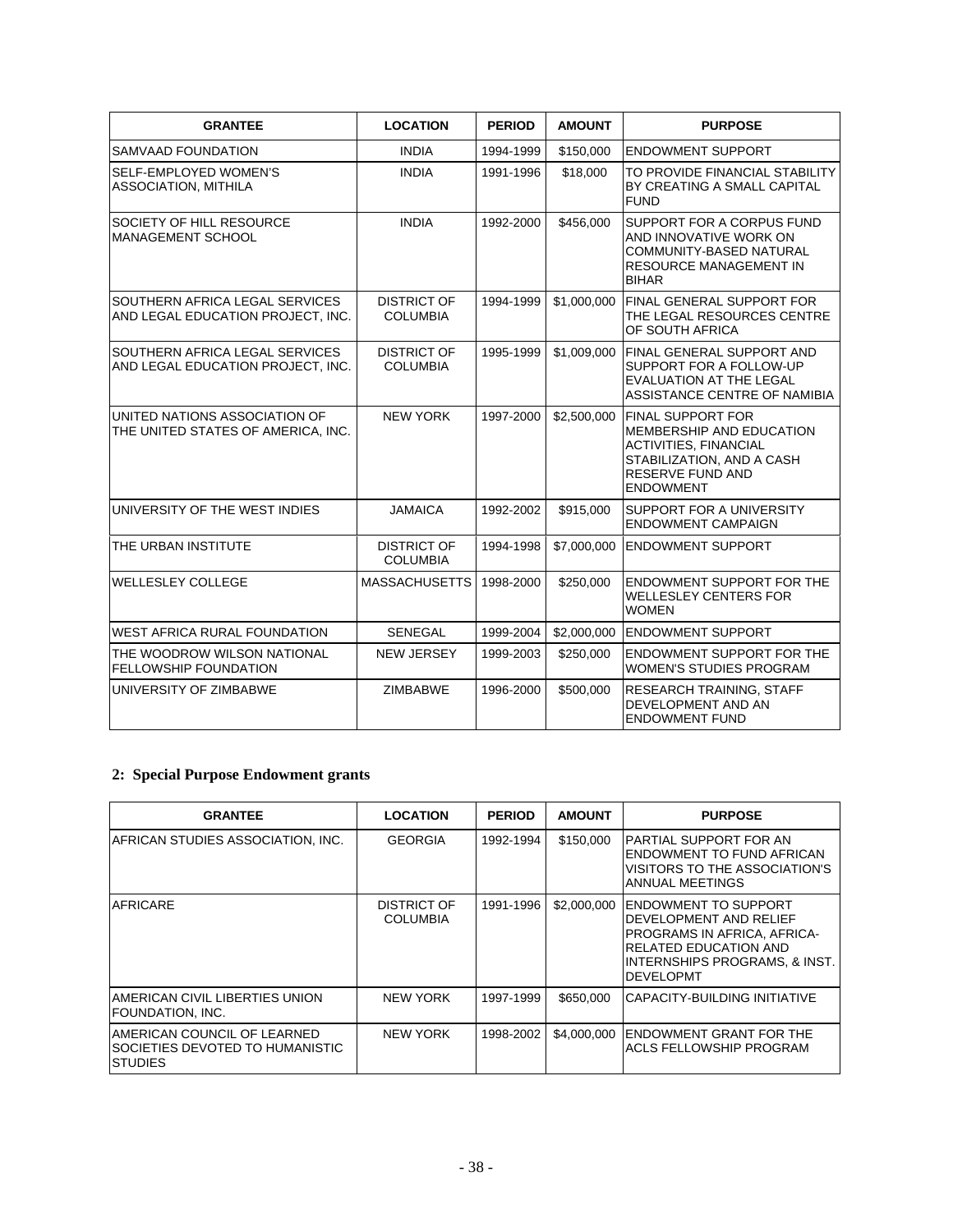| GRANTEE | LOCATION | PERIOD | AMOUNT | PURPOSE |
|---|---|---|---|---|
| SAMVAAD FOUNDATION | INDIA | 1994-1999 | $150,000 | ENDOWMENT SUPPORT |
| SELF-EMPLOYED WOMEN'S ASSOCIATION, MITHILA | INDIA | 1991-1996 | $18,000 | TO PROVIDE FINANCIAL STABILITY BY CREATING A SMALL CAPITAL FUND |
| SOCIETY OF HILL RESOURCE MANAGEMENT SCHOOL | INDIA | 1992-2000 | $456,000 | SUPPORT FOR A CORPUS FUND AND INNOVATIVE WORK ON COMMUNITY-BASED NATURAL RESOURCE MANAGEMENT IN BIHAR |
| SOUTHERN AFRICA LEGAL SERVICES AND LEGAL EDUCATION PROJECT, INC. | DISTRICT OF COLUMBIA | 1994-1999 | $1,000,000 | FINAL GENERAL SUPPORT FOR THE LEGAL RESOURCES CENTRE OF SOUTH AFRICA |
| SOUTHERN AFRICA LEGAL SERVICES AND LEGAL EDUCATION PROJECT, INC. | DISTRICT OF COLUMBIA | 1995-1999 | $1,009,000 | FINAL GENERAL SUPPORT AND SUPPORT FOR A FOLLOW-UP EVALUATION AT THE LEGAL ASSISTANCE CENTRE OF NAMIBIA |
| UNITED NATIONS ASSOCIATION OF THE UNITED STATES OF AMERICA, INC. | NEW YORK | 1997-2000 | $2,500,000 | FINAL SUPPORT FOR MEMBERSHIP AND EDUCATION ACTIVITIES, FINANCIAL STABILIZATION, AND A CASH RESERVE FUND AND ENDOWMENT |
| UNIVERSITY OF THE WEST INDIES | JAMAICA | 1992-2002 | $915,000 | SUPPORT FOR A UNIVERSITY ENDOWMENT CAMPAIGN |
| THE URBAN INSTITUTE | DISTRICT OF COLUMBIA | 1994-1998 | $7,000,000 | ENDOWMENT SUPPORT |
| WELLESLEY COLLEGE | MASSACHUSETTS | 1998-2000 | $250,000 | ENDOWMENT SUPPORT FOR THE WELLESLEY CENTERS FOR WOMEN |
| WEST AFRICA RURAL FOUNDATION | SENEGAL | 1999-2004 | $2,000,000 | ENDOWMENT SUPPORT |
| THE WOODROW WILSON NATIONAL FELLOWSHIP FOUNDATION | NEW JERSEY | 1999-2003 | $250,000 | ENDOWMENT SUPPORT FOR THE WOMEN'S STUDIES PROGRAM |
| UNIVERSITY OF ZIMBABWE | ZIMBABWE | 1996-2000 | $500,000 | RESEARCH TRAINING, STAFF DEVELOPMENT AND AN ENDOWMENT FUND |

## 2: Special Purpose Endowment grants

| GRANTEE | LOCATION | PERIOD | AMOUNT | PURPOSE |
|---|---|---|---|---|
| AFRICAN STUDIES ASSOCIATION, INC. | GEORGIA | 1992-1994 | $150,000 | PARTIAL SUPPORT FOR AN ENDOWMENT TO FUND AFRICAN VISITORS TO THE ASSOCIATION'S ANNUAL MEETINGS |
| AFRICARE | DISTRICT OF COLUMBIA | 1991-1996 | $2,000,000 | ENDOWMENT TO SUPPORT DEVELOPMENT AND RELIEF PROGRAMS IN AFRICA, AFRICA-RELATED EDUCATION AND INTERNSHIPS PROGRAMS, & INST. DEVELOPMT |
| AMERICAN CIVIL LIBERTIES UNION FOUNDATION, INC. | NEW YORK | 1997-1999 | $650,000 | CAPACITY-BUILDING INITIATIVE |
| AMERICAN COUNCIL OF LEARNED SOCIETIES DEVOTED TO HUMANISTIC STUDIES | NEW YORK | 1998-2002 | $4,000,000 | ENDOWMENT GRANT FOR THE ACLS FELLOWSHIP PROGRAM |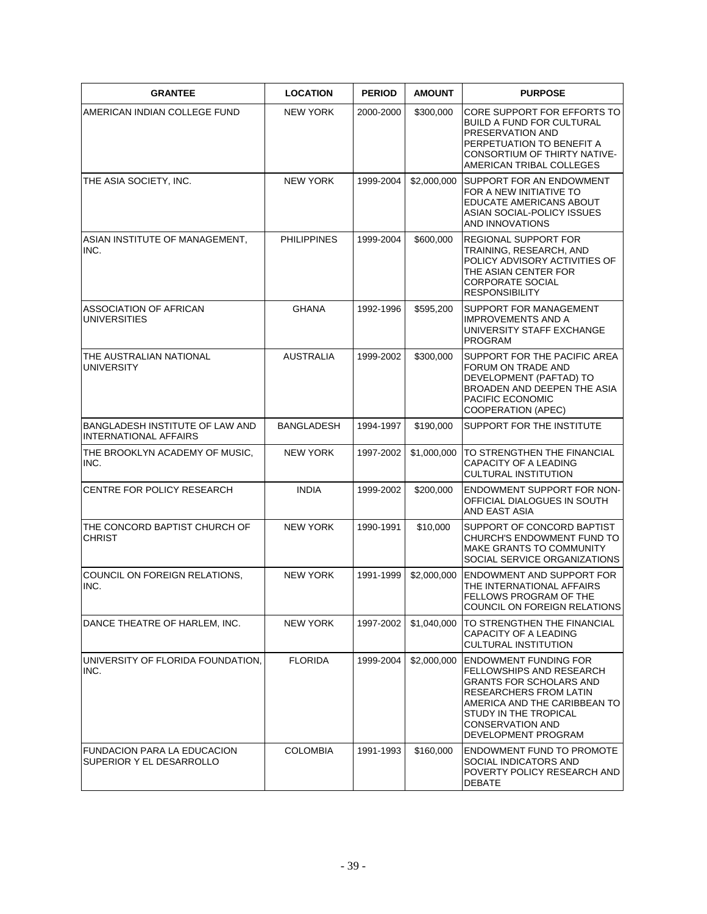| GRANTEE | LOCATION | PERIOD | AMOUNT | PURPOSE |
| --- | --- | --- | --- | --- |
| AMERICAN INDIAN COLLEGE FUND | NEW YORK | 2000-2000 | $300,000 | CORE SUPPORT FOR EFFORTS TO BUILD A FUND FOR CULTURAL PRESERVATION AND PERPETUATION TO BENEFIT A CONSORTIUM OF THIRTY NATIVE-AMERICAN TRIBAL COLLEGES |
| THE ASIA SOCIETY, INC. | NEW YORK | 1999-2004 | $2,000,000 | SUPPORT FOR AN ENDOWMENT FOR A NEW INITIATIVE TO EDUCATE AMERICANS ABOUT ASIAN SOCIAL-POLICY ISSUES AND INNOVATIONS |
| ASIAN INSTITUTE OF MANAGEMENT, INC. | PHILIPPINES | 1999-2004 | $600,000 | REGIONAL SUPPORT FOR TRAINING, RESEARCH, AND POLICY ADVISORY ACTIVITIES OF THE ASIAN CENTER FOR CORPORATE SOCIAL RESPONSIBILITY |
| ASSOCIATION OF AFRICAN UNIVERSITIES | GHANA | 1992-1996 | $595,200 | SUPPORT FOR MANAGEMENT IMPROVEMENTS AND A UNIVERSITY STAFF EXCHANGE PROGRAM |
| THE AUSTRALIAN NATIONAL UNIVERSITY | AUSTRALIA | 1999-2002 | $300,000 | SUPPORT FOR THE PACIFIC AREA FORUM ON TRADE AND DEVELOPMENT (PAFTAD) TO BROADEN AND DEEPEN THE ASIA PACIFIC ECONOMIC COOPERATION (APEC) |
| BANGLADESH INSTITUTE OF LAW AND INTERNATIONAL AFFAIRS | BANGLADESH | 1994-1997 | $190,000 | SUPPORT FOR THE INSTITUTE |
| THE BROOKLYN ACADEMY OF MUSIC, INC. | NEW YORK | 1997-2002 | $1,000,000 | TO STRENGTHEN THE FINANCIAL CAPACITY OF A LEADING CULTURAL INSTITUTION |
| CENTRE FOR POLICY RESEARCH | INDIA | 1999-2002 | $200,000 | ENDOWMENT SUPPORT FOR NON-OFFICIAL DIALOGUES IN SOUTH AND EAST ASIA |
| THE CONCORD BAPTIST CHURCH OF CHRIST | NEW YORK | 1990-1991 | $10,000 | SUPPORT OF CONCORD BAPTIST CHURCH'S ENDOWMENT FUND TO MAKE GRANTS TO COMMUNITY SOCIAL SERVICE ORGANIZATIONS |
| COUNCIL ON FOREIGN RELATIONS, INC. | NEW YORK | 1991-1999 | $2,000,000 | ENDOWMENT AND SUPPORT FOR THE INTERNATIONAL AFFAIRS FELLOWS PROGRAM OF THE COUNCIL ON FOREIGN RELATIONS |
| DANCE THEATRE OF HARLEM, INC. | NEW YORK | 1997-2002 | $1,040,000 | TO STRENGTHEN THE FINANCIAL CAPACITY OF A LEADING CULTURAL INSTITUTION |
| UNIVERSITY OF FLORIDA FOUNDATION, INC. | FLORIDA | 1999-2004 | $2,000,000 | ENDOWMENT FUNDING FOR FELLOWSHIPS AND RESEARCH GRANTS FOR SCHOLARS AND RESEARCHERS FROM LATIN AMERICA AND THE CARIBBEAN TO STUDY IN THE TROPICAL CONSERVATION AND DEVELOPMENT PROGRAM |
| FUNDACION PARA LA EDUCACION SUPERIOR Y EL DESARROLLO | COLOMBIA | 1991-1993 | $160,000 | ENDOWMENT FUND TO PROMOTE SOCIAL INDICATORS AND POVERTY POLICY RESEARCH AND DEBATE |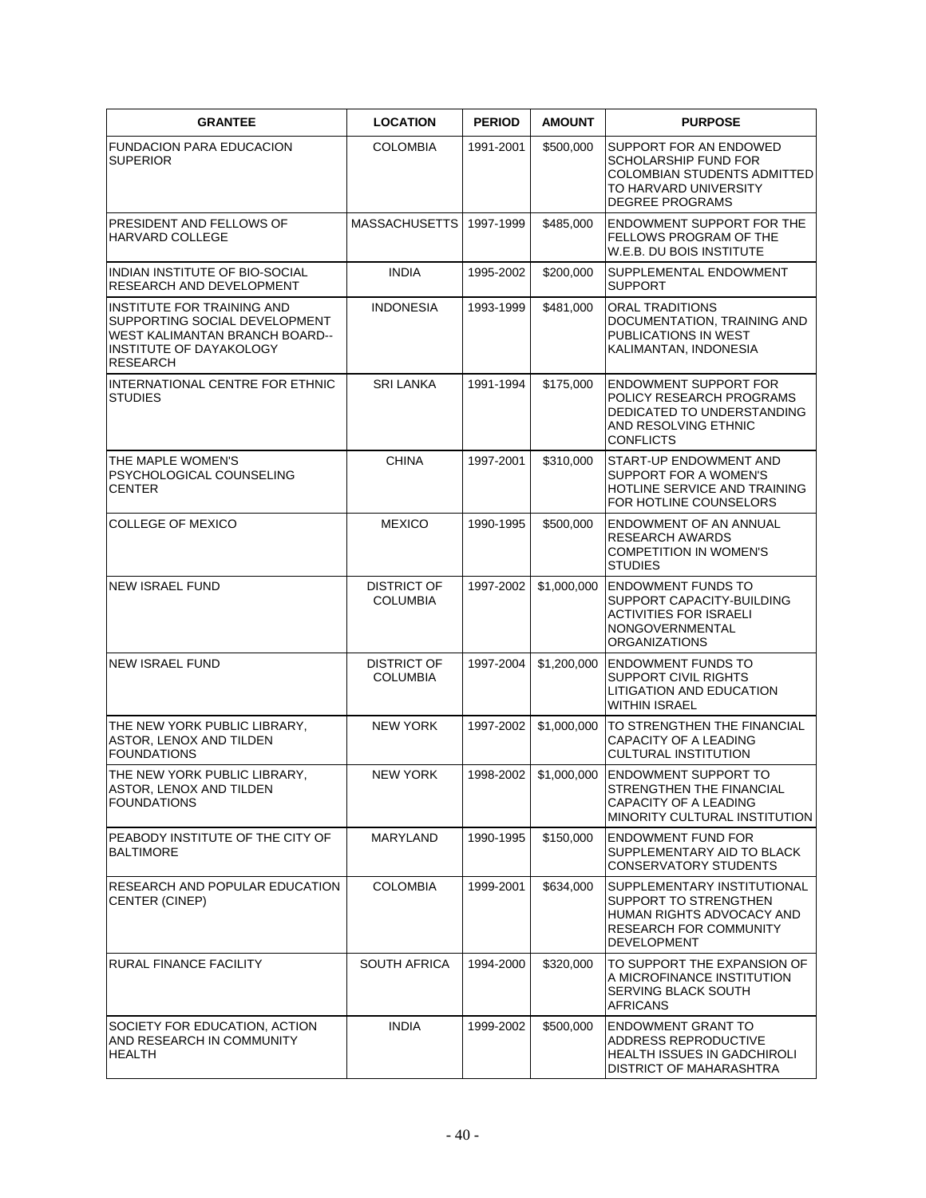| GRANTEE | LOCATION | PERIOD | AMOUNT | PURPOSE |
|---|---|---|---|---|
| FUNDACION PARA EDUCACION SUPERIOR | COLOMBIA | 1991-2001 | $500,000 | SUPPORT FOR AN ENDOWED SCHOLARSHIP FUND FOR COLOMBIAN STUDENTS ADMITTED TO HARVARD UNIVERSITY DEGREE PROGRAMS |
| PRESIDENT AND FELLOWS OF HARVARD COLLEGE | MASSACHUSETTS | 1997-1999 | $485,000 | ENDOWMENT SUPPORT FOR THE FELLOWS PROGRAM OF THE W.E.B. DU BOIS INSTITUTE |
| INDIAN INSTITUTE OF BIO-SOCIAL RESEARCH AND DEVELOPMENT | INDIA | 1995-2002 | $200,000 | SUPPLEMENTAL ENDOWMENT SUPPORT |
| INSTITUTE FOR TRAINING AND SUPPORTING SOCIAL DEVELOPMENT WEST KALIMANTAN BRANCH BOARD--INSTITUTE OF DAYAKOLOGY RESEARCH | INDONESIA | 1993-1999 | $481,000 | ORAL TRADITIONS DOCUMENTATION, TRAINING AND PUBLICATIONS IN WEST KALIMANTAN, INDONESIA |
| INTERNATIONAL CENTRE FOR ETHNIC STUDIES | SRI LANKA | 1991-1994 | $175,000 | ENDOWMENT SUPPORT FOR POLICY RESEARCH PROGRAMS DEDICATED TO UNDERSTANDING AND RESOLVING ETHNIC CONFLICTS |
| THE MAPLE WOMEN'S PSYCHOLOGICAL COUNSELING CENTER | CHINA | 1997-2001 | $310,000 | START-UP ENDOWMENT AND SUPPORT FOR A WOMEN'S HOTLINE SERVICE AND TRAINING FOR HOTLINE COUNSELORS |
| COLLEGE OF MEXICO | MEXICO | 1990-1995 | $500,000 | ENDOWMENT OF AN ANNUAL RESEARCH AWARDS COMPETITION IN WOMEN'S STUDIES |
| NEW ISRAEL FUND | DISTRICT OF COLUMBIA | 1997-2002 | $1,000,000 | ENDOWMENT FUNDS TO SUPPORT CAPACITY-BUILDING ACTIVITIES FOR ISRAELI NONGOVERNMENTAL ORGANIZATIONS |
| NEW ISRAEL FUND | DISTRICT OF COLUMBIA | 1997-2004 | $1,200,000 | ENDOWMENT FUNDS TO SUPPORT CIVIL RIGHTS LITIGATION AND EDUCATION WITHIN ISRAEL |
| THE NEW YORK PUBLIC LIBRARY, ASTOR, LENOX AND TILDEN FOUNDATIONS | NEW YORK | 1997-2002 | $1,000,000 | TO STRENGTHEN THE FINANCIAL CAPACITY OF A LEADING CULTURAL INSTITUTION |
| THE NEW YORK PUBLIC LIBRARY, ASTOR, LENOX AND TILDEN FOUNDATIONS | NEW YORK | 1998-2002 | $1,000,000 | ENDOWMENT SUPPORT TO STRENGTHEN THE FINANCIAL CAPACITY OF A LEADING MINORITY CULTURAL INSTITUTION |
| PEABODY INSTITUTE OF THE CITY OF BALTIMORE | MARYLAND | 1990-1995 | $150,000 | ENDOWMENT FUND FOR SUPPLEMENTARY AID TO BLACK CONSERVATORY STUDENTS |
| RESEARCH AND POPULAR EDUCATION CENTER (CINEP) | COLOMBIA | 1999-2001 | $634,000 | SUPPLEMENTARY INSTITUTIONAL SUPPORT TO STRENGTHEN HUMAN RIGHTS ADVOCACY AND RESEARCH FOR COMMUNITY DEVELOPMENT |
| RURAL FINANCE FACILITY | SOUTH AFRICA | 1994-2000 | $320,000 | TO SUPPORT THE EXPANSION OF A MICROFINANCE INSTITUTION SERVING BLACK SOUTH AFRICANS |
| SOCIETY FOR EDUCATION, ACTION AND RESEARCH IN COMMUNITY HEALTH | INDIA | 1999-2002 | $500,000 | ENDOWMENT GRANT TO ADDRESS REPRODUCTIVE HEALTH ISSUES IN GADCHIROLI DISTRICT OF MAHARASHTRA |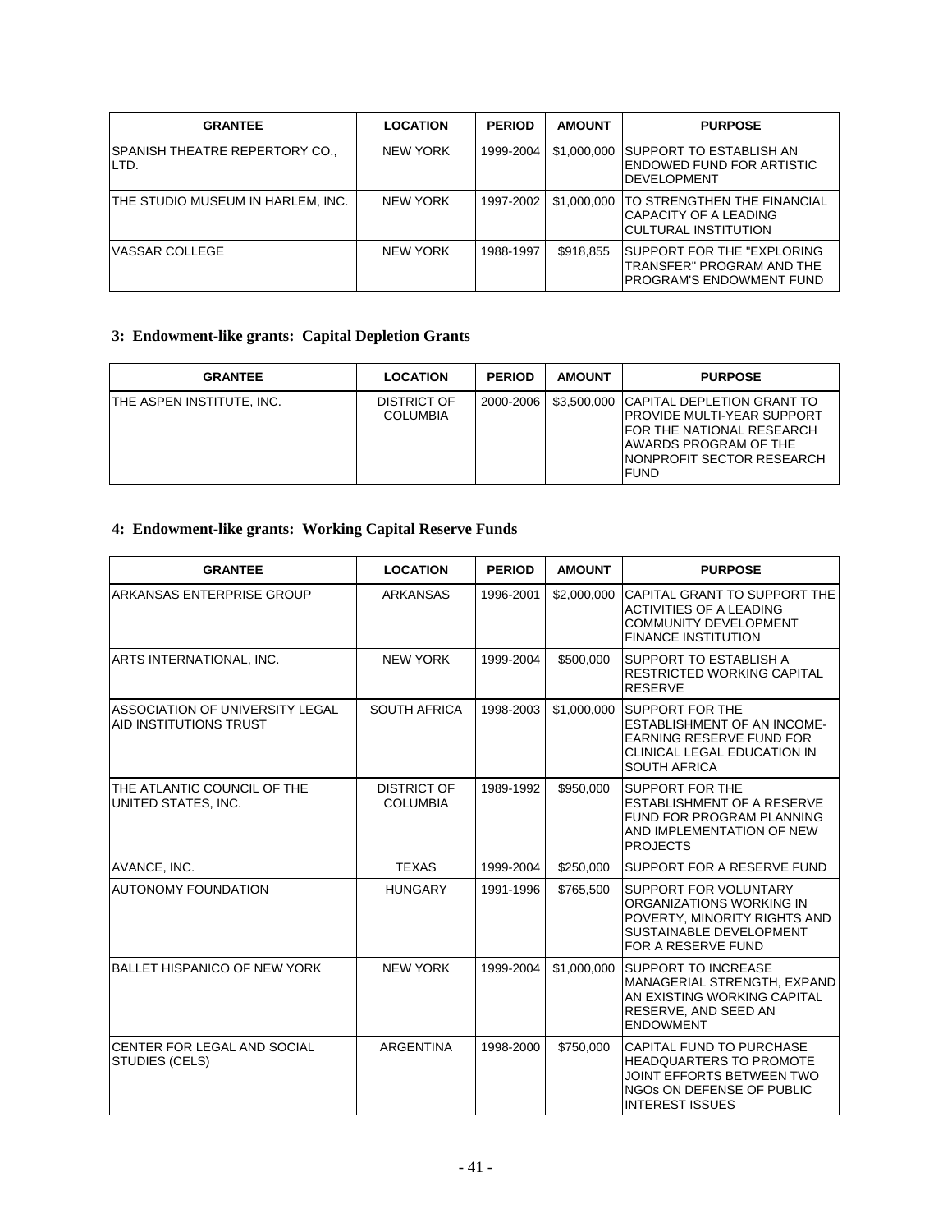| GRANTEE | LOCATION | PERIOD | AMOUNT | PURPOSE |
|---|---|---|---|---|
| SPANISH THEATRE REPERTORY CO., LTD. | NEW YORK | 1999-2004 | $1,000,000 | SUPPORT TO ESTABLISH AN ENDOWED FUND FOR ARTISTIC DEVELOPMENT |
| THE STUDIO MUSEUM IN HARLEM, INC. | NEW YORK | 1997-2002 | $1,000,000 | TO STRENGTHEN THE FINANCIAL CAPACITY OF A LEADING CULTURAL INSTITUTION |
| VASSAR COLLEGE | NEW YORK | 1988-1997 | $918,855 | SUPPORT FOR THE "EXPLORING TRANSFER" PROGRAM AND THE PROGRAM'S ENDOWMENT FUND |

### 3: Endowment-like grants: Capital Depletion Grants

| GRANTEE | LOCATION | PERIOD | AMOUNT | PURPOSE |
|---|---|---|---|---|
| THE ASPEN INSTITUTE, INC. | DISTRICT OF COLUMBIA | 2000-2006 | $3,500,000 | CAPITAL DEPLETION GRANT TO PROVIDE MULTI-YEAR SUPPORT FOR THE NATIONAL RESEARCH AWARDS PROGRAM OF THE NONPROFIT SECTOR RESEARCH FUND |

### 4: Endowment-like grants: Working Capital Reserve Funds

| GRANTEE | LOCATION | PERIOD | AMOUNT | PURPOSE |
|---|---|---|---|---|
| ARKANSAS ENTERPRISE GROUP | ARKANSAS | 1996-2001 | $2,000,000 | CAPITAL GRANT TO SUPPORT THE ACTIVITIES OF A LEADING COMMUNITY DEVELOPMENT FINANCE INSTITUTION |
| ARTS INTERNATIONAL, INC. | NEW YORK | 1999-2004 | $500,000 | SUPPORT TO ESTABLISH A RESTRICTED WORKING CAPITAL RESERVE |
| ASSOCIATION OF UNIVERSITY LEGAL AID INSTITUTIONS TRUST | SOUTH AFRICA | 1998-2003 | $1,000,000 | SUPPORT FOR THE ESTABLISHMENT OF AN INCOME-EARNING RESERVE FUND FOR CLINICAL LEGAL EDUCATION IN SOUTH AFRICA |
| THE ATLANTIC COUNCIL OF THE UNITED STATES, INC. | DISTRICT OF COLUMBIA | 1989-1992 | $950,000 | SUPPORT FOR THE ESTABLISHMENT OF A RESERVE FUND FOR PROGRAM PLANNING AND IMPLEMENTATION OF NEW PROJECTS |
| AVANCE, INC. | TEXAS | 1999-2004 | $250,000 | SUPPORT FOR A RESERVE FUND |
| AUTONOMY FOUNDATION | HUNGARY | 1991-1996 | $765,500 | SUPPORT FOR VOLUNTARY ORGANIZATIONS WORKING IN POVERTY, MINORITY RIGHTS AND SUSTAINABLE DEVELOPMENT FOR A RESERVE FUND |
| BALLET HISPANICO OF NEW YORK | NEW YORK | 1999-2004 | $1,000,000 | SUPPORT TO INCREASE MANAGERIAL STRENGTH, EXPAND AN EXISTING WORKING CAPITAL RESERVE, AND SEED AN ENDOWMENT |
| CENTER FOR LEGAL AND SOCIAL STUDIES (CELS) | ARGENTINA | 1998-2000 | $750,000 | CAPITAL FUND TO PURCHASE HEADQUARTERS TO PROMOTE JOINT EFFORTS BETWEEN TWO NGOs ON DEFENSE OF PUBLIC INTEREST ISSUES |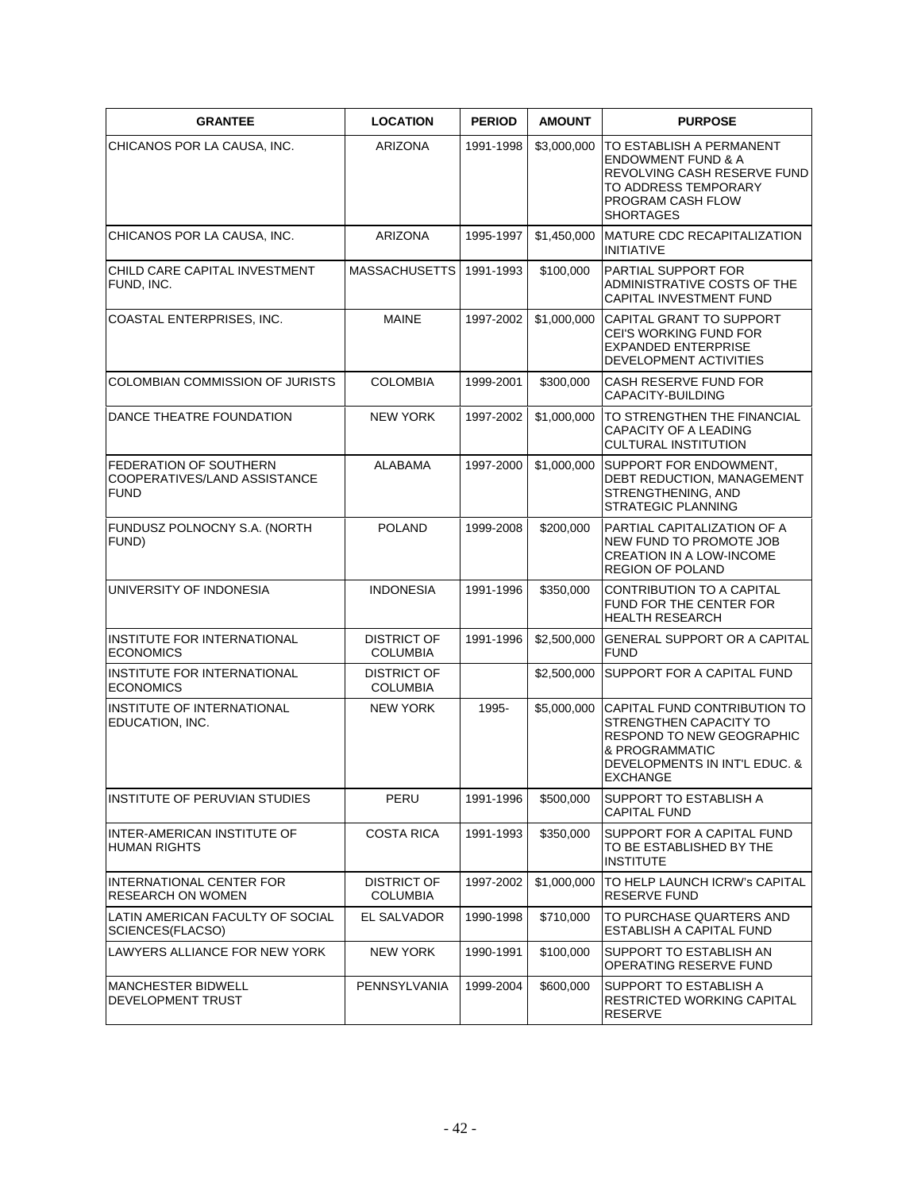| GRANTEE | LOCATION | PERIOD | AMOUNT | PURPOSE |
|---|---|---|---|---|
| CHICANOS POR LA CAUSA, INC. | ARIZONA | 1991-1998 | $3,000,000 | TO ESTABLISH A PERMANENT ENDOWMENT FUND & A REVOLVING CASH RESERVE FUND TO ADDRESS TEMPORARY PROGRAM CASH FLOW SHORTAGES |
| CHICANOS POR LA CAUSA, INC. | ARIZONA | 1995-1997 | $1,450,000 | MATURE CDC RECAPITALIZATION INITIATIVE |
| CHILD CARE CAPITAL INVESTMENT FUND, INC. | MASSACHUSETTS | 1991-1993 | $100,000 | PARTIAL SUPPORT FOR ADMINISTRATIVE COSTS OF THE CAPITAL INVESTMENT FUND |
| COASTAL ENTERPRISES, INC. | MAINE | 1997-2002 | $1,000,000 | CAPITAL GRANT TO SUPPORT CEI'S WORKING FUND FOR EXPANDED ENTERPRISE DEVELOPMENT ACTIVITIES |
| COLOMBIAN COMMISSION OF JURISTS | COLOMBIA | 1999-2001 | $300,000 | CASH RESERVE FUND FOR CAPACITY-BUILDING |
| DANCE THEATRE FOUNDATION | NEW YORK | 1997-2002 | $1,000,000 | TO STRENGTHEN THE FINANCIAL CAPACITY OF A LEADING CULTURAL INSTITUTION |
| FEDERATION OF SOUTHERN COOPERATIVES/LAND ASSISTANCE FUND | ALABAMA | 1997-2000 | $1,000,000 | SUPPORT FOR ENDOWMENT, DEBT REDUCTION, MANAGEMENT STRENGTHENING, AND STRATEGIC PLANNING |
| FUNDUSZ POLNOCNY S.A. (NORTH FUND) | POLAND | 1999-2008 | $200,000 | PARTIAL CAPITALIZATION OF A NEW FUND TO PROMOTE JOB CREATION IN A LOW-INCOME REGION OF POLAND |
| UNIVERSITY OF INDONESIA | INDONESIA | 1991-1996 | $350,000 | CONTRIBUTION TO A CAPITAL FUND FOR THE CENTER FOR HEALTH RESEARCH |
| INSTITUTE FOR INTERNATIONAL ECONOMICS | DISTRICT OF COLUMBIA | 1991-1996 | $2,500,000 | GENERAL SUPPORT OR A CAPITAL FUND |
| INSTITUTE FOR INTERNATIONAL ECONOMICS | DISTRICT OF COLUMBIA | | $2,500,000 | SUPPORT FOR A CAPITAL FUND |
| INSTITUTE OF INTERNATIONAL EDUCATION, INC. | NEW YORK | 1995- | $5,000,000 | CAPITAL FUND CONTRIBUTION TO STRENGTHEN CAPACITY TO RESPOND TO NEW GEOGRAPHIC & PROGRAMMATIC DEVELOPMENTS IN INT'L EDUC. & EXCHANGE |
| INSTITUTE OF PERUVIAN STUDIES | PERU | 1991-1996 | $500,000 | SUPPORT TO ESTABLISH A CAPITAL FUND |
| INTER-AMERICAN INSTITUTE OF HUMAN RIGHTS | COSTA RICA | 1991-1993 | $350,000 | SUPPORT FOR A CAPITAL FUND TO BE ESTABLISHED BY THE INSTITUTE |
| INTERNATIONAL CENTER FOR RESEARCH ON WOMEN | DISTRICT OF COLUMBIA | 1997-2002 | $1,000,000 | TO HELP LAUNCH ICRW's CAPITAL RESERVE FUND |
| LATIN AMERICAN FACULTY OF SOCIAL SCIENCES(FLACSO) | EL SALVADOR | 1990-1998 | $710,000 | TO PURCHASE QUARTERS AND ESTABLISH A CAPITAL FUND |
| LAWYERS ALLIANCE FOR NEW YORK | NEW YORK | 1990-1991 | $100,000 | SUPPORT TO ESTABLISH AN OPERATING RESERVE FUND |
| MANCHESTER BIDWELL DEVELOPMENT TRUST | PENNSYLVANIA | 1999-2004 | $600,000 | SUPPORT TO ESTABLISH A RESTRICTED WORKING CAPITAL RESERVE |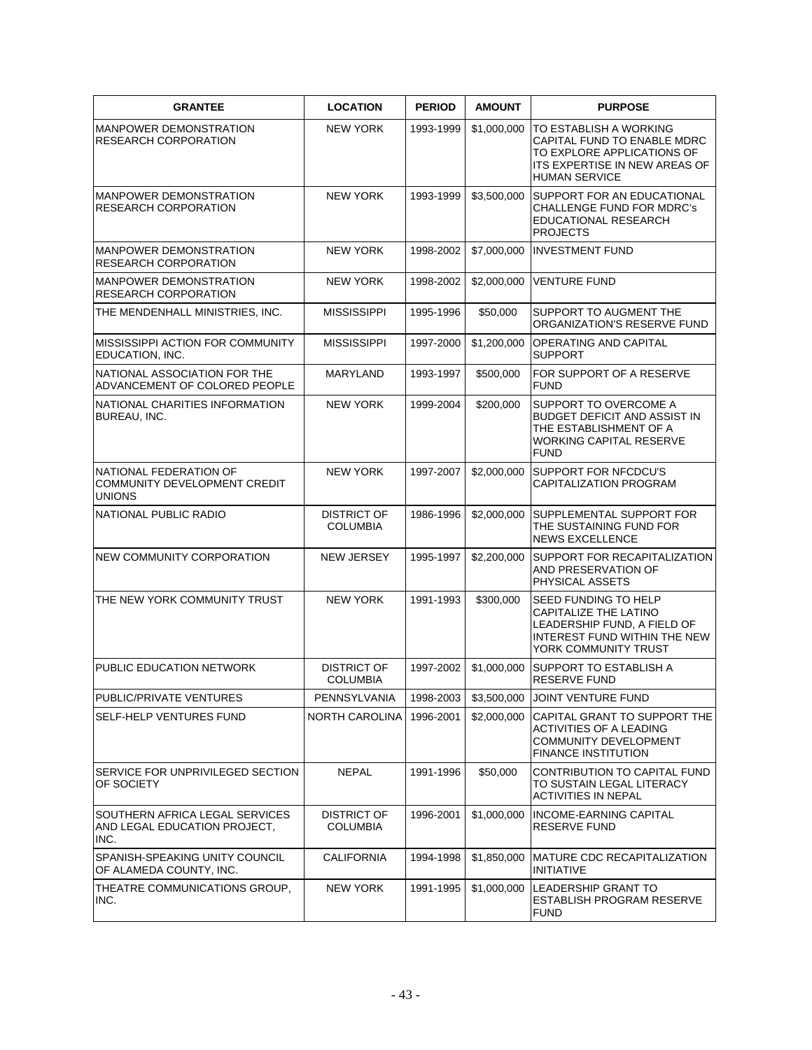| GRANTEE | LOCATION | PERIOD | AMOUNT | PURPOSE |
|---|---|---|---|---|
| MANPOWER DEMONSTRATION RESEARCH CORPORATION | NEW YORK | 1993-1999 | $1,000,000 | TO ESTABLISH A WORKING CAPITAL FUND TO ENABLE MDRC TO EXPLORE APPLICATIONS OF ITS EXPERTISE IN NEW AREAS OF HUMAN SERVICE |
| MANPOWER DEMONSTRATION RESEARCH CORPORATION | NEW YORK | 1993-1999 | $3,500,000 | SUPPORT FOR AN EDUCATIONAL CHALLENGE FUND FOR MDRC's EDUCATIONAL RESEARCH PROJECTS |
| MANPOWER DEMONSTRATION RESEARCH CORPORATION | NEW YORK | 1998-2002 | $7,000,000 | INVESTMENT FUND |
| MANPOWER DEMONSTRATION RESEARCH CORPORATION | NEW YORK | 1998-2002 | $2,000,000 | VENTURE FUND |
| THE MENDENHALL MINISTRIES, INC. | MISSISSIPPI | 1995-1996 | $50,000 | SUPPORT TO AUGMENT THE ORGANIZATION'S RESERVE FUND |
| MISSISSIPPI ACTION FOR COMMUNITY EDUCATION, INC. | MISSISSIPPI | 1997-2000 | $1,200,000 | OPERATING AND CAPITAL SUPPORT |
| NATIONAL ASSOCIATION FOR THE ADVANCEMENT OF COLORED PEOPLE | MARYLAND | 1993-1997 | $500,000 | FOR SUPPORT OF A RESERVE FUND |
| NATIONAL CHARITIES INFORMATION BUREAU, INC. | NEW YORK | 1999-2004 | $200,000 | SUPPORT TO OVERCOME A BUDGET DEFICIT AND ASSIST IN THE ESTABLISHMENT OF A WORKING CAPITAL RESERVE FUND |
| NATIONAL FEDERATION OF COMMUNITY DEVELOPMENT CREDIT UNIONS | NEW YORK | 1997-2007 | $2,000,000 | SUPPORT FOR NFCDCU'S CAPITALIZATION PROGRAM |
| NATIONAL PUBLIC RADIO | DISTRICT OF COLUMBIA | 1986-1996 | $2,000,000 | SUPPLEMENTAL SUPPORT FOR THE SUSTAINING FUND FOR NEWS EXCELLENCE |
| NEW COMMUNITY CORPORATION | NEW JERSEY | 1995-1997 | $2,200,000 | SUPPORT FOR RECAPITALIZATION AND PRESERVATION OF PHYSICAL ASSETS |
| THE NEW YORK COMMUNITY TRUST | NEW YORK | 1991-1993 | $300,000 | SEED FUNDING TO HELP CAPITALIZE THE LATINO LEADERSHIP FUND, A FIELD OF INTEREST FUND WITHIN THE NEW YORK COMMUNITY TRUST |
| PUBLIC EDUCATION NETWORK | DISTRICT OF COLUMBIA | 1997-2002 | $1,000,000 | SUPPORT TO ESTABLISH A RESERVE FUND |
| PUBLIC/PRIVATE VENTURES | PENNSYLVANIA | 1998-2003 | $3,500,000 | JOINT VENTURE FUND |
| SELF-HELP VENTURES FUND | NORTH CAROLINA | 1996-2001 | $2,000,000 | CAPITAL GRANT TO SUPPORT THE ACTIVITIES OF A LEADING COMMUNITY DEVELOPMENT FINANCE INSTITUTION |
| SERVICE FOR UNPRIVILEGED SECTION OF SOCIETY | NEPAL | 1991-1996 | $50,000 | CONTRIBUTION TO CAPITAL FUND TO SUSTAIN LEGAL LITERACY ACTIVITIES IN NEPAL |
| SOUTHERN AFRICA LEGAL SERVICES AND LEGAL EDUCATION PROJECT, INC. | DISTRICT OF COLUMBIA | 1996-2001 | $1,000,000 | INCOME-EARNING CAPITAL RESERVE FUND |
| SPANISH-SPEAKING UNITY COUNCIL OF ALAMEDA COUNTY, INC. | CALIFORNIA | 1994-1998 | $1,850,000 | MATURE CDC RECAPITALIZATION INITIATIVE |
| THEATRE COMMUNICATIONS GROUP, INC. | NEW YORK | 1991-1995 | $1,000,000 | LEADERSHIP GRANT TO ESTABLISH PROGRAM RESERVE FUND |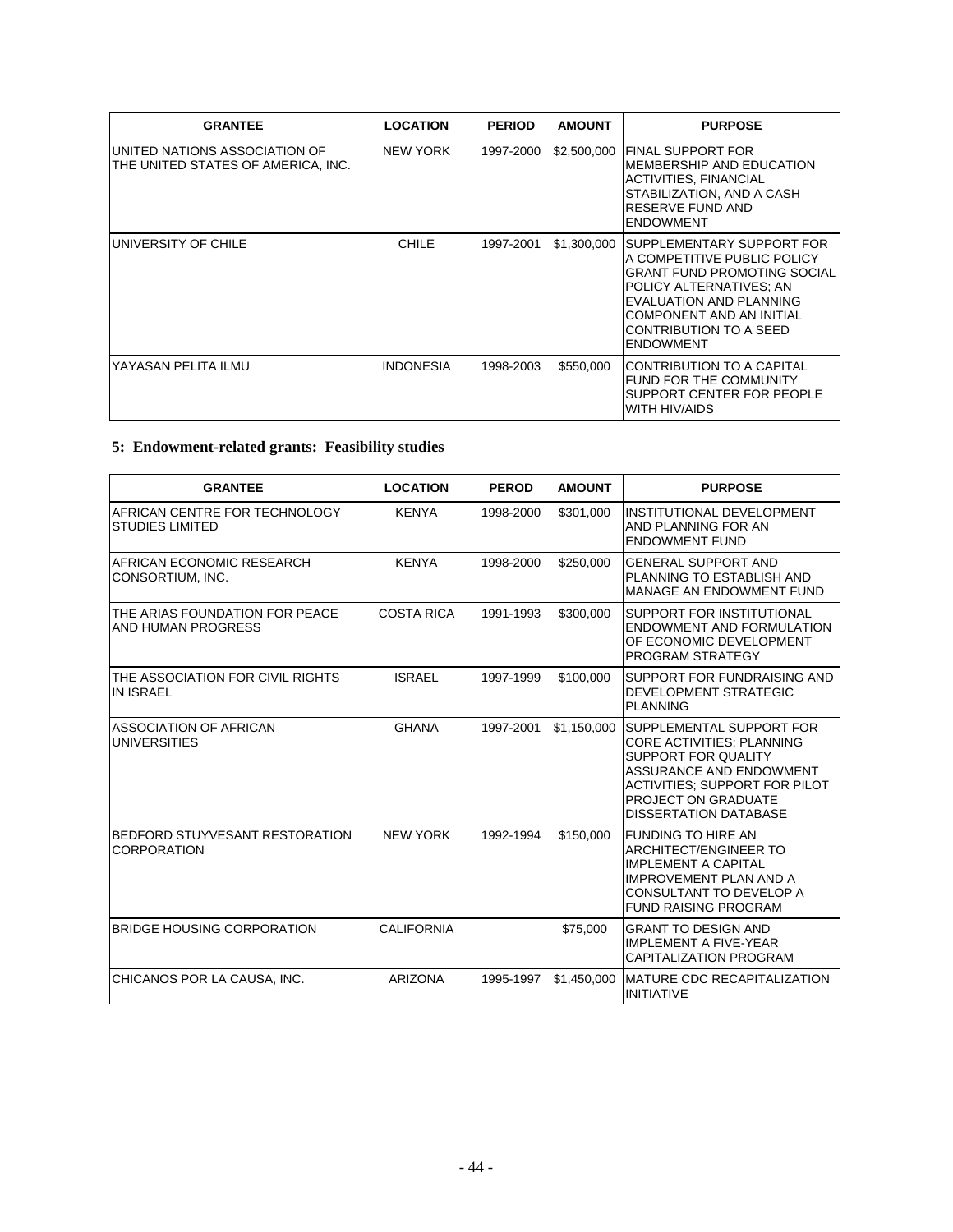| GRANTEE | LOCATION | PERIOD | AMOUNT | PURPOSE |
|---|---|---|---|---|
| UNITED NATIONS ASSOCIATION OF THE UNITED STATES OF AMERICA, INC. | NEW YORK | 1997-2000 | $2,500,000 | FINAL SUPPORT FOR MEMBERSHIP AND EDUCATION ACTIVITIES, FINANCIAL STABILIZATION, AND A CASH RESERVE FUND AND ENDOWMENT |
| UNIVERSITY OF CHILE | CHILE | 1997-2001 | $1,300,000 | SUPPLEMENTARY SUPPORT FOR A COMPETITIVE PUBLIC POLICY GRANT FUND PROMOTING SOCIAL POLICY ALTERNATIVES; AN EVALUATION AND PLANNING COMPONENT AND AN INITIAL CONTRIBUTION TO A SEED ENDOWMENT |
| YAYASAN PELITA ILMU | INDONESIA | 1998-2003 | $550,000 | CONTRIBUTION TO A CAPITAL FUND FOR THE COMMUNITY SUPPORT CENTER FOR PEOPLE WITH HIV/AIDS |

## 5: Endowment-related grants: Feasibility studies

| GRANTEE | LOCATION | PEROD | AMOUNT | PURPOSE |
|---|---|---|---|---|
| AFRICAN CENTRE FOR TECHNOLOGY STUDIES LIMITED | KENYA | 1998-2000 | $301,000 | INSTITUTIONAL DEVELOPMENT AND PLANNING FOR AN ENDOWMENT FUND |
| AFRICAN ECONOMIC RESEARCH CONSORTIUM, INC. | KENYA | 1998-2000 | $250,000 | GENERAL SUPPORT AND PLANNING TO ESTABLISH AND MANAGE AN ENDOWMENT FUND |
| THE ARIAS FOUNDATION FOR PEACE AND HUMAN PROGRESS | COSTA RICA | 1991-1993 | $300,000 | SUPPORT FOR INSTITUTIONAL ENDOWMENT AND FORMULATION OF ECONOMIC DEVELOPMENT PROGRAM STRATEGY |
| THE ASSOCIATION FOR CIVIL RIGHTS IN ISRAEL | ISRAEL | 1997-1999 | $100,000 | SUPPORT FOR FUNDRAISING AND DEVELOPMENT STRATEGIC PLANNING |
| ASSOCIATION OF AFRICAN UNIVERSITIES | GHANA | 1997-2001 | $1,150,000 | SUPPLEMENTAL SUPPORT FOR CORE ACTIVITIES; PLANNING SUPPORT FOR QUALITY ASSURANCE AND ENDOWMENT ACTIVITIES; SUPPORT FOR PILOT PROJECT ON GRADUATE DISSERTATION DATABASE |
| BEDFORD STUYVESANT RESTORATION CORPORATION | NEW YORK | 1992-1994 | $150,000 | FUNDING TO HIRE AN ARCHITECT/ENGINEER TO IMPLEMENT A CAPITAL IMPROVEMENT PLAN AND A CONSULTANT TO DEVELOP A FUND RAISING PROGRAM |
| BRIDGE HOUSING CORPORATION | CALIFORNIA | | $75,000 | GRANT TO DESIGN AND IMPLEMENT A FIVE-YEAR CAPITALIZATION PROGRAM |
| CHICANOS POR LA CAUSA, INC. | ARIZONA | 1995-1997 | $1,450,000 | MATURE CDC RECAPITALIZATION INITIATIVE |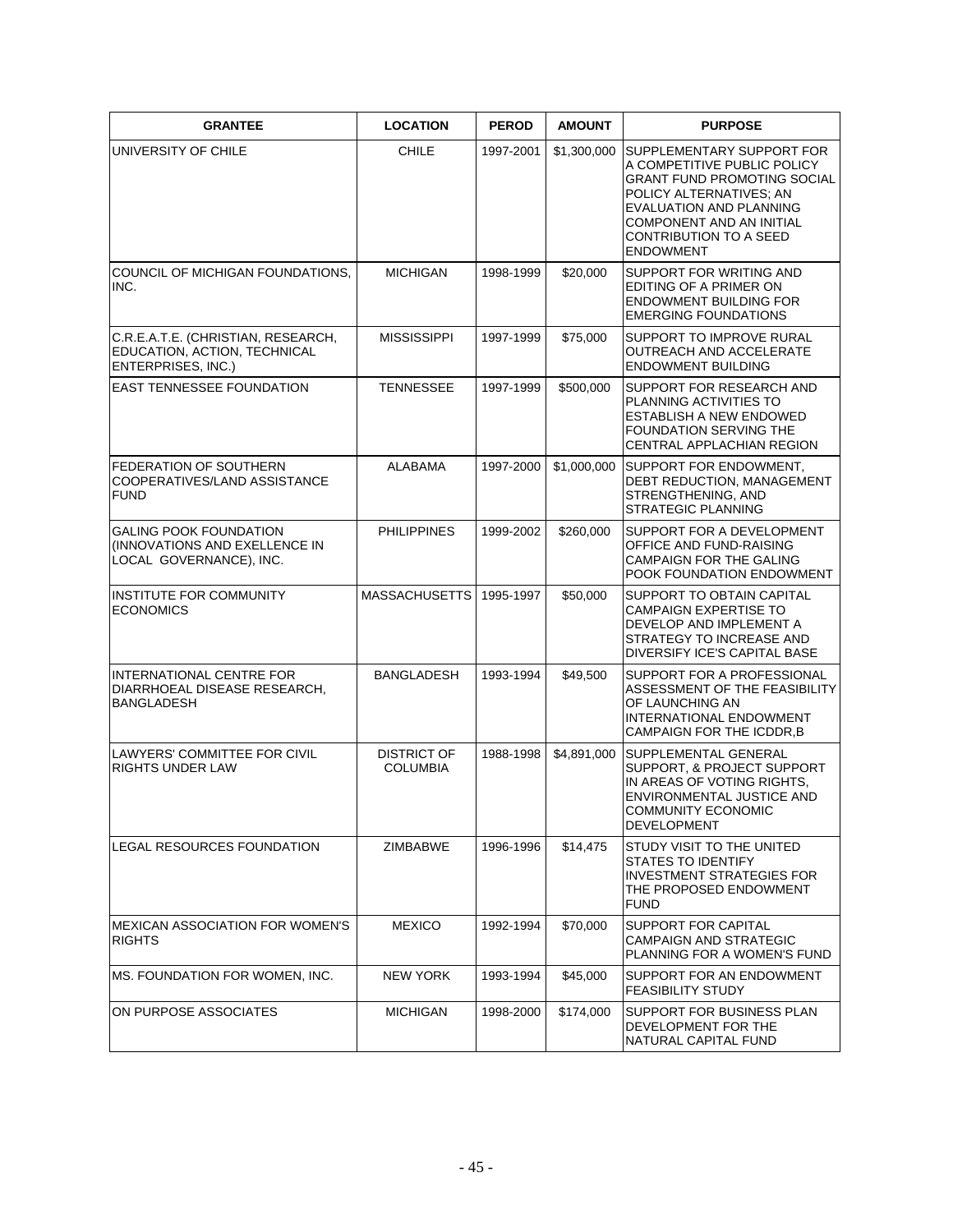| GRANTEE | LOCATION | PEROD | AMOUNT | PURPOSE |
|---|---|---|---|---|
| UNIVERSITY OF CHILE | CHILE | 1997-2001 | $1,300,000 | SUPPLEMENTARY SUPPORT FOR A COMPETITIVE PUBLIC POLICY GRANT FUND PROMOTING SOCIAL POLICY ALTERNATIVES; AN EVALUATION AND PLANNING COMPONENT AND AN INITIAL CONTRIBUTION TO A SEED ENDOWMENT |
| COUNCIL OF MICHIGAN FOUNDATIONS, INC. | MICHIGAN | 1998-1999 | $20,000 | SUPPORT FOR WRITING AND EDITING OF A PRIMER ON ENDOWMENT BUILDING FOR EMERGING FOUNDATIONS |
| C.R.E.A.T.E. (CHRISTIAN, RESEARCH, EDUCATION, ACTION, TECHNICAL ENTERPRISES, INC.) | MISSISSIPPI | 1997-1999 | $75,000 | SUPPORT TO IMPROVE RURAL OUTREACH AND ACCELERATE ENDOWMENT BUILDING |
| EAST TENNESSEE FOUNDATION | TENNESSEE | 1997-1999 | $500,000 | SUPPORT FOR RESEARCH AND PLANNING ACTIVITIES TO ESTABLISH A NEW ENDOWED FOUNDATION SERVING THE CENTRAL APPLACHIAN REGION |
| FEDERATION OF SOUTHERN COOPERATIVES/LAND ASSISTANCE FUND | ALABAMA | 1997-2000 | $1,000,000 | SUPPORT FOR ENDOWMENT, DEBT REDUCTION, MANAGEMENT STRENGTHENING, AND STRATEGIC PLANNING |
| GALING POOK FOUNDATION (INNOVATIONS AND EXELLENCE IN LOCAL GOVERNANCE), INC. | PHILIPPINES | 1999-2002 | $260,000 | SUPPORT FOR A DEVELOPMENT OFFICE AND FUND-RAISING CAMPAIGN FOR THE GALING POOK FOUNDATION ENDOWMENT |
| INSTITUTE FOR COMMUNITY ECONOMICS | MASSACHUSETTS | 1995-1997 | $50,000 | SUPPORT TO OBTAIN CAPITAL CAMPAIGN EXPERTISE TO DEVELOP AND IMPLEMENT A STRATEGY TO INCREASE AND DIVERSIFY ICE'S CAPITAL BASE |
| INTERNATIONAL CENTRE FOR DIARRHOEAL DISEASE RESEARCH, BANGLADESH | BANGLADESH | 1993-1994 | $49,500 | SUPPORT FOR A PROFESSIONAL ASSESSMENT OF THE FEASIBILITY OF LAUNCHING AN INTERNATIONAL ENDOWMENT CAMPAIGN FOR THE ICDDR,B |
| LAWYERS' COMMITTEE FOR CIVIL RIGHTS UNDER LAW | DISTRICT OF COLUMBIA | 1988-1998 | $4,891,000 | SUPPLEMENTAL GENERAL SUPPORT, & PROJECT SUPPORT IN AREAS OF VOTING RIGHTS, ENVIRONMENTAL JUSTICE AND COMMUNITY ECONOMIC DEVELOPMENT |
| LEGAL RESOURCES FOUNDATION | ZIMBABWE | 1996-1996 | $14,475 | STUDY VISIT TO THE UNITED STATES TO IDENTIFY INVESTMENT STRATEGIES FOR THE PROPOSED ENDOWMENT FUND |
| MEXICAN ASSOCIATION FOR WOMEN'S RIGHTS | MEXICO | 1992-1994 | $70,000 | SUPPORT FOR CAPITAL CAMPAIGN AND STRATEGIC PLANNING FOR A WOMEN'S FUND |
| MS. FOUNDATION FOR WOMEN, INC. | NEW YORK | 1993-1994 | $45,000 | SUPPORT FOR AN ENDOWMENT FEASIBILITY STUDY |
| ON PURPOSE ASSOCIATES | MICHIGAN | 1998-2000 | $174,000 | SUPPORT FOR BUSINESS PLAN DEVELOPMENT FOR THE NATURAL CAPITAL FUND |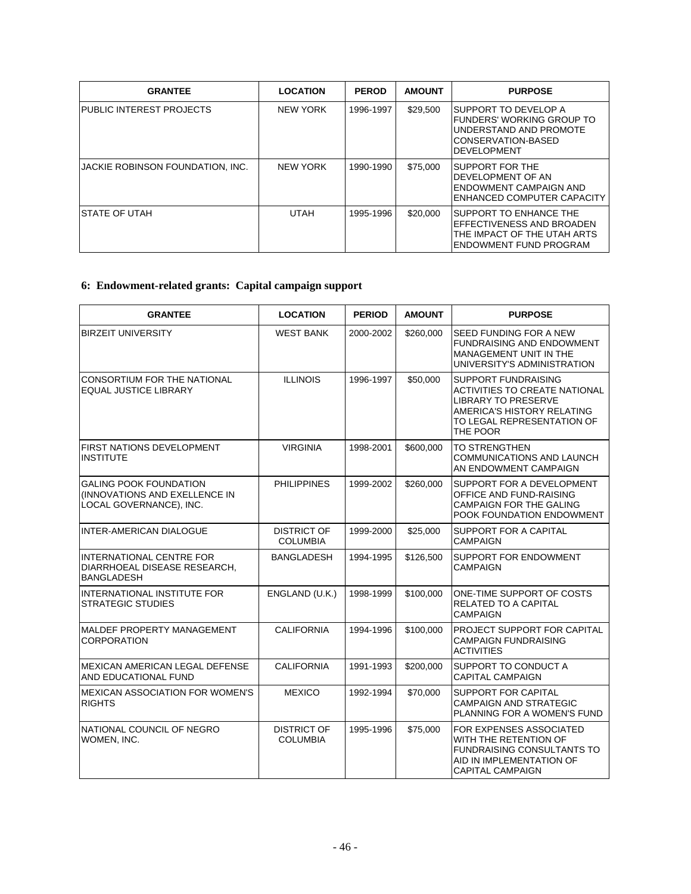| GRANTEE | LOCATION | PEROD | AMOUNT | PURPOSE |
|---|---|---|---|---|
| PUBLIC INTEREST PROJECTS | NEW YORK | 1996-1997 | $29,500 | SUPPORT TO DEVELOP A FUNDERS' WORKING GROUP TO UNDERSTAND AND PROMOTE CONSERVATION-BASED DEVELOPMENT |
| JACKIE ROBINSON FOUNDATION, INC. | NEW YORK | 1990-1990 | $75,000 | SUPPORT FOR THE DEVELOPMENT OF AN ENDOWMENT CAMPAIGN AND ENHANCED COMPUTER CAPACITY |
| STATE OF UTAH | UTAH | 1995-1996 | $20,000 | SUPPORT TO ENHANCE THE EFFECTIVENESS AND BROADEN THE IMPACT OF THE UTAH ARTS ENDOWMENT FUND PROGRAM |

## 6: Endowment-related grants: Capital campaign support

| GRANTEE | LOCATION | PERIOD | AMOUNT | PURPOSE |
|---|---|---|---|---|
| BIRZEIT UNIVERSITY | WEST BANK | 2000-2002 | $260,000 | SEED FUNDING FOR A NEW FUNDRAISING AND ENDOWMENT MANAGEMENT UNIT IN THE UNIVERSITY'S ADMINISTRATION |
| CONSORTIUM FOR THE NATIONAL EQUAL JUSTICE LIBRARY | ILLINOIS | 1996-1997 | $50,000 | SUPPORT FUNDRAISING ACTIVITIES TO CREATE NATIONAL LIBRARY TO PRESERVE AMERICA'S HISTORY RELATING TO LEGAL REPRESENTATION OF THE POOR |
| FIRST NATIONS DEVELOPMENT INSTITUTE | VIRGINIA | 1998-2001 | $600,000 | TO STRENGTHEN COMMUNICATIONS AND LAUNCH AN ENDOWMENT CAMPAIGN |
| GALING POOK FOUNDATION (INNOVATIONS AND EXELLENCE IN LOCAL GOVERNANCE), INC. | PHILIPPINES | 1999-2002 | $260,000 | SUPPORT FOR A DEVELOPMENT OFFICE AND FUND-RAISING CAMPAIGN FOR THE GALING POOK FOUNDATION ENDOWMENT |
| INTER-AMERICAN DIALOGUE | DISTRICT OF COLUMBIA | 1999-2000 | $25,000 | SUPPORT FOR A CAPITAL CAMPAIGN |
| INTERNATIONAL CENTRE FOR DIARRHOEAL DISEASE RESEARCH, BANGLADESH | BANGLADESH | 1994-1995 | $126,500 | SUPPORT FOR ENDOWMENT CAMPAIGN |
| INTERNATIONAL INSTITUTE FOR STRATEGIC STUDIES | ENGLAND (U.K.) | 1998-1999 | $100,000 | ONE-TIME SUPPORT OF COSTS RELATED TO A CAPITAL CAMPAIGN |
| MALDEF PROPERTY MANAGEMENT CORPORATION | CALIFORNIA | 1994-1996 | $100,000 | PROJECT SUPPORT FOR CAPITAL CAMPAIGN FUNDRAISING ACTIVITIES |
| MEXICAN AMERICAN LEGAL DEFENSE AND EDUCATIONAL FUND | CALIFORNIA | 1991-1993 | $200,000 | SUPPORT TO CONDUCT A CAPITAL CAMPAIGN |
| MEXICAN ASSOCIATION FOR WOMEN'S RIGHTS | MEXICO | 1992-1994 | $70,000 | SUPPORT FOR CAPITAL CAMPAIGN AND STRATEGIC PLANNING FOR A WOMEN'S FUND |
| NATIONAL COUNCIL OF NEGRO WOMEN, INC. | DISTRICT OF COLUMBIA | 1995-1996 | $75,000 | FOR EXPENSES ASSOCIATED WITH THE RETENTION OF FUNDRAISING CONSULTANTS TO AID IN IMPLEMENTATION OF CAPITAL CAMPAIGN |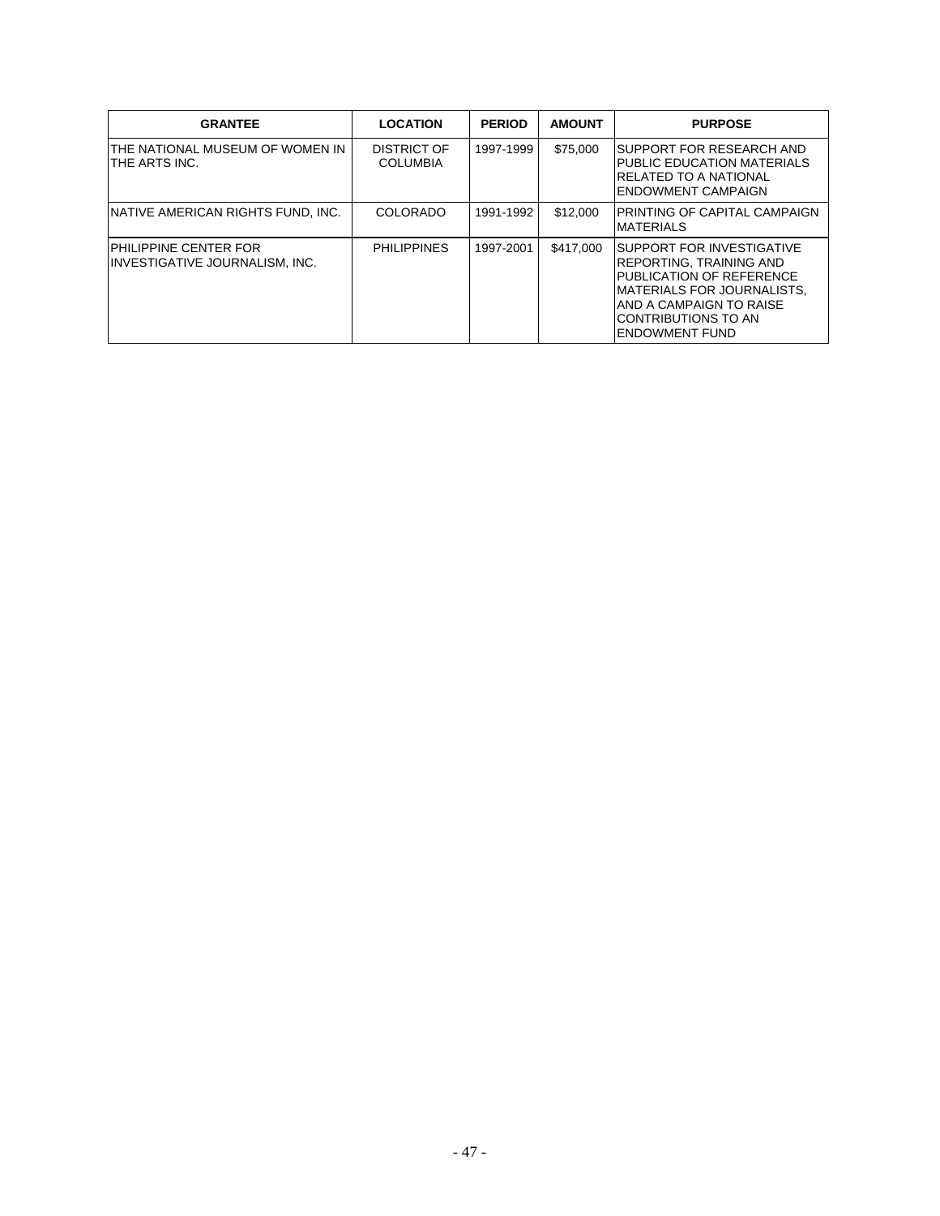| GRANTEE | LOCATION | PERIOD | AMOUNT | PURPOSE |
| --- | --- | --- | --- | --- |
| THE NATIONAL MUSEUM OF WOMEN IN THE ARTS INC. | DISTRICT OF COLUMBIA | 1997-1999 | $75,000 | SUPPORT FOR RESEARCH AND PUBLIC EDUCATION MATERIALS RELATED TO A NATIONAL ENDOWMENT CAMPAIGN |
| NATIVE AMERICAN RIGHTS FUND, INC. | COLORADO | 1991-1992 | $12,000 | PRINTING OF CAPITAL CAMPAIGN MATERIALS |
| PHILIPPINE CENTER FOR INVESTIGATIVE JOURNALISM, INC. | PHILIPPINES | 1997-2001 | $417,000 | SUPPORT FOR INVESTIGATIVE REPORTING, TRAINING AND PUBLICATION OF REFERENCE MATERIALS FOR JOURNALISTS, AND A CAMPAIGN TO RAISE CONTRIBUTIONS TO AN ENDOWMENT FUND |